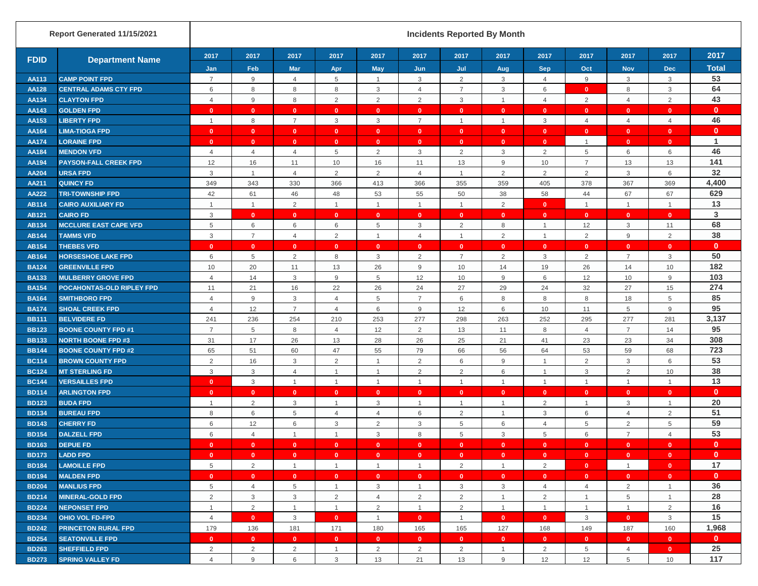| Report Generated 11/15/2021 | | Incidents Reported By Month | | | | | | | | | | | | |
|---|---|---|---|---|---|---|---|---|---|---|---|---|---|---|
| FDID | Department Name | 2017 Jan | 2017 Feb | 2017 Mar | 2017 Apr | 2017 May | 2017 Jun | 2017 Jul | 2017 Aug | 2017 Sep | 2017 Oct | 2017 Nov | 2017 Dec | 2017 Total |
| AA113 | CAMP POINT FPD | 7 | 9 | 4 | 5 | 1 | 3 | 2 | 3 | 4 | 9 | 3 | 3 | 53 |
| AA128 | CENTRAL ADAMS CTY FPD | 6 | 8 | 8 | 8 | 3 | 4 | 7 | 3 | 6 | 0 | 8 | 3 | 64 |
| AA134 | CLAYTON FPD | 4 | 9 | 8 | 2 | 2 | 2 | 3 | 1 | 4 | 2 | 4 | 2 | 43 |
| AA143 | GOLDEN FPD | 0 | 0 | 0 | 0 | 0 | 0 | 0 | 0 | 0 | 0 | 0 | 0 | 0 |
| AA153 | LIBERTY FPD | 1 | 8 | 7 | 3 | 3 | 7 | 1 | 1 | 3 | 4 | 4 | 4 | 46 |
| AA164 | LIMA-TIOGA FPD | 0 | 0 | 0 | 0 | 0 | 0 | 0 | 0 | 0 | 0 | 0 | 0 | 0 |
| AA174 | LORAINE FPD | 0 | 0 | 0 | 0 | 0 | 0 | 0 | 0 | 0 | 1 | 0 | 0 | 1 |
| AA184 | MENDON VFD | 4 | 4 | 4 | 5 | 2 | 3 | 2 | 3 | 2 | 5 | 6 | 6 | 46 |
| AA194 | PAYSON-FALL CREEK FPD | 12 | 16 | 11 | 10 | 16 | 11 | 13 | 9 | 10 | 7 | 13 | 13 | 141 |
| AA204 | URSA FPD | 3 | 1 | 4 | 2 | 2 | 4 | 1 | 2 | 2 | 2 | 3 | 6 | 32 |
| AA211 | QUINCY FD | 349 | 343 | 330 | 366 | 413 | 366 | 355 | 359 | 405 | 378 | 367 | 369 | 4,400 |
| AA222 | TRI-TOWNSHIP FPD | 42 | 61 | 46 | 48 | 53 | 55 | 50 | 38 | 58 | 44 | 67 | 67 | 629 |
| AB114 | CAIRO AUXILIARY FD | 1 | 1 | 2 | 1 | 1 | 1 | 1 | 2 | 0 | 1 | 1 | 1 | 13 |
| AB121 | CAIRO FD | 3 | 0 | 0 | 0 | 0 | 0 | 0 | 0 | 0 | 0 | 0 | 0 | 3 |
| AB134 | MCCLURE EAST CAPE VFD | 5 | 6 | 6 | 6 | 5 | 3 | 2 | 8 | 1 | 12 | 3 | 11 | 68 |
| AB144 | TAMMS VFD | 3 | 7 | 4 | 2 | 1 | 4 | 1 | 2 | 1 | 2 | 9 | 2 | 38 |
| AB154 | THEBES VFD | 0 | 0 | 0 | 0 | 0 | 0 | 0 | 0 | 0 | 0 | 0 | 0 | 0 |
| AB164 | HORSESHOE LAKE FPD | 6 | 5 | 2 | 8 | 3 | 2 | 7 | 2 | 3 | 2 | 7 | 3 | 50 |
| BA124 | GREENVILLE FPD | 10 | 20 | 11 | 13 | 26 | 9 | 10 | 14 | 19 | 26 | 14 | 10 | 182 |
| BA133 | MULBERRY GROVE FPD | 4 | 14 | 3 | 9 | 5 | 12 | 10 | 9 | 6 | 12 | 10 | 9 | 103 |
| BA154 | POCAHONTAS-OLD RIPLEY FPD | 11 | 21 | 16 | 22 | 26 | 24 | 27 | 29 | 24 | 32 | 27 | 15 | 274 |
| BA164 | SMITHBORO FPD | 4 | 9 | 3 | 4 | 5 | 7 | 6 | 8 | 8 | 8 | 18 | 5 | 85 |
| BA174 | SHOAL CREEK FPD | 4 | 12 | 7 | 4 | 6 | 9 | 12 | 6 | 10 | 11 | 5 | 9 | 95 |
| BB111 | BELVIDERE FD | 241 | 236 | 254 | 210 | 253 | 277 | 298 | 263 | 252 | 295 | 277 | 281 | 3,137 |
| BB123 | BOONE COUNTY FPD #1 | 7 | 5 | 8 | 4 | 12 | 2 | 13 | 11 | 8 | 4 | 7 | 14 | 95 |
| BB133 | NORTH BOONE FPD #3 | 31 | 17 | 26 | 13 | 28 | 26 | 25 | 21 | 41 | 23 | 23 | 34 | 308 |
| BB144 | BOONE COUNTY FPD #2 | 65 | 51 | 60 | 47 | 55 | 79 | 66 | 56 | 64 | 53 | 59 | 68 | 723 |
| BC114 | BROWN COUNTY FPD | 2 | 16 | 3 | 2 | 1 | 2 | 6 | 9 | 1 | 2 | 3 | 6 | 53 |
| BC124 | MT STERLING FD | 3 | 3 | 4 | 1 | 1 | 2 | 2 | 6 | 1 | 3 | 2 | 10 | 38 |
| BC144 | VERSAILLES FPD | 0 | 3 | 1 | 1 | 1 | 1 | 1 | 1 | 1 | 1 | 1 | 1 | 13 |
| BD114 | ARLINGTON FPD | 0 | 0 | 0 | 0 | 0 | 0 | 0 | 0 | 0 | 0 | 0 | 0 | 0 |
| BD123 | BUDA FPD | 1 | 2 | 3 | 1 | 3 | 1 | 1 | 1 | 2 | 1 | 3 | 1 | 20 |
| BD134 | BUREAU FPD | 8 | 6 | 5 | 4 | 4 | 6 | 2 | 1 | 3 | 6 | 4 | 2 | 51 |
| BD143 | CHERRY FD | 6 | 12 | 6 | 3 | 2 | 3 | 5 | 6 | 4 | 5 | 2 | 5 | 59 |
| BD154 | DALZELL FPD | 6 | 4 | 1 | 1 | 3 | 8 | 5 | 3 | 5 | 6 | 7 | 4 | 53 |
| BD163 | DEPUE FD | 0 | 0 | 0 | 0 | 0 | 0 | 0 | 0 | 0 | 0 | 0 | 0 | 0 |
| BD173 | LADD FPD | 0 | 0 | 0 | 0 | 0 | 0 | 0 | 0 | 0 | 0 | 0 | 0 | 0 |
| BD184 | LAMOILLE FPD | 5 | 2 | 1 | 1 | 1 | 1 | 2 | 1 | 2 | 0 | 1 | 0 | 17 |
| BD194 | MALDEN FPD | 0 | 0 | 0 | 0 | 0 | 0 | 0 | 0 | 0 | 0 | 0 | 0 | 0 |
| BD204 | MANLIUS FPD | 5 | 4 | 5 | 1 | 3 | 1 | 3 | 3 | 4 | 4 | 2 | 1 | 36 |
| BD214 | MINERAL-GOLD FPD | 2 | 3 | 3 | 2 | 4 | 2 | 2 | 1 | 2 | 1 | 5 | 1 | 28 |
| BD224 | NEPONSET FPD | 1 | 2 | 1 | 1 | 2 | 1 | 2 | 1 | 1 | 1 | 1 | 2 | 16 |
| BD234 | OHIO VOL FD-FPD | 4 | 0 | 3 | 0 | 1 | 0 | 1 | 0 | 0 | 3 | 0 | 3 | 15 |
| BD242 | PRINCETON RURAL FPD | 179 | 136 | 181 | 171 | 180 | 165 | 165 | 127 | 168 | 149 | 187 | 160 | 1,968 |
| BD254 | SEATONVILLE FPD | 0 | 0 | 0 | 0 | 0 | 0 | 0 | 0 | 0 | 0 | 0 | 0 | 0 |
| BD263 | SHEFFIELD FPD | 2 | 2 | 2 | 1 | 2 | 2 | 2 | 1 | 2 | 5 | 4 | 0 | 25 |
| BD273 | SPRING VALLEY FD | 4 | 9 | 6 | 3 | 13 | 21 | 13 | 9 | 12 | 12 | 5 | 10 | 117 |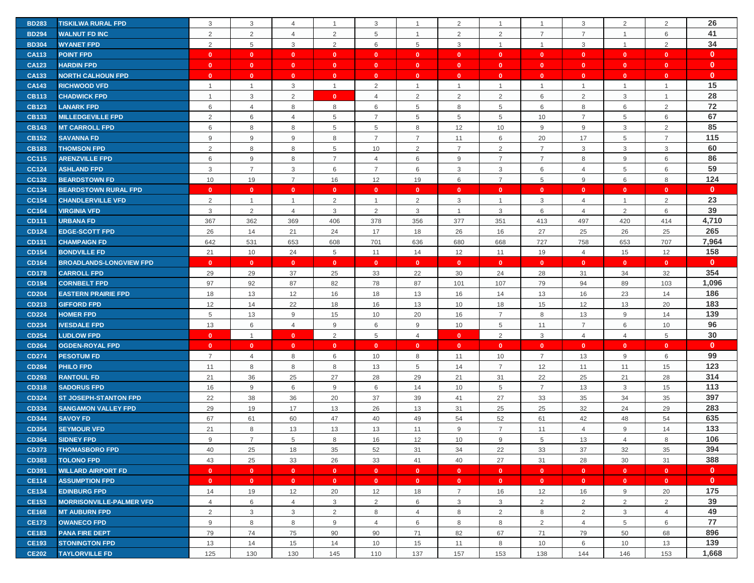| BD283 | TISKILWA RURAL FPD | 3 | 3 | 4 | 1 | 3 | 1 | 2 | 1 | 1 | 3 | 2 | 2 | 26 |
|---|---|---|---|---|---|---|---|---|---|---|---|---|---|---|
| BD294 | WALNUT FD INC | 2 | 2 | 4 | 2 | 5 | 1 | 2 | 2 | 7 | 7 | 1 | 6 | 41 |
| BD304 | WYANET FPD | 2 | 5 | 3 | 2 | 6 | 5 | 3 | 1 | 1 | 3 | 1 | 2 | 34 |
| CA113 | POINT FPD | 0 | 0 | 0 | 0 | 0 | 0 | 0 | 0 | 0 | 0 | 0 | 0 | 0 |
| CA123 | HARDIN FPD | 0 | 0 | 0 | 0 | 0 | 0 | 0 | 0 | 0 | 0 | 0 | 0 | 0 |
| CA133 | NORTH CALHOUN FPD | 0 | 0 | 0 | 0 | 0 | 0 | 0 | 0 | 0 | 0 | 0 | 0 | 0 |
| CA143 | RICHWOOD VFD | 1 | 1 | 3 | 1 | 2 | 1 | 1 | 1 | 1 | 1 | 1 | 1 | 15 |
| CB113 | CHADWICK FPD | 1 | 3 | 2 | 0 | 4 | 2 | 2 | 2 | 6 | 2 | 3 | 1 | 28 |
| CB123 | LANARK FPD | 6 | 4 | 8 | 8 | 6 | 5 | 8 | 5 | 6 | 8 | 6 | 2 | 72 |
| CB133 | MILLEDGEVILLE FPD | 2 | 6 | 4 | 5 | 7 | 5 | 5 | 5 | 10 | 7 | 5 | 6 | 67 |
| CB143 | MT CARROLL FPD | 6 | 8 | 8 | 5 | 5 | 8 | 12 | 10 | 9 | 9 | 3 | 2 | 85 |
| CB152 | SAVANNA FD | 9 | 9 | 9 | 8 | 7 | 7 | 11 | 6 | 20 | 17 | 5 | 7 | 115 |
| CB183 | THOMSON FPD | 2 | 8 | 8 | 5 | 10 | 2 | 7 | 2 | 7 | 3 | 3 | 3 | 60 |
| CC115 | ARENZVILLE FPD | 6 | 9 | 8 | 7 | 4 | 6 | 9 | 7 | 7 | 8 | 9 | 6 | 86 |
| CC124 | ASHLAND FPD | 3 | 7 | 3 | 6 | 7 | 6 | 3 | 3 | 6 | 4 | 5 | 6 | 59 |
| CC132 | BEARDSTOWN FD | 10 | 19 | 7 | 16 | 12 | 19 | 6 | 7 | 5 | 9 | 6 | 8 | 124 |
| CC134 | BEARDSTOWN RURAL FPD | 0 | 0 | 0 | 0 | 0 | 0 | 0 | 0 | 0 | 0 | 0 | 0 | 0 |
| CC154 | CHANDLERVILLE VFD | 2 | 1 | 1 | 2 | 1 | 2 | 3 | 1 | 3 | 4 | 1 | 2 | 23 |
| CC164 | VIRGINIA VFD | 3 | 2 | 4 | 3 | 2 | 3 | 1 | 3 | 6 | 4 | 2 | 6 | 39 |
| CD111 | URBANA FD | 367 | 362 | 369 | 406 | 378 | 356 | 377 | 351 | 413 | 497 | 420 | 414 | 4,710 |
| CD124 | EDGE-SCOTT FPD | 26 | 14 | 21 | 24 | 17 | 18 | 26 | 16 | 27 | 25 | 26 | 25 | 265 |
| CD131 | CHAMPAIGN FD | 642 | 531 | 653 | 608 | 701 | 636 | 680 | 668 | 727 | 758 | 653 | 707 | 7,964 |
| CD154 | BONDVILLE FD | 21 | 10 | 24 | 5 | 11 | 14 | 12 | 11 | 19 | 4 | 15 | 12 | 158 |
| CD164 | BROADLANDS-LONGVIEW FPD | 0 | 0 | 0 | 0 | 0 | 0 | 0 | 0 | 0 | 0 | 0 | 0 | 0 |
| CD178 | CARROLL FPD | 29 | 29 | 37 | 25 | 33 | 22 | 30 | 24 | 28 | 31 | 34 | 32 | 354 |
| CD194 | CORNBELT FPD | 97 | 92 | 87 | 82 | 78 | 87 | 101 | 107 | 79 | 94 | 89 | 103 | 1,096 |
| CD204 | EASTERN PRAIRIE FPD | 18 | 13 | 12 | 16 | 18 | 13 | 16 | 14 | 13 | 16 | 23 | 14 | 186 |
| CD213 | GIFFORD FPD | 12 | 14 | 22 | 18 | 16 | 13 | 10 | 18 | 15 | 12 | 13 | 20 | 183 |
| CD224 | HOMER FPD | 5 | 13 | 9 | 15 | 10 | 20 | 16 | 7 | 8 | 13 | 9 | 14 | 139 |
| CD234 | IVESDALE FPD | 13 | 6 | 4 | 9 | 6 | 9 | 10 | 5 | 11 | 7 | 6 | 10 | 96 |
| CD254 | LUDLOW FPD | 0 | 1 | 0 | 2 | 5 | 4 | 0 | 2 | 3 | 4 | 4 | 5 | 30 |
| CD264 | OGDEN-ROYAL FPD | 0 | 0 | 0 | 0 | 0 | 0 | 0 | 0 | 0 | 0 | 0 | 0 | 0 |
| CD274 | PESOTUM FD | 7 | 4 | 8 | 6 | 10 | 8 | 11 | 10 | 7 | 13 | 9 | 6 | 99 |
| CD284 | PHILO FPD | 11 | 8 | 8 | 8 | 13 | 5 | 14 | 7 | 12 | 11 | 11 | 15 | 123 |
| CD293 | RANTOUL FD | 21 | 36 | 25 | 27 | 28 | 29 | 21 | 31 | 22 | 25 | 21 | 28 | 314 |
| CD318 | SADORUS FPD | 16 | 9 | 6 | 9 | 6 | 14 | 10 | 5 | 7 | 13 | 3 | 15 | 113 |
| CD324 | ST JOSEPH-STANTON FPD | 22 | 38 | 36 | 20 | 37 | 39 | 41 | 27 | 33 | 35 | 34 | 35 | 397 |
| CD334 | SANGAMON VALLEY FPD | 29 | 19 | 17 | 13 | 26 | 13 | 31 | 25 | 25 | 32 | 24 | 29 | 283 |
| CD344 | SAVOY FD | 67 | 61 | 60 | 47 | 40 | 49 | 54 | 52 | 61 | 42 | 48 | 54 | 635 |
| CD354 | SEYMOUR VFD | 21 | 8 | 13 | 13 | 13 | 11 | 9 | 7 | 11 | 4 | 9 | 14 | 133 |
| CD364 | SIDNEY FPD | 9 | 7 | 5 | 8 | 16 | 12 | 10 | 9 | 5 | 13 | 4 | 8 | 106 |
| CD373 | THOMASBORO FPD | 40 | 25 | 18 | 35 | 52 | 31 | 34 | 22 | 33 | 37 | 32 | 35 | 394 |
| CD383 | TOLONO FPD | 43 | 25 | 33 | 26 | 33 | 41 | 40 | 27 | 31 | 28 | 30 | 31 | 388 |
| CD391 | WILLARD AIRPORT FD | 0 | 0 | 0 | 0 | 0 | 0 | 0 | 0 | 0 | 0 | 0 | 0 | 0 |
| CE114 | ASSUMPTION FPD | 0 | 0 | 0 | 0 | 0 | 0 | 0 | 0 | 0 | 0 | 0 | 0 | 0 |
| CE134 | EDINBURG FPD | 14 | 19 | 12 | 20 | 12 | 18 | 7 | 16 | 12 | 16 | 9 | 20 | 175 |
| CE153 | MORRISONVILLE-PALMER VFD | 4 | 6 | 4 | 3 | 2 | 6 | 3 | 3 | 2 | 2 | 2 | 2 | 39 |
| CE168 | MT AUBURN FPD | 2 | 3 | 3 | 2 | 8 | 4 | 8 | 2 | 8 | 2 | 3 | 4 | 49 |
| CE173 | OWANECO FPD | 9 | 8 | 8 | 9 | 4 | 6 | 8 | 8 | 2 | 4 | 5 | 6 | 77 |
| CE183 | PANA FIRE DEPT | 79 | 74 | 75 | 90 | 90 | 71 | 82 | 67 | 71 | 79 | 50 | 68 | 896 |
| CE193 | STONINGTON FPD | 13 | 14 | 15 | 14 | 10 | 15 | 11 | 8 | 10 | 6 | 10 | 13 | 139 |
| CE202 | TAYLORVILLE FD | 125 | 130 | 130 | 145 | 110 | 137 | 157 | 153 | 138 | 144 | 146 | 153 | 1,668 |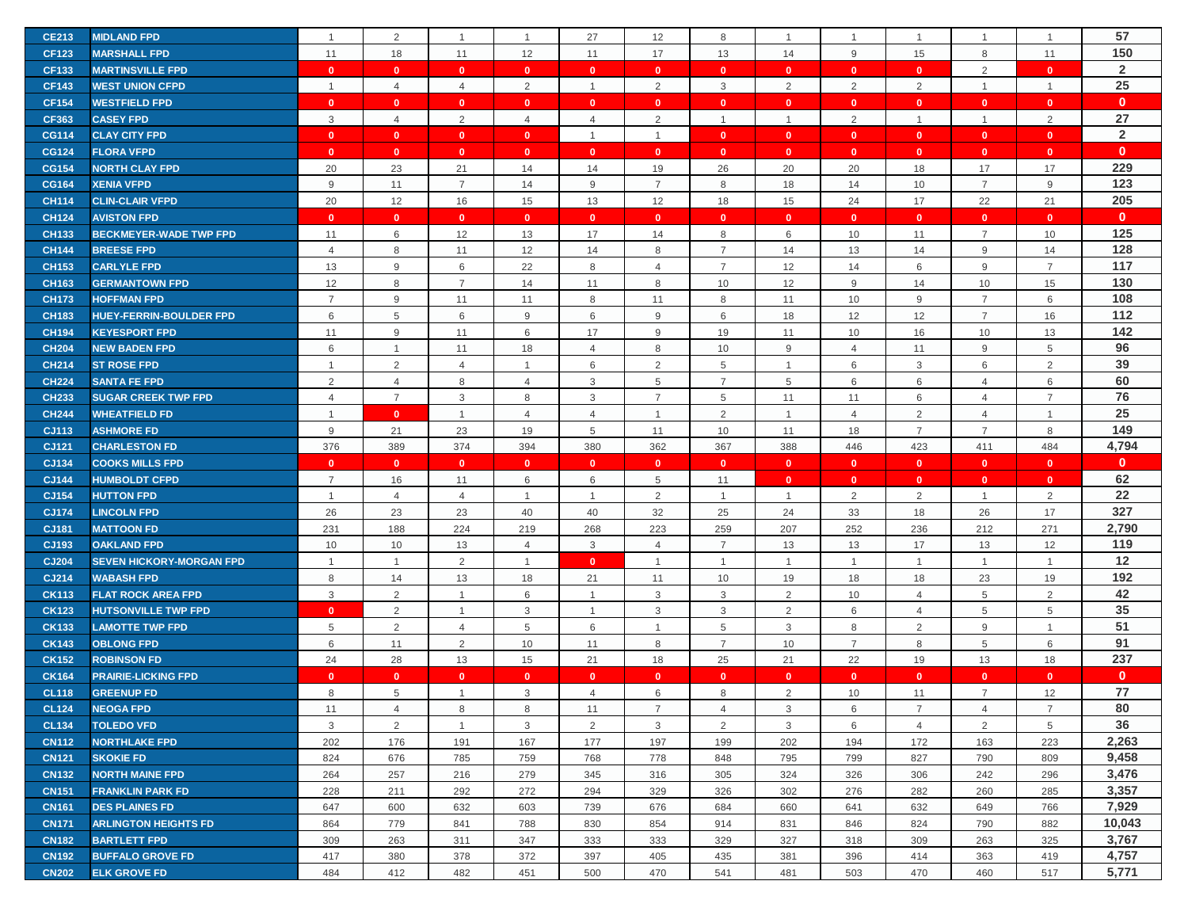| | | | | | | | | | | | | | | |
|---|---|---|---|---|---|---|---|---|---|---|---|---|---|---|
| CE213 | MIDLAND FPD | 1 | 2 | 1 | 1 | 27 | 12 | 8 | 1 | 1 | 1 | 1 | 1 | 57 |
| CF123 | MARSHALL FPD | 11 | 18 | 11 | 12 | 11 | 17 | 13 | 14 | 9 | 15 | 8 | 11 | 150 |
| CF133 | MARTINSVILLE FPD | 0 | 0 | 0 | 0 | 0 | 0 | 0 | 0 | 0 | 0 | 2 | 0 | 2 |
| CF143 | WEST UNION CFPD | 1 | 4 | 4 | 2 | 1 | 2 | 3 | 2 | 2 | 2 | 1 | 1 | 25 |
| CF154 | WESTFIELD FPD | 0 | 0 | 0 | 0 | 0 | 0 | 0 | 0 | 0 | 0 | 0 | 0 | 0 |
| CF363 | CASEY FPD | 3 | 4 | 2 | 4 | 4 | 2 | 1 | 1 | 2 | 1 | 1 | 2 | 27 |
| CG114 | CLAY CITY FPD | 0 | 0 | 0 | 0 | 1 | 1 | 0 | 0 | 0 | 0 | 0 | 0 | 2 |
| CG124 | FLORA VFPD | 0 | 0 | 0 | 0 | 0 | 0 | 0 | 0 | 0 | 0 | 0 | 0 | 0 |
| CG154 | NORTH CLAY FPD | 20 | 23 | 21 | 14 | 14 | 19 | 26 | 20 | 20 | 18 | 17 | 17 | 229 |
| CG164 | XENIA VFPD | 9 | 11 | 7 | 14 | 9 | 7 | 8 | 18 | 14 | 10 | 7 | 9 | 123 |
| CH114 | CLIN-CLAIR VFPD | 20 | 12 | 16 | 15 | 13 | 12 | 18 | 15 | 24 | 17 | 22 | 21 | 205 |
| CH124 | AVISTON FPD | 0 | 0 | 0 | 0 | 0 | 0 | 0 | 0 | 0 | 0 | 0 | 0 | 0 |
| CH133 | BECKMEYER-WADE TWP FPD | 11 | 6 | 12 | 13 | 17 | 14 | 8 | 6 | 10 | 11 | 7 | 10 | 125 |
| CH144 | BREESE FPD | 4 | 8 | 11 | 12 | 14 | 8 | 7 | 14 | 13 | 14 | 9 | 14 | 128 |
| CH153 | CARLYLE FPD | 13 | 9 | 6 | 22 | 8 | 4 | 7 | 12 | 14 | 6 | 9 | 7 | 117 |
| CH163 | GERMANTOWN FPD | 12 | 8 | 7 | 14 | 11 | 8 | 10 | 12 | 9 | 14 | 10 | 15 | 130 |
| CH173 | HOFFMAN FPD | 7 | 9 | 11 | 11 | 8 | 11 | 8 | 11 | 10 | 9 | 7 | 6 | 108 |
| CH183 | HUEY-FERRIN-BOULDER FPD | 6 | 5 | 6 | 9 | 6 | 9 | 6 | 18 | 12 | 12 | 7 | 16 | 112 |
| CH194 | KEYESPORT FPD | 11 | 9 | 11 | 6 | 17 | 9 | 19 | 11 | 10 | 16 | 10 | 13 | 142 |
| CH204 | NEW BADEN FPD | 6 | 1 | 11 | 18 | 4 | 8 | 10 | 9 | 4 | 11 | 9 | 5 | 96 |
| CH214 | ST ROSE FPD | 1 | 2 | 4 | 1 | 6 | 2 | 5 | 1 | 6 | 3 | 6 | 2 | 39 |
| CH224 | SANTA FE FPD | 2 | 4 | 8 | 4 | 3 | 5 | 7 | 5 | 6 | 6 | 4 | 6 | 60 |
| CH233 | SUGAR CREEK TWP FPD | 4 | 7 | 3 | 8 | 3 | 7 | 5 | 11 | 11 | 6 | 4 | 7 | 76 |
| CH244 | WHEATFIELD FD | 1 | 0 | 1 | 4 | 4 | 1 | 2 | 1 | 4 | 2 | 4 | 1 | 25 |
| CJ113 | ASHMORE FD | 9 | 21 | 23 | 19 | 5 | 11 | 10 | 11 | 18 | 7 | 7 | 8 | 149 |
| CJ121 | CHARLESTON FD | 376 | 389 | 374 | 394 | 380 | 362 | 367 | 388 | 446 | 423 | 411 | 484 | 4,794 |
| CJ134 | COOKS MILLS FPD | 0 | 0 | 0 | 0 | 0 | 0 | 0 | 0 | 0 | 0 | 0 | 0 | 0 |
| CJ144 | HUMBOLDT CFPD | 7 | 16 | 11 | 6 | 6 | 5 | 11 | 0 | 0 | 0 | 0 | 0 | 62 |
| CJ154 | HUTTON FPD | 1 | 4 | 4 | 1 | 1 | 2 | 1 | 1 | 2 | 2 | 1 | 2 | 22 |
| CJ174 | LINCOLN FPD | 26 | 23 | 23 | 40 | 40 | 32 | 25 | 24 | 33 | 18 | 26 | 17 | 327 |
| CJ181 | MATTOON FD | 231 | 188 | 224 | 219 | 268 | 223 | 259 | 207 | 252 | 236 | 212 | 271 | 2,790 |
| CJ193 | OAKLAND FPD | 10 | 10 | 13 | 4 | 3 | 4 | 7 | 13 | 13 | 17 | 13 | 12 | 119 |
| CJ204 | SEVEN HICKORY-MORGAN FPD | 1 | 1 | 2 | 1 | 0 | 1 | 1 | 1 | 1 | 1 | 1 | 1 | 12 |
| CJ214 | WABASH FPD | 8 | 14 | 13 | 18 | 21 | 11 | 10 | 19 | 18 | 18 | 23 | 19 | 192 |
| CK113 | FLAT ROCK AREA FPD | 3 | 2 | 1 | 6 | 1 | 3 | 3 | 2 | 10 | 4 | 5 | 2 | 42 |
| CK123 | HUTSONVILLE TWP FPD | 0 | 2 | 1 | 3 | 1 | 3 | 3 | 2 | 6 | 4 | 5 | 5 | 35 |
| CK133 | LAMOTTE TWP FPD | 5 | 2 | 4 | 5 | 6 | 1 | 5 | 3 | 8 | 2 | 9 | 1 | 51 |
| CK143 | OBLONG FPD | 6 | 11 | 2 | 10 | 11 | 8 | 7 | 10 | 7 | 8 | 5 | 6 | 91 |
| CK152 | ROBINSON FD | 24 | 28 | 13 | 15 | 21 | 18 | 25 | 21 | 22 | 19 | 13 | 18 | 237 |
| CK164 | PRAIRIE-LICKING FPD | 0 | 0 | 0 | 0 | 0 | 0 | 0 | 0 | 0 | 0 | 0 | 0 | 0 |
| CL118 | GREENUP FPD | 8 | 5 | 1 | 3 | 4 | 6 | 8 | 2 | 10 | 11 | 7 | 12 | 77 |
| CL124 | NEOGA FPD | 11 | 4 | 8 | 8 | 11 | 7 | 4 | 3 | 6 | 7 | 4 | 7 | 80 |
| CL134 | TOLEDO VFD | 3 | 2 | 1 | 3 | 2 | 3 | 2 | 3 | 6 | 4 | 2 | 5 | 36 |
| CN112 | NORTHLAKE FPD | 202 | 176 | 191 | 167 | 177 | 197 | 199 | 202 | 194 | 172 | 163 | 223 | 2,263 |
| CN121 | SKOKIE FD | 824 | 676 | 785 | 759 | 768 | 778 | 848 | 795 | 799 | 827 | 790 | 809 | 9,458 |
| CN132 | NORTH MAINE FPD | 264 | 257 | 216 | 279 | 345 | 316 | 305 | 324 | 326 | 306 | 242 | 296 | 3,476 |
| CN151 | FRANKLIN PARK FD | 228 | 211 | 292 | 272 | 294 | 329 | 326 | 302 | 276 | 282 | 260 | 285 | 3,357 |
| CN161 | DES PLAINES FD | 647 | 600 | 632 | 603 | 739 | 676 | 684 | 660 | 641 | 632 | 649 | 766 | 7,929 |
| CN171 | ARLINGTON HEIGHTS FD | 864 | 779 | 841 | 788 | 830 | 854 | 914 | 831 | 846 | 824 | 790 | 882 | 10,043 |
| CN182 | BARTLETT FPD | 309 | 263 | 311 | 347 | 333 | 333 | 329 | 327 | 318 | 309 | 263 | 325 | 3,767 |
| CN192 | BUFFALO GROVE FD | 417 | 380 | 378 | 372 | 397 | 405 | 435 | 381 | 396 | 414 | 363 | 419 | 4,757 |
| CN202 | ELK GROVE FD | 484 | 412 | 482 | 451 | 500 | 470 | 541 | 481 | 503 | 470 | 460 | 517 | 5,771 |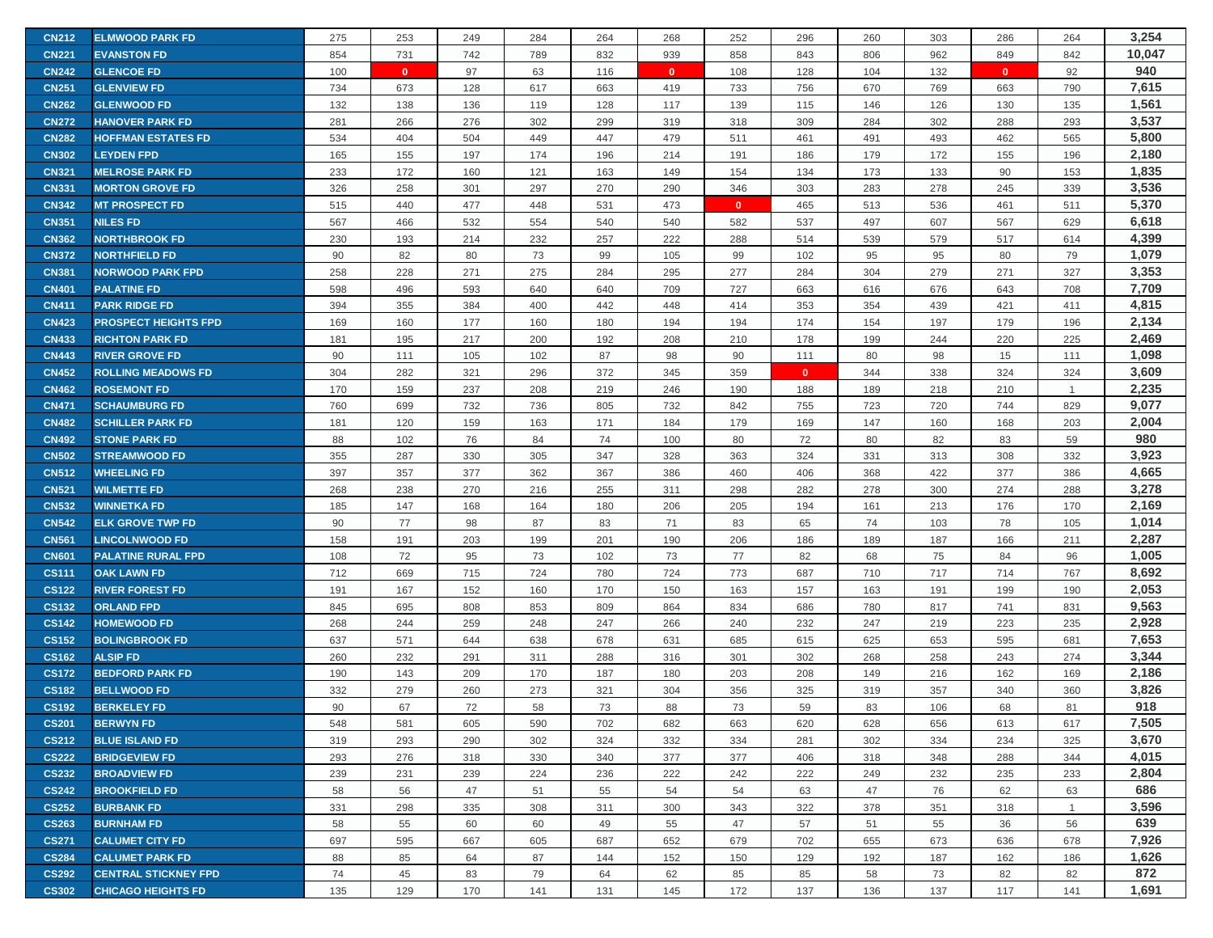| | | | | | | | | | | | | | | |
|---|---|---|---|---|---|---|---|---|---|---|---|---|---|---|
| CN212 | ELMWOOD PARK FD | 275 | 253 | 249 | 284 | 264 | 268 | 252 | 296 | 260 | 303 | 286 | 264 | 3,254 |
| CN221 | EVANSTON FD | 854 | 731 | 742 | 789 | 832 | 939 | 858 | 843 | 806 | 962 | 849 | 842 | 10,047 |
| CN242 | GLENCOE FD | 100 | 0 | 97 | 63 | 116 | 0 | 108 | 128 | 104 | 132 | 0 | 92 | 940 |
| CN251 | GLENVIEW FD | 734 | 673 | 128 | 617 | 663 | 419 | 733 | 756 | 670 | 769 | 663 | 790 | 7,615 |
| CN262 | GLENWOOD FD | 132 | 138 | 136 | 119 | 128 | 117 | 139 | 115 | 146 | 126 | 130 | 135 | 1,561 |
| CN272 | HANOVER PARK FD | 281 | 266 | 276 | 302 | 299 | 319 | 318 | 309 | 284 | 302 | 288 | 293 | 3,537 |
| CN282 | HOFFMAN ESTATES FD | 534 | 404 | 504 | 449 | 447 | 479 | 511 | 461 | 491 | 493 | 462 | 565 | 5,800 |
| CN302 | LEYDEN FPD | 165 | 155 | 197 | 174 | 196 | 214 | 191 | 186 | 179 | 172 | 155 | 196 | 2,180 |
| CN321 | MELROSE PARK FD | 233 | 172 | 160 | 121 | 163 | 149 | 154 | 134 | 173 | 133 | 90 | 153 | 1,835 |
| CN331 | MORTON GROVE FD | 326 | 258 | 301 | 297 | 270 | 290 | 346 | 303 | 283 | 278 | 245 | 339 | 3,536 |
| CN342 | MT PROSPECT FD | 515 | 440 | 477 | 448 | 531 | 473 | 0 | 465 | 513 | 536 | 461 | 511 | 5,370 |
| CN351 | NILES FD | 567 | 466 | 532 | 554 | 540 | 540 | 582 | 537 | 497 | 607 | 567 | 629 | 6,618 |
| CN362 | NORTHBROOK FD | 230 | 193 | 214 | 232 | 257 | 222 | 288 | 514 | 539 | 579 | 517 | 614 | 4,399 |
| CN372 | NORTHFIELD FD | 90 | 82 | 80 | 73 | 99 | 105 | 99 | 102 | 95 | 95 | 80 | 79 | 1,079 |
| CN381 | NORWOOD PARK FPD | 258 | 228 | 271 | 275 | 284 | 295 | 277 | 284 | 304 | 279 | 271 | 327 | 3,353 |
| CN401 | PALATINE FD | 598 | 496 | 593 | 640 | 640 | 709 | 727 | 663 | 616 | 676 | 643 | 708 | 7,709 |
| CN411 | PARK RIDGE FD | 394 | 355 | 384 | 400 | 442 | 448 | 414 | 353 | 354 | 439 | 421 | 411 | 4,815 |
| CN423 | PROSPECT HEIGHTS FPD | 169 | 160 | 177 | 160 | 180 | 194 | 194 | 174 | 154 | 197 | 179 | 196 | 2,134 |
| CN433 | RICHTON PARK FD | 181 | 195 | 217 | 200 | 192 | 208 | 210 | 178 | 199 | 244 | 220 | 225 | 2,469 |
| CN443 | RIVER GROVE FD | 90 | 111 | 105 | 102 | 87 | 98 | 90 | 111 | 80 | 98 | 15 | 111 | 1,098 |
| CN452 | ROLLING MEADOWS FD | 304 | 282 | 321 | 296 | 372 | 345 | 359 | 0 | 344 | 338 | 324 | 324 | 3,609 |
| CN462 | ROSEMONT FD | 170 | 159 | 237 | 208 | 219 | 246 | 190 | 188 | 189 | 218 | 210 | 1 | 2,235 |
| CN471 | SCHAUMBURG FD | 760 | 699 | 732 | 736 | 805 | 732 | 842 | 755 | 723 | 720 | 744 | 829 | 9,077 |
| CN482 | SCHILLER PARK FD | 181 | 120 | 159 | 163 | 171 | 184 | 179 | 169 | 147 | 160 | 168 | 203 | 2,004 |
| CN492 | STONE PARK FD | 88 | 102 | 76 | 84 | 74 | 100 | 80 | 72 | 80 | 82 | 83 | 59 | 980 |
| CN502 | STREAMWOOD FD | 355 | 287 | 330 | 305 | 347 | 328 | 363 | 324 | 331 | 313 | 308 | 332 | 3,923 |
| CN512 | WHEELING FD | 397 | 357 | 377 | 362 | 367 | 386 | 460 | 406 | 368 | 422 | 377 | 386 | 4,665 |
| CN521 | WILMETTE FD | 268 | 238 | 270 | 216 | 255 | 311 | 298 | 282 | 278 | 300 | 274 | 288 | 3,278 |
| CN532 | WINNETKA FD | 185 | 147 | 168 | 164 | 180 | 206 | 205 | 194 | 161 | 213 | 176 | 170 | 2,169 |
| CN542 | ELK GROVE TWP FD | 90 | 77 | 98 | 87 | 83 | 71 | 83 | 65 | 74 | 103 | 78 | 105 | 1,014 |
| CN561 | LINCOLNWOOD FD | 158 | 191 | 203 | 199 | 201 | 190 | 206 | 186 | 189 | 187 | 166 | 211 | 2,287 |
| CN601 | PALATINE RURAL FPD | 108 | 72 | 95 | 73 | 102 | 73 | 77 | 82 | 68 | 75 | 84 | 96 | 1,005 |
| CS111 | OAK LAWN FD | 712 | 669 | 715 | 724 | 780 | 724 | 773 | 687 | 710 | 717 | 714 | 767 | 8,692 |
| CS122 | RIVER FOREST FD | 191 | 167 | 152 | 160 | 170 | 150 | 163 | 157 | 163 | 191 | 199 | 190 | 2,053 |
| CS132 | ORLAND FPD | 845 | 695 | 808 | 853 | 809 | 864 | 834 | 686 | 780 | 817 | 741 | 831 | 9,563 |
| CS142 | HOMEWOOD FD | 268 | 244 | 259 | 248 | 247 | 266 | 240 | 232 | 247 | 219 | 223 | 235 | 2,928 |
| CS152 | BOLINGBROOK FD | 637 | 571 | 644 | 638 | 678 | 631 | 685 | 615 | 625 | 653 | 595 | 681 | 7,653 |
| CS162 | ALSIP FD | 260 | 232 | 291 | 311 | 288 | 316 | 301 | 302 | 268 | 258 | 243 | 274 | 3,344 |
| CS172 | BEDFORD PARK FD | 190 | 143 | 209 | 170 | 187 | 180 | 203 | 208 | 149 | 216 | 162 | 169 | 2,186 |
| CS182 | BELLWOOD FD | 332 | 279 | 260 | 273 | 321 | 304 | 356 | 325 | 319 | 357 | 340 | 360 | 3,826 |
| CS192 | BERKELEY FD | 90 | 67 | 72 | 58 | 73 | 88 | 73 | 59 | 83 | 106 | 68 | 81 | 918 |
| CS201 | BERWYN FD | 548 | 581 | 605 | 590 | 702 | 682 | 663 | 620 | 628 | 656 | 613 | 617 | 7,505 |
| CS212 | BLUE ISLAND FD | 319 | 293 | 290 | 302 | 324 | 332 | 334 | 281 | 302 | 334 | 234 | 325 | 3,670 |
| CS222 | BRIDGEVIEW FD | 293 | 276 | 318 | 330 | 340 | 377 | 377 | 406 | 318 | 348 | 288 | 344 | 4,015 |
| CS232 | BROADVIEW FD | 239 | 231 | 239 | 224 | 236 | 222 | 242 | 222 | 249 | 232 | 235 | 233 | 2,804 |
| CS242 | BROOKFIELD FD | 58 | 56 | 47 | 51 | 55 | 54 | 54 | 63 | 47 | 76 | 62 | 63 | 686 |
| CS252 | BURBANK FD | 331 | 298 | 335 | 308 | 311 | 300 | 343 | 322 | 378 | 351 | 318 | 1 | 3,596 |
| CS263 | BURNHAM FD | 58 | 55 | 60 | 60 | 49 | 55 | 47 | 57 | 51 | 55 | 36 | 56 | 639 |
| CS271 | CALUMET CITY FD | 697 | 595 | 667 | 605 | 687 | 652 | 679 | 702 | 655 | 673 | 636 | 678 | 7,926 |
| CS284 | CALUMET PARK FD | 88 | 85 | 64 | 87 | 144 | 152 | 150 | 129 | 192 | 187 | 162 | 186 | 1,626 |
| CS292 | CENTRAL STICKNEY FPD | 74 | 45 | 83 | 79 | 64 | 62 | 85 | 85 | 58 | 73 | 82 | 82 | 872 |
| CS302 | CHICAGO HEIGHTS FD | 135 | 129 | 170 | 141 | 131 | 145 | 172 | 137 | 136 | 137 | 117 | 141 | 1,691 |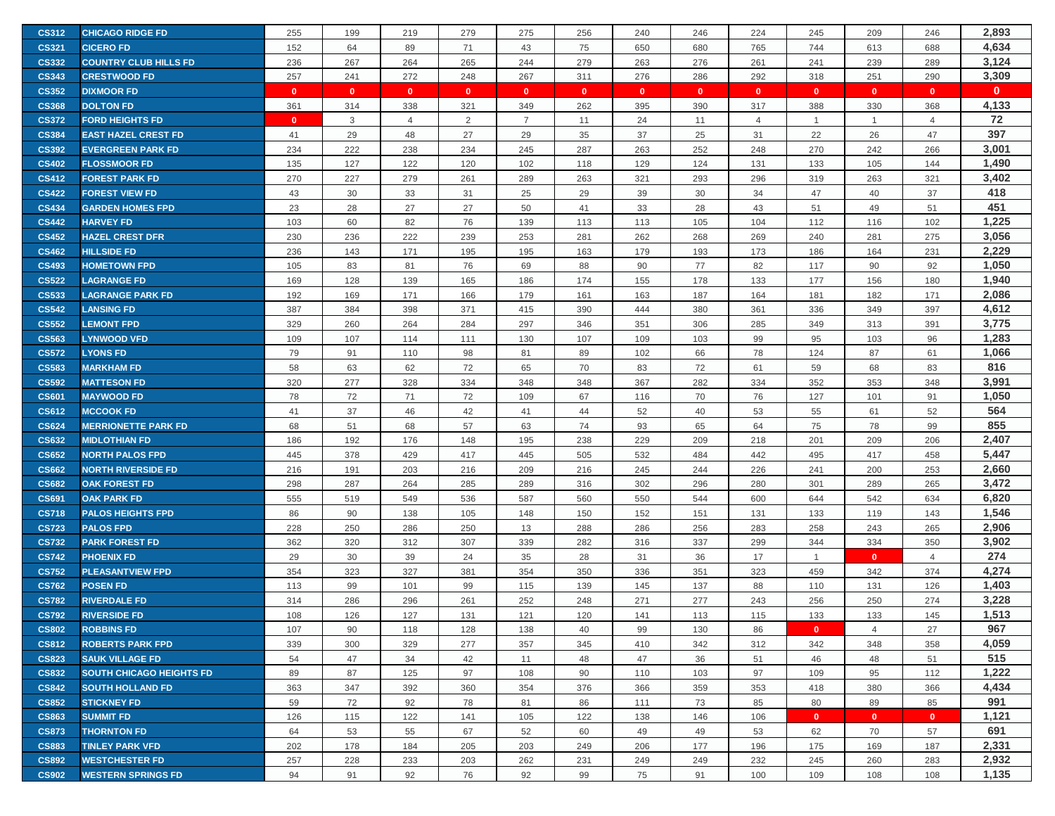| | | | | | | | | | | | | | | |
|---|---|---|---|---|---|---|---|---|---|---|---|---|---|---|
| CS312 | CHICAGO RIDGE FD | 255 | 199 | 219 | 279 | 275 | 256 | 240 | 246 | 224 | 245 | 209 | 246 | 2,893 |
| CS321 | CICERO FD | 152 | 64 | 89 | 71 | 43 | 75 | 650 | 680 | 765 | 744 | 613 | 688 | 4,634 |
| CS332 | COUNTRY CLUB HILLS FD | 236 | 267 | 264 | 265 | 244 | 279 | 263 | 276 | 261 | 241 | 239 | 289 | 3,124 |
| CS343 | CRESTWOOD FD | 257 | 241 | 272 | 248 | 267 | 311 | 276 | 286 | 292 | 318 | 251 | 290 | 3,309 |
| CS352 | DIXMOOR FD | 0 | 0 | 0 | 0 | 0 | 0 | 0 | 0 | 0 | 0 | 0 | 0 | 0 |
| CS368 | DOLTON FD | 361 | 314 | 338 | 321 | 349 | 262 | 395 | 390 | 317 | 388 | 330 | 368 | 4,133 |
| CS372 | FORD HEIGHTS FD | 0 | 3 | 4 | 2 | 7 | 11 | 24 | 11 | 4 | 1 | 1 | 4 | 72 |
| CS384 | EAST HAZEL CREST FD | 41 | 29 | 48 | 27 | 29 | 35 | 37 | 25 | 31 | 22 | 26 | 47 | 397 |
| CS392 | EVERGREEN PARK FD | 234 | 222 | 238 | 234 | 245 | 287 | 263 | 252 | 248 | 270 | 242 | 266 | 3,001 |
| CS402 | FLOSSMOOR FD | 135 | 127 | 122 | 120 | 102 | 118 | 129 | 124 | 131 | 133 | 105 | 144 | 1,490 |
| CS412 | FOREST PARK FD | 270 | 227 | 279 | 261 | 289 | 263 | 321 | 293 | 296 | 319 | 263 | 321 | 3,402 |
| CS422 | FOREST VIEW FD | 43 | 30 | 33 | 31 | 25 | 29 | 39 | 30 | 34 | 47 | 40 | 37 | 418 |
| CS434 | GARDEN HOMES FPD | 23 | 28 | 27 | 27 | 50 | 41 | 33 | 28 | 43 | 51 | 49 | 51 | 451 |
| CS442 | HARVEY FD | 103 | 60 | 82 | 76 | 139 | 113 | 113 | 105 | 104 | 112 | 116 | 102 | 1,225 |
| CS452 | HAZEL CREST DFR | 230 | 236 | 222 | 239 | 253 | 281 | 262 | 268 | 269 | 240 | 281 | 275 | 3,056 |
| CS462 | HILLSIDE FD | 236 | 143 | 171 | 195 | 195 | 163 | 179 | 193 | 173 | 186 | 164 | 231 | 2,229 |
| CS493 | HOMETOWN FPD | 105 | 83 | 81 | 76 | 69 | 88 | 90 | 77 | 82 | 117 | 90 | 92 | 1,050 |
| CS522 | LAGRANGE FD | 169 | 128 | 139 | 165 | 186 | 174 | 155 | 178 | 133 | 177 | 156 | 180 | 1,940 |
| CS533 | LAGRANGE PARK FD | 192 | 169 | 171 | 166 | 179 | 161 | 163 | 187 | 164 | 181 | 182 | 171 | 2,086 |
| CS542 | LANSING FD | 387 | 384 | 398 | 371 | 415 | 390 | 444 | 380 | 361 | 336 | 349 | 397 | 4,612 |
| CS552 | LEMONT FPD | 329 | 260 | 264 | 284 | 297 | 346 | 351 | 306 | 285 | 349 | 313 | 391 | 3,775 |
| CS563 | LYNWOOD VFD | 109 | 107 | 114 | 111 | 130 | 107 | 109 | 103 | 99 | 95 | 103 | 96 | 1,283 |
| CS572 | LYONS FD | 79 | 91 | 110 | 98 | 81 | 89 | 102 | 66 | 78 | 124 | 87 | 61 | 1,066 |
| CS583 | MARKHAM FD | 58 | 63 | 62 | 72 | 65 | 70 | 83 | 72 | 61 | 59 | 68 | 83 | 816 |
| CS592 | MATTESON FD | 320 | 277 | 328 | 334 | 348 | 348 | 367 | 282 | 334 | 352 | 353 | 348 | 3,991 |
| CS601 | MAYWOOD FD | 78 | 72 | 71 | 72 | 109 | 67 | 116 | 70 | 76 | 127 | 101 | 91 | 1,050 |
| CS612 | MCCOOK FD | 41 | 37 | 46 | 42 | 41 | 44 | 52 | 40 | 53 | 55 | 61 | 52 | 564 |
| CS624 | MERRIONETTE PARK FD | 68 | 51 | 68 | 57 | 63 | 74 | 93 | 65 | 64 | 75 | 78 | 99 | 855 |
| CS632 | MIDLOTHIAN FD | 186 | 192 | 176 | 148 | 195 | 238 | 229 | 209 | 218 | 201 | 209 | 206 | 2,407 |
| CS652 | NORTH PALOS FPD | 445 | 378 | 429 | 417 | 445 | 505 | 532 | 484 | 442 | 495 | 417 | 458 | 5,447 |
| CS662 | NORTH RIVERSIDE FD | 216 | 191 | 203 | 216 | 209 | 216 | 245 | 244 | 226 | 241 | 200 | 253 | 2,660 |
| CS682 | OAK FOREST FD | 298 | 287 | 264 | 285 | 289 | 316 | 302 | 296 | 280 | 301 | 289 | 265 | 3,472 |
| CS691 | OAK PARK FD | 555 | 519 | 549 | 536 | 587 | 560 | 550 | 544 | 600 | 644 | 542 | 634 | 6,820 |
| CS718 | PALOS HEIGHTS FPD | 86 | 90 | 138 | 105 | 148 | 150 | 152 | 151 | 131 | 133 | 119 | 143 | 1,546 |
| CS723 | PALOS FPD | 228 | 250 | 286 | 250 | 13 | 288 | 286 | 256 | 283 | 258 | 243 | 265 | 2,906 |
| CS732 | PARK FOREST FD | 362 | 320 | 312 | 307 | 339 | 282 | 316 | 337 | 299 | 344 | 334 | 350 | 3,902 |
| CS742 | PHOENIX FD | 29 | 30 | 39 | 24 | 35 | 28 | 31 | 36 | 17 | 1 | 0 | 4 | 274 |
| CS752 | PLEASANTVIEW FPD | 354 | 323 | 327 | 381 | 354 | 350 | 336 | 351 | 323 | 459 | 342 | 374 | 4,274 |
| CS762 | POSEN FD | 113 | 99 | 101 | 99 | 115 | 139 | 145 | 137 | 88 | 110 | 131 | 126 | 1,403 |
| CS782 | RIVERDALE FD | 314 | 286 | 296 | 261 | 252 | 248 | 271 | 277 | 243 | 256 | 250 | 274 | 3,228 |
| CS792 | RIVERSIDE FD | 108 | 126 | 127 | 131 | 121 | 120 | 141 | 113 | 115 | 133 | 133 | 145 | 1,513 |
| CS802 | ROBBINS FD | 107 | 90 | 118 | 128 | 138 | 40 | 99 | 130 | 86 | 0 | 4 | 27 | 967 |
| CS812 | ROBERTS PARK FPD | 339 | 300 | 329 | 277 | 357 | 345 | 410 | 342 | 312 | 342 | 348 | 358 | 4,059 |
| CS823 | SAUK VILLAGE FD | 54 | 47 | 34 | 42 | 11 | 48 | 47 | 36 | 51 | 46 | 48 | 51 | 515 |
| CS832 | SOUTH CHICAGO HEIGHTS FD | 89 | 87 | 125 | 97 | 108 | 90 | 110 | 103 | 97 | 109 | 95 | 112 | 1,222 |
| CS842 | SOUTH HOLLAND FD | 363 | 347 | 392 | 360 | 354 | 376 | 366 | 359 | 353 | 418 | 380 | 366 | 4,434 |
| CS852 | STICKNEY FD | 59 | 72 | 92 | 78 | 81 | 86 | 111 | 73 | 85 | 80 | 89 | 85 | 991 |
| CS863 | SUMMIT FD | 126 | 115 | 122 | 141 | 105 | 122 | 138 | 146 | 106 | 0 | 0 | 0 | 1,121 |
| CS873 | THORNTON FD | 64 | 53 | 55 | 67 | 52 | 60 | 49 | 49 | 53 | 62 | 70 | 57 | 691 |
| CS883 | TINLEY PARK VFD | 202 | 178 | 184 | 205 | 203 | 249 | 206 | 177 | 196 | 175 | 169 | 187 | 2,331 |
| CS892 | WESTCHESTER FD | 257 | 228 | 233 | 203 | 262 | 231 | 249 | 249 | 232 | 245 | 260 | 283 | 2,932 |
| CS902 | WESTERN SPRINGS FD | 94 | 91 | 92 | 76 | 92 | 99 | 75 | 91 | 100 | 109 | 108 | 108 | 1,135 |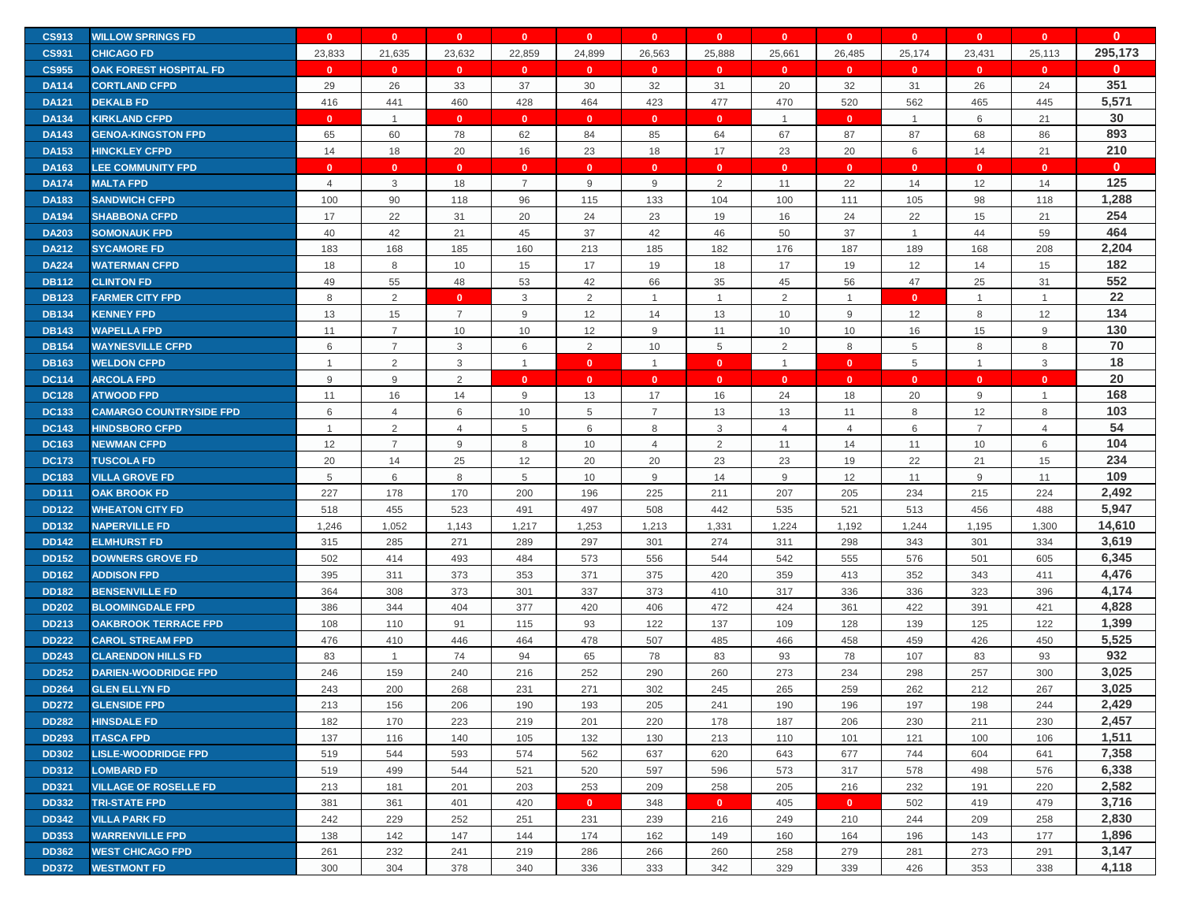| CS913 | WILLOW SPRINGS FD | 0 | 0 | 0 | 0 | 0 | 0 | 0 | 0 | 0 | 0 | 0 | 0 | **0** |
|---|---|---|---|---|---|---|---|---|---|---|---|---|---|---|
| CS931 | CHICAGO FD | 23,833 | 21,635 | 23,632 | 22,859 | 24,899 | 26,563 | 25,888 | 25,661 | 26,485 | 25,174 | 23,431 | 25,113 | **295,173** |
| CS955 | OAK FOREST HOSPITAL FD | 0 | 0 | 0 | 0 | 0 | 0 | 0 | 0 | 0 | 0 | 0 | 0 | **0** |
| DA114 | CORTLAND CFPD | 29 | 26 | 33 | 37 | 30 | 32 | 31 | 20 | 32 | 31 | 26 | 24 | **351** |
| DA121 | DEKALB FD | 416 | 441 | 460 | 428 | 464 | 423 | 477 | 470 | 520 | 562 | 465 | 445 | **5,571** |
| DA134 | KIRKLAND CFPD | 0 | 1 | 0 | 0 | 0 | 0 | 0 | 1 | 0 | 1 | 6 | 21 | **30** |
| DA143 | GENOA-KINGSTON FPD | 65 | 60 | 78 | 62 | 84 | 85 | 64 | 67 | 87 | 87 | 68 | 86 | **893** |
| DA153 | HINCKLEY CFPD | 14 | 18 | 20 | 16 | 23 | 18 | 17 | 23 | 20 | 6 | 14 | 21 | **210** |
| DA163 | LEE COMMUNITY FPD | 0 | 0 | 0 | 0 | 0 | 0 | 0 | 0 | 0 | 0 | 0 | 0 | **0** |
| DA174 | MALTA FPD | 4 | 3 | 18 | 7 | 9 | 9 | 2 | 11 | 22 | 14 | 12 | 14 | **125** |
| DA183 | SANDWICH CFPD | 100 | 90 | 118 | 96 | 115 | 133 | 104 | 100 | 111 | 105 | 98 | 118 | **1,288** |
| DA194 | SHABBONA CFPD | 17 | 22 | 31 | 20 | 24 | 23 | 19 | 16 | 24 | 22 | 15 | 21 | **254** |
| DA203 | SOMONAUK FPD | 40 | 42 | 21 | 45 | 37 | 42 | 46 | 50 | 37 | 1 | 44 | 59 | **464** |
| DA212 | SYCAMORE FD | 183 | 168 | 185 | 160 | 213 | 185 | 182 | 176 | 187 | 189 | 168 | 208 | **2,204** |
| DA224 | WATERMAN CFPD | 18 | 8 | 10 | 15 | 17 | 19 | 18 | 17 | 19 | 12 | 14 | 15 | **182** |
| DB112 | CLINTON FD | 49 | 55 | 48 | 53 | 42 | 66 | 35 | 45 | 56 | 47 | 25 | 31 | **552** |
| DB123 | FARMER CITY FPD | 8 | 2 | 0 | 3 | 2 | 1 | 1 | 2 | 1 | 0 | 1 | 1 | **22** |
| DB134 | KENNEY FPD | 13 | 15 | 7 | 9 | 12 | 14 | 13 | 10 | 9 | 12 | 8 | 12 | **134** |
| DB143 | WAPELLA FPD | 11 | 7 | 10 | 10 | 12 | 9 | 11 | 10 | 10 | 16 | 15 | 9 | **130** |
| DB154 | WAYNESVILLE CFPD | 6 | 7 | 3 | 6 | 2 | 10 | 5 | 2 | 8 | 5 | 8 | 8 | **70** |
| DB163 | WELDON CFPD | 1 | 2 | 3 | 1 | 0 | 1 | 0 | 1 | 0 | 5 | 1 | 3 | **18** |
| DC114 | ARCOLA FPD | 9 | 9 | 2 | 0 | 0 | 0 | 0 | 0 | 0 | 0 | 0 | 0 | **20** |
| DC128 | ATWOOD FPD | 11 | 16 | 14 | 9 | 13 | 17 | 16 | 24 | 18 | 20 | 9 | 1 | **168** |
| DC133 | CAMARGO COUNTRYSIDE FPD | 6 | 4 | 6 | 10 | 5 | 7 | 13 | 13 | 11 | 8 | 12 | 8 | **103** |
| DC143 | HINDSBORO CFPD | 1 | 2 | 4 | 5 | 6 | 8 | 3 | 4 | 4 | 6 | 7 | 4 | **54** |
| DC163 | NEWMAN CFPD | 12 | 7 | 9 | 8 | 10 | 4 | 2 | 11 | 14 | 11 | 10 | 6 | **104** |
| DC173 | TUSCOLA FD | 20 | 14 | 25 | 12 | 20 | 20 | 23 | 23 | 19 | 22 | 21 | 15 | **234** |
| DC183 | VILLA GROVE FD | 5 | 6 | 8 | 5 | 10 | 9 | 14 | 9 | 12 | 11 | 9 | 11 | **109** |
| DD111 | OAK BROOK FD | 227 | 178 | 170 | 200 | 196 | 225 | 211 | 207 | 205 | 234 | 215 | 224 | **2,492** |
| DD122 | WHEATON CITY FD | 518 | 455 | 523 | 491 | 497 | 508 | 442 | 535 | 521 | 513 | 456 | 488 | **5,947** |
| DD132 | NAPERVILLE FD | 1,246 | 1,052 | 1,143 | 1,217 | 1,253 | 1,213 | 1,331 | 1,224 | 1,192 | 1,244 | 1,195 | 1,300 | **14,610** |
| DD142 | ELMHURST FD | 315 | 285 | 271 | 289 | 297 | 301 | 274 | 311 | 298 | 343 | 301 | 334 | **3,619** |
| DD152 | DOWNERS GROVE FD | 502 | 414 | 493 | 484 | 573 | 556 | 544 | 542 | 555 | 576 | 501 | 605 | **6,345** |
| DD162 | ADDISON FPD | 395 | 311 | 373 | 353 | 371 | 375 | 420 | 359 | 413 | 352 | 343 | 411 | **4,476** |
| DD182 | BENSENVILLE FD | 364 | 308 | 373 | 301 | 337 | 373 | 410 | 317 | 336 | 336 | 323 | 396 | **4,174** |
| DD202 | BLOOMINGDALE FPD | 386 | 344 | 404 | 377 | 420 | 406 | 472 | 424 | 361 | 422 | 391 | 421 | **4,828** |
| DD213 | OAKBROOK TERRACE FPD | 108 | 110 | 91 | 115 | 93 | 122 | 137 | 109 | 128 | 139 | 125 | 122 | **1,399** |
| DD222 | CAROL STREAM FPD | 476 | 410 | 446 | 464 | 478 | 507 | 485 | 466 | 458 | 459 | 426 | 450 | **5,525** |
| DD243 | CLARENDON HILLS FD | 83 | 1 | 74 | 94 | 65 | 78 | 83 | 93 | 78 | 107 | 83 | 93 | **932** |
| DD252 | DARIEN-WOODRIDGE FPD | 246 | 159 | 240 | 216 | 252 | 290 | 260 | 273 | 234 | 298 | 257 | 300 | **3,025** |
| DD264 | GLEN ELLYN FD | 243 | 200 | 268 | 231 | 271 | 302 | 245 | 265 | 259 | 262 | 212 | 267 | **3,025** |
| DD272 | GLENSIDE FPD | 213 | 156 | 206 | 190 | 193 | 205 | 241 | 190 | 196 | 197 | 198 | 244 | **2,429** |
| DD282 | HINSDALE FD | 182 | 170 | 223 | 219 | 201 | 220 | 178 | 187 | 206 | 230 | 211 | 230 | **2,457** |
| DD293 | ITASCA FPD | 137 | 116 | 140 | 105 | 132 | 130 | 213 | 110 | 101 | 121 | 100 | 106 | **1,511** |
| DD302 | LISLE-WOODRIDGE FPD | 519 | 544 | 593 | 574 | 562 | 637 | 620 | 643 | 677 | 744 | 604 | 641 | **7,358** |
| DD312 | LOMBARD FD | 519 | 499 | 544 | 521 | 520 | 597 | 596 | 573 | 317 | 578 | 498 | 576 | **6,338** |
| DD321 | VILLAGE OF ROSELLE FD | 213 | 181 | 201 | 203 | 253 | 209 | 258 | 205 | 216 | 232 | 191 | 220 | **2,582** |
| DD332 | TRI-STATE FPD | 381 | 361 | 401 | 420 | 0 | 348 | 0 | 405 | 0 | 502 | 419 | 479 | **3,716** |
| DD342 | VILLA PARK FD | 242 | 229 | 252 | 251 | 231 | 239 | 216 | 249 | 210 | 244 | 209 | 258 | **2,830** |
| DD353 | WARRENVILLE FPD | 138 | 142 | 147 | 144 | 174 | 162 | 149 | 160 | 164 | 196 | 143 | 177 | **1,896** |
| DD362 | WEST CHICAGO FPD | 261 | 232 | 241 | 219 | 286 | 266 | 260 | 258 | 279 | 281 | 273 | 291 | **3,147** |
| DD372 | WESTMONT FD | 300 | 304 | 378 | 340 | 336 | 333 | 342 | 329 | 339 | 426 | 353 | 338 | **4,118** |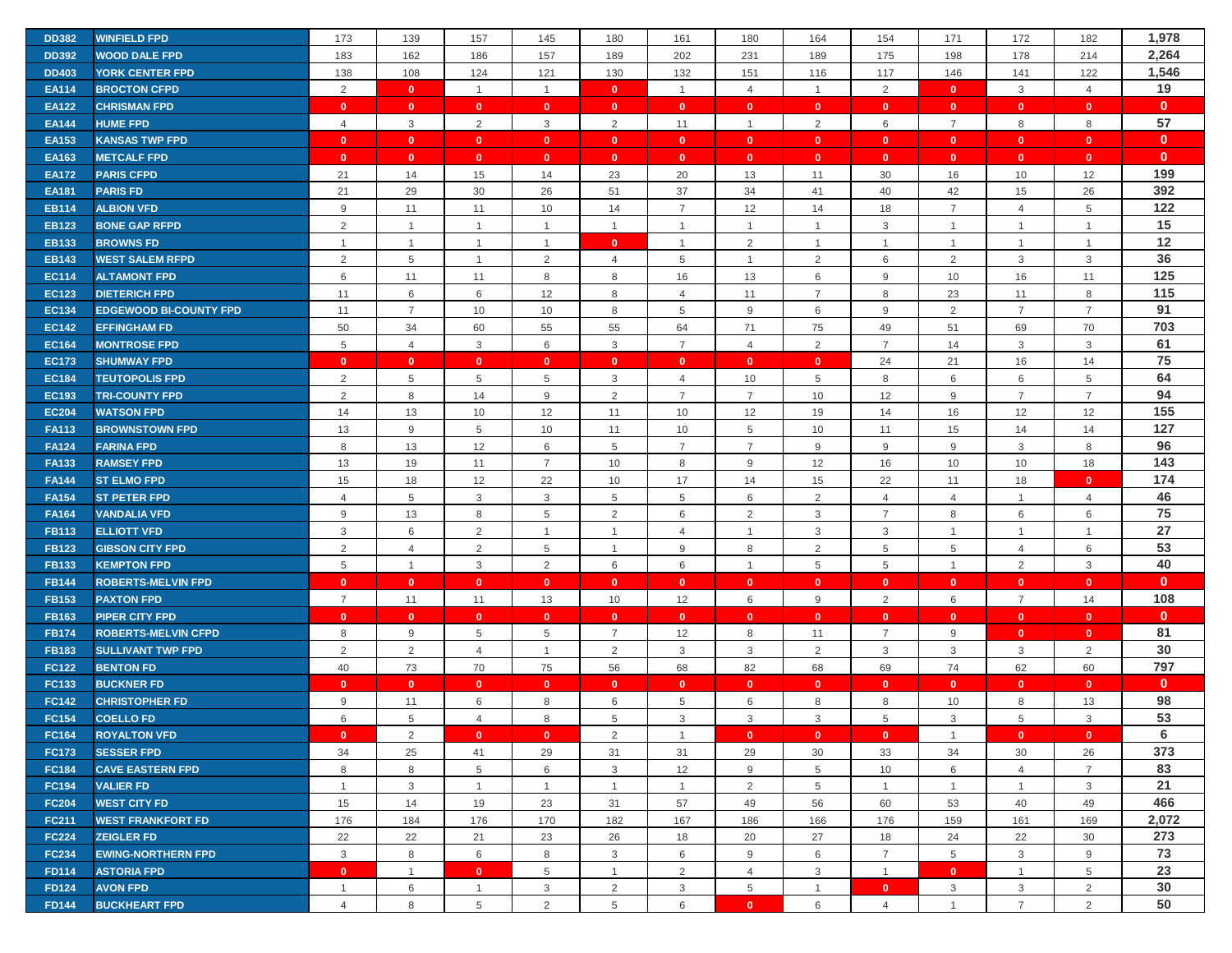| DD382 | WINFIELD FPD | 173 | 139 | 157 | 145 | 180 | 161 | 180 | 164 | 154 | 171 | 172 | 182 | 1,978 |
|---|---|---|---|---|---|---|---|---|---|---|---|---|---|---|
| DD392 | WOOD DALE FPD | 183 | 162 | 186 | 157 | 189 | 202 | 231 | 189 | 175 | 198 | 178 | 214 | 2,264 |
| DD403 | YORK CENTER FPD | 138 | 108 | 124 | 121 | 130 | 132 | 151 | 116 | 117 | 146 | 141 | 122 | 1,546 |
| EA114 | BROCTON CFPD | 2 | 0 | 1 | 1 | 0 | 1 | 4 | 1 | 2 | 0 | 3 | 4 | 19 |
| EA122 | CHRISMAN FPD | 0 | 0 | 0 | 0 | 0 | 0 | 0 | 0 | 0 | 0 | 0 | 0 | 0 |
| EA144 | HUME FPD | 4 | 3 | 2 | 3 | 2 | 11 | 1 | 2 | 6 | 7 | 8 | 8 | 57 |
| EA153 | KANSAS TWP FPD | 0 | 0 | 0 | 0 | 0 | 0 | 0 | 0 | 0 | 0 | 0 | 0 | 0 |
| EA163 | METCALF FPD | 0 | 0 | 0 | 0 | 0 | 0 | 0 | 0 | 0 | 0 | 0 | 0 | 0 |
| EA172 | PARIS CFPD | 21 | 14 | 15 | 14 | 23 | 20 | 13 | 11 | 30 | 16 | 10 | 12 | 199 |
| EA181 | PARIS FD | 21 | 29 | 30 | 26 | 51 | 37 | 34 | 41 | 40 | 42 | 15 | 26 | 392 |
| EB114 | ALBION VFD | 9 | 11 | 11 | 10 | 14 | 7 | 12 | 14 | 18 | 7 | 4 | 5 | 122 |
| EB123 | BONE GAP RFPD | 2 | 1 | 1 | 1 | 1 | 1 | 1 | 1 | 3 | 1 | 1 | 1 | 15 |
| EB133 | BROWNS FD | 1 | 1 | 1 | 1 | 0 | 1 | 2 | 1 | 1 | 1 | 1 | 1 | 12 |
| EB143 | WEST SALEM RFPD | 2 | 5 | 1 | 2 | 4 | 5 | 1 | 2 | 6 | 2 | 3 | 3 | 36 |
| EC114 | ALTAMONT FPD | 6 | 11 | 11 | 8 | 8 | 16 | 13 | 6 | 9 | 10 | 16 | 11 | 125 |
| EC123 | DIETERICH FPD | 11 | 6 | 6 | 12 | 8 | 4 | 11 | 7 | 8 | 23 | 11 | 8 | 115 |
| EC134 | EDGEWOOD BI-COUNTY FPD | 11 | 7 | 10 | 10 | 8 | 5 | 9 | 6 | 9 | 2 | 7 | 7 | 91 |
| EC142 | EFFINGHAM FD | 50 | 34 | 60 | 55 | 55 | 64 | 71 | 75 | 49 | 51 | 69 | 70 | 703 |
| EC164 | MONTROSE FPD | 5 | 4 | 3 | 6 | 3 | 7 | 4 | 2 | 7 | 14 | 3 | 3 | 61 |
| EC173 | SHUMWAY FPD | 0 | 0 | 0 | 0 | 0 | 0 | 0 | 0 | 24 | 21 | 16 | 14 | 75 |
| EC184 | TEUTOPOLIS FPD | 2 | 5 | 5 | 5 | 3 | 4 | 10 | 5 | 8 | 6 | 6 | 5 | 64 |
| EC193 | TRI-COUNTY FPD | 2 | 8 | 14 | 9 | 2 | 7 | 7 | 10 | 12 | 9 | 7 | 7 | 94 |
| EC204 | WATSON FPD | 14 | 13 | 10 | 12 | 11 | 10 | 12 | 19 | 14 | 16 | 12 | 12 | 155 |
| FA113 | BROWNSTOWN FPD | 13 | 9 | 5 | 10 | 11 | 10 | 5 | 10 | 11 | 15 | 14 | 14 | 127 |
| FA124 | FARINA FPD | 8 | 13 | 12 | 6 | 5 | 7 | 7 | 9 | 9 | 9 | 3 | 8 | 96 |
| FA133 | RAMSEY FPD | 13 | 19 | 11 | 7 | 10 | 8 | 9 | 12 | 16 | 10 | 10 | 18 | 143 |
| FA144 | ST ELMO FPD | 15 | 18 | 12 | 22 | 10 | 17 | 14 | 15 | 22 | 11 | 18 | 0 | 174 |
| FA154 | ST PETER FPD | 4 | 5 | 3 | 3 | 5 | 5 | 6 | 2 | 4 | 4 | 1 | 4 | 46 |
| FA164 | VANDALIA VFD | 9 | 13 | 8 | 5 | 2 | 6 | 2 | 3 | 7 | 8 | 6 | 6 | 75 |
| FB113 | ELLIOTT VFD | 3 | 6 | 2 | 1 | 1 | 4 | 1 | 3 | 3 | 1 | 1 | 1 | 27 |
| FB123 | GIBSON CITY FPD | 2 | 4 | 2 | 5 | 1 | 9 | 8 | 2 | 5 | 5 | 4 | 6 | 53 |
| FB133 | KEMPTON FPD | 5 | 1 | 3 | 2 | 6 | 6 | 1 | 5 | 5 | 1 | 2 | 3 | 40 |
| FB144 | ROBERTS-MELVIN FPD | 0 | 0 | 0 | 0 | 0 | 0 | 0 | 0 | 0 | 0 | 0 | 0 | 0 |
| FB153 | PAXTON FPD | 7 | 11 | 11 | 13 | 10 | 12 | 6 | 9 | 2 | 6 | 7 | 14 | 108 |
| FB163 | PIPER CITY FPD | 0 | 0 | 0 | 0 | 0 | 0 | 0 | 0 | 0 | 0 | 0 | 0 | 0 |
| FB174 | ROBERTS-MELVIN CFPD | 8 | 9 | 5 | 5 | 7 | 12 | 8 | 11 | 7 | 9 | 0 | 0 | 81 |
| FB183 | SULLIVANT TWP FPD | 2 | 2 | 4 | 1 | 2 | 3 | 3 | 2 | 3 | 3 | 3 | 2 | 30 |
| FC122 | BENTON FD | 40 | 73 | 70 | 75 | 56 | 68 | 82 | 68 | 69 | 74 | 62 | 60 | 797 |
| FC133 | BUCKNER FD | 0 | 0 | 0 | 0 | 0 | 0 | 0 | 0 | 0 | 0 | 0 | 0 | 0 |
| FC142 | CHRISTOPHER FD | 9 | 11 | 6 | 8 | 6 | 5 | 6 | 8 | 8 | 10 | 8 | 13 | 98 |
| FC154 | COELLO FD | 6 | 5 | 4 | 8 | 5 | 3 | 3 | 3 | 5 | 3 | 5 | 3 | 53 |
| FC164 | ROYALTON VFD | 0 | 2 | 0 | 0 | 2 | 1 | 0 | 0 | 0 | 1 | 0 | 0 | 6 |
| FC173 | SESSER FPD | 34 | 25 | 41 | 29 | 31 | 31 | 29 | 30 | 33 | 34 | 30 | 26 | 373 |
| FC184 | CAVE EASTERN FPD | 8 | 8 | 5 | 6 | 3 | 12 | 9 | 5 | 10 | 6 | 4 | 7 | 83 |
| FC194 | VALIER FD | 1 | 3 | 1 | 1 | 1 | 1 | 2 | 5 | 1 | 1 | 1 | 3 | 21 |
| FC204 | WEST CITY FD | 15 | 14 | 19 | 23 | 31 | 57 | 49 | 56 | 60 | 53 | 40 | 49 | 466 |
| FC211 | WEST FRANKFORT FD | 176 | 184 | 176 | 170 | 182 | 167 | 186 | 166 | 176 | 159 | 161 | 169 | 2,072 |
| FC224 | ZEIGLER FD | 22 | 22 | 21 | 23 | 26 | 18 | 20 | 27 | 18 | 24 | 22 | 30 | 273 |
| FC234 | EWING-NORTHERN FPD | 3 | 8 | 6 | 8 | 3 | 6 | 9 | 6 | 7 | 5 | 3 | 9 | 73 |
| FD114 | ASTORIA FPD | 0 | 1 | 0 | 5 | 1 | 2 | 4 | 3 | 1 | 0 | 1 | 5 | 23 |
| FD124 | AVON FPD | 1 | 6 | 1 | 3 | 2 | 3 | 5 | 1 | 0 | 3 | 3 | 2 | 30 |
| FD144 | BUCKHEART FPD | 4 | 8 | 5 | 2 | 5 | 6 | 0 | 6 | 4 | 1 | 7 | 2 | 50 |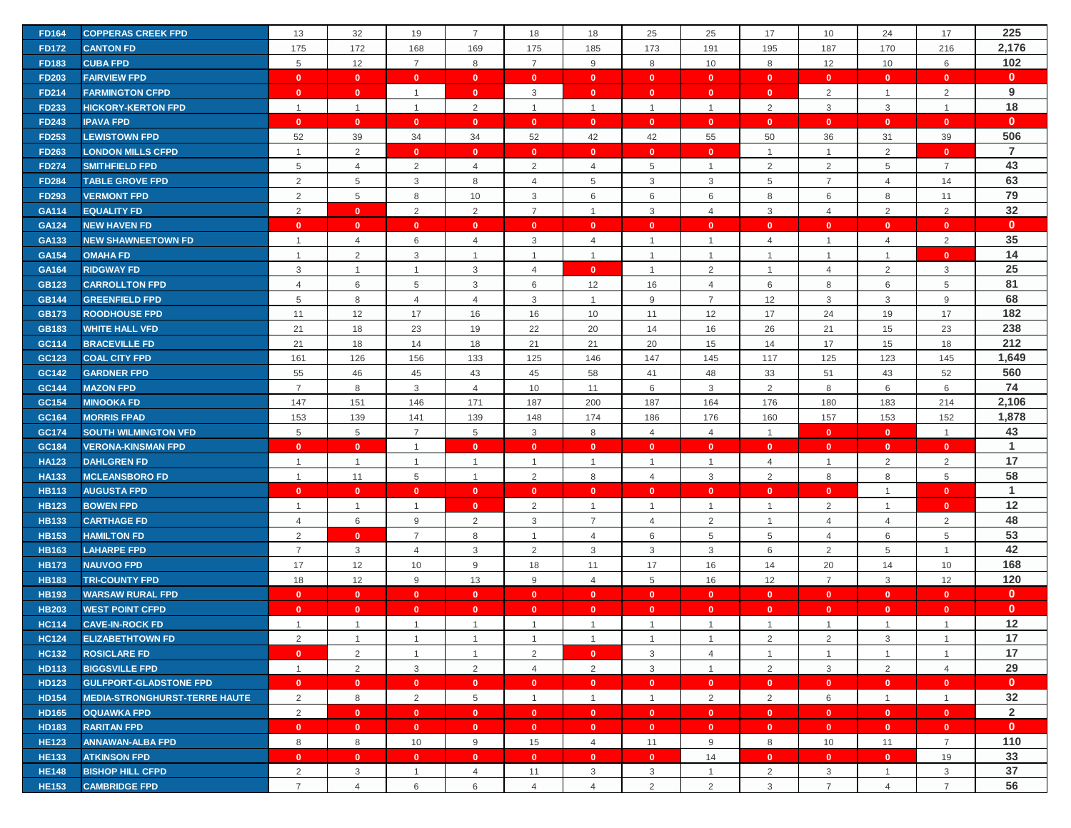| | | | | | | | | | | | | | | |
|---|---|---|---|---|---|---|---|---|---|---|---|---|---|---|
| FD164 | COPPERAS CREEK FPD | 13 | 32 | 19 | 7 | 18 | 18 | 25 | 25 | 17 | 10 | 24 | 17 | 225 |
| FD172 | CANTON FD | 175 | 172 | 168 | 169 | 175 | 185 | 173 | 191 | 195 | 187 | 170 | 216 | 2,176 |
| FD183 | CUBA FPD | 5 | 12 | 7 | 8 | 7 | 9 | 8 | 10 | 8 | 12 | 10 | 6 | 102 |
| FD203 | FAIRVIEW FPD | 0 | 0 | 0 | 0 | 0 | 0 | 0 | 0 | 0 | 0 | 0 | 0 | 0 |
| FD214 | FARMINGTON CFPD | 0 | 0 | 1 | 0 | 3 | 0 | 0 | 0 | 0 | 2 | 1 | 2 | 9 |
| FD233 | HICKORY-KERTON FPD | 1 | 1 | 1 | 2 | 1 | 1 | 1 | 1 | 2 | 3 | 3 | 1 | 18 |
| FD243 | IPAVA FPD | 0 | 0 | 0 | 0 | 0 | 0 | 0 | 0 | 0 | 0 | 0 | 0 | 0 |
| FD253 | LEWISTOWN FPD | 52 | 39 | 34 | 34 | 52 | 42 | 42 | 55 | 50 | 36 | 31 | 39 | 506 |
| FD263 | LONDON MILLS CFPD | 1 | 2 | 0 | 0 | 0 | 0 | 0 | 0 | 1 | 1 | 2 | 0 | 7 |
| FD274 | SMITHFIELD FPD | 5 | 4 | 2 | 4 | 2 | 4 | 5 | 1 | 2 | 2 | 5 | 7 | 43 |
| FD284 | TABLE GROVE FPD | 2 | 5 | 3 | 8 | 4 | 5 | 3 | 3 | 5 | 7 | 4 | 14 | 63 |
| FD293 | VERMONT FPD | 2 | 5 | 8 | 10 | 3 | 6 | 6 | 6 | 8 | 6 | 8 | 11 | 79 |
| GA114 | EQUALITY FD | 2 | 0 | 2 | 2 | 7 | 1 | 3 | 4 | 3 | 4 | 2 | 2 | 32 |
| GA124 | NEW HAVEN FD | 0 | 0 | 0 | 0 | 0 | 0 | 0 | 0 | 0 | 0 | 0 | 0 | 0 |
| GA133 | NEW SHAWNEETOWN FD | 1 | 4 | 6 | 4 | 3 | 4 | 1 | 1 | 4 | 1 | 4 | 2 | 35 |
| GA154 | OMAHA FD | 1 | 2 | 3 | 1 | 1 | 1 | 1 | 1 | 1 | 1 | 1 | 0 | 14 |
| GA164 | RIDGWAY FD | 3 | 1 | 1 | 3 | 4 | 0 | 1 | 2 | 1 | 4 | 2 | 3 | 25 |
| GB123 | CARROLLTON FPD | 4 | 6 | 5 | 3 | 6 | 12 | 16 | 4 | 6 | 8 | 6 | 5 | 81 |
| GB144 | GREENFIELD FPD | 5 | 8 | 4 | 4 | 3 | 1 | 9 | 7 | 12 | 3 | 3 | 9 | 68 |
| GB173 | ROODHOUSE FPD | 11 | 12 | 17 | 16 | 16 | 10 | 11 | 12 | 17 | 24 | 19 | 17 | 182 |
| GB183 | WHITE HALL VFD | 21 | 18 | 23 | 19 | 22 | 20 | 14 | 16 | 26 | 21 | 15 | 23 | 238 |
| GC114 | BRACEVILLE FD | 21 | 18 | 14 | 18 | 21 | 21 | 20 | 15 | 14 | 17 | 15 | 18 | 212 |
| GC123 | COAL CITY FPD | 161 | 126 | 156 | 133 | 125 | 146 | 147 | 145 | 117 | 125 | 123 | 145 | 1,649 |
| GC142 | GARDNER FPD | 55 | 46 | 45 | 43 | 45 | 58 | 41 | 48 | 33 | 51 | 43 | 52 | 560 |
| GC144 | MAZON FPD | 7 | 8 | 3 | 4 | 10 | 11 | 6 | 3 | 2 | 8 | 6 | 6 | 74 |
| GC154 | MINOOKA FD | 147 | 151 | 146 | 171 | 187 | 200 | 187 | 164 | 176 | 180 | 183 | 214 | 2,106 |
| GC164 | MORRIS FPAD | 153 | 139 | 141 | 139 | 148 | 174 | 186 | 176 | 160 | 157 | 153 | 152 | 1,878 |
| GC174 | SOUTH WILMINGTON VFD | 5 | 5 | 7 | 5 | 3 | 8 | 4 | 4 | 1 | 0 | 0 | 1 | 43 |
| GC184 | VERONA-KINSMAN FPD | 0 | 0 | 1 | 0 | 0 | 0 | 0 | 0 | 0 | 0 | 0 | 0 | 1 |
| HA123 | DAHLGREN FD | 1 | 1 | 1 | 1 | 1 | 1 | 1 | 1 | 4 | 1 | 2 | 2 | 17 |
| HA133 | MCLEANSBORO FD | 1 | 11 | 5 | 1 | 2 | 8 | 4 | 3 | 2 | 8 | 8 | 5 | 58 |
| HB113 | AUGUSTA FPD | 0 | 0 | 0 | 0 | 0 | 0 | 0 | 0 | 0 | 0 | 1 | 0 | 1 |
| HB123 | BOWEN FPD | 1 | 1 | 1 | 0 | 2 | 1 | 1 | 1 | 1 | 2 | 1 | 0 | 12 |
| HB133 | CARTHAGE FD | 4 | 6 | 9 | 2 | 3 | 7 | 4 | 2 | 1 | 4 | 4 | 2 | 48 |
| HB153 | HAMILTON FD | 2 | 0 | 7 | 8 | 1 | 4 | 6 | 5 | 5 | 4 | 6 | 5 | 53 |
| HB163 | LAHARPE FPD | 7 | 3 | 4 | 3 | 2 | 3 | 3 | 3 | 6 | 2 | 5 | 1 | 42 |
| HB173 | NAUVOO FPD | 17 | 12 | 10 | 9 | 18 | 11 | 17 | 16 | 14 | 20 | 14 | 10 | 168 |
| HB183 | TRI-COUNTY FPD | 18 | 12 | 9 | 13 | 9 | 4 | 5 | 16 | 12 | 7 | 3 | 12 | 120 |
| HB193 | WARSAW RURAL FPD | 0 | 0 | 0 | 0 | 0 | 0 | 0 | 0 | 0 | 0 | 0 | 0 | 0 |
| HB203 | WEST POINT CFPD | 0 | 0 | 0 | 0 | 0 | 0 | 0 | 0 | 0 | 0 | 0 | 0 | 0 |
| HC114 | CAVE-IN-ROCK FD | 1 | 1 | 1 | 1 | 1 | 1 | 1 | 1 | 1 | 1 | 1 | 1 | 12 |
| HC124 | ELIZABETHTOWN FD | 2 | 1 | 1 | 1 | 1 | 1 | 1 | 1 | 2 | 2 | 3 | 1 | 17 |
| HC132 | ROSICLARE FD | 0 | 2 | 1 | 1 | 2 | 0 | 3 | 4 | 1 | 1 | 1 | 1 | 17 |
| HD113 | BIGGSVILLE FPD | 1 | 2 | 3 | 2 | 4 | 2 | 3 | 1 | 2 | 3 | 2 | 4 | 29 |
| HD123 | GULFPORT-GLADSTONE FPD | 0 | 0 | 0 | 0 | 0 | 0 | 0 | 0 | 0 | 0 | 0 | 0 | 0 |
| HD154 | MEDIA-STRONGHURST-TERRE HAUTE | 2 | 8 | 2 | 5 | 1 | 1 | 1 | 2 | 2 | 6 | 1 | 1 | 32 |
| HD165 | OQUAWKA FPD | 2 | 0 | 0 | 0 | 0 | 0 | 0 | 0 | 0 | 0 | 0 | 0 | 2 |
| HD183 | RARITAN FPD | 0 | 0 | 0 | 0 | 0 | 0 | 0 | 0 | 0 | 0 | 0 | 0 | 0 |
| HE123 | ANNAWAN-ALBA FPD | 8 | 8 | 10 | 9 | 15 | 4 | 11 | 9 | 8 | 10 | 11 | 7 | 110 |
| HE133 | ATKINSON FPD | 0 | 0 | 0 | 0 | 0 | 0 | 0 | 14 | 0 | 0 | 0 | 19 | 33 |
| HE148 | BISHOP HILL CFPD | 2 | 3 | 1 | 4 | 11 | 3 | 3 | 1 | 2 | 3 | 1 | 3 | 37 |
| HE153 | CAMBRIDGE FPD | 7 | 4 | 6 | 6 | 4 | 4 | 2 | 2 | 3 | 7 | 4 | 7 | 56 |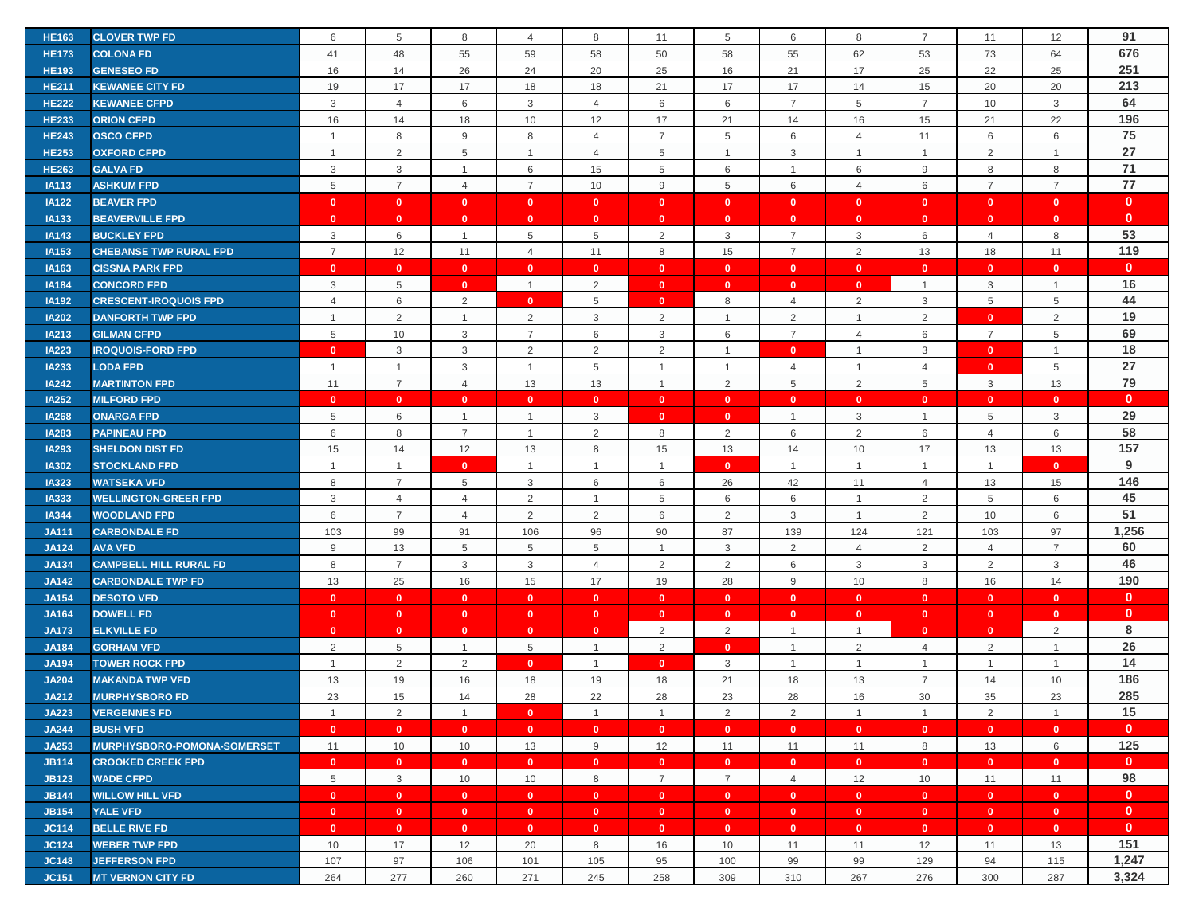| | | | | | | | | | | | | | | |
|---|---|---|---|---|---|---|---|---|---|---|---|---|---|---|
| HE163 | CLOVER TWP FD | 6 | 5 | 8 | 4 | 8 | 11 | 5 | 6 | 8 | 7 | 11 | 12 | 91 |
| HE173 | COLONA FD | 41 | 48 | 55 | 59 | 58 | 50 | 58 | 55 | 62 | 53 | 73 | 64 | 676 |
| HE193 | GENESEO FD | 16 | 14 | 26 | 24 | 20 | 25 | 16 | 21 | 17 | 25 | 22 | 25 | 251 |
| HE211 | KEWANEE CITY FD | 19 | 17 | 17 | 18 | 18 | 21 | 17 | 17 | 14 | 15 | 20 | 20 | 213 |
| HE222 | KEWANEE CFPD | 3 | 4 | 6 | 3 | 4 | 6 | 6 | 7 | 5 | 7 | 10 | 3 | 64 |
| HE233 | ORION CFPD | 16 | 14 | 18 | 10 | 12 | 17 | 21 | 14 | 16 | 15 | 21 | 22 | 196 |
| HE243 | OSCO CFPD | 1 | 8 | 9 | 8 | 4 | 7 | 5 | 6 | 4 | 11 | 6 | 6 | 75 |
| HE253 | OXFORD CFPD | 1 | 2 | 5 | 1 | 4 | 5 | 1 | 3 | 1 | 1 | 2 | 1 | 27 |
| HE263 | GALVA FD | 3 | 3 | 1 | 6 | 15 | 5 | 6 | 1 | 6 | 9 | 8 | 8 | 71 |
| IA113 | ASHKUM FPD | 5 | 7 | 4 | 7 | 10 | 9 | 5 | 6 | 4 | 6 | 7 | 7 | 77 |
| IA122 | BEAVER FPD | 0 | 0 | 0 | 0 | 0 | 0 | 0 | 0 | 0 | 0 | 0 | 0 | 0 |
| IA133 | BEAVERVILLE FPD | 0 | 0 | 0 | 0 | 0 | 0 | 0 | 0 | 0 | 0 | 0 | 0 | 0 |
| IA143 | BUCKLEY FPD | 3 | 6 | 1 | 5 | 5 | 2 | 3 | 7 | 3 | 6 | 4 | 8 | 53 |
| IA153 | CHEBANSE TWP RURAL FPD | 7 | 12 | 11 | 4 | 11 | 8 | 15 | 7 | 2 | 13 | 18 | 11 | 119 |
| IA163 | CISSNA PARK FPD | 0 | 0 | 0 | 0 | 0 | 0 | 0 | 0 | 0 | 0 | 0 | 0 | 0 |
| IA184 | CONCORD FPD | 3 | 5 | 0 | 1 | 2 | 0 | 0 | 0 | 0 | 0 | 1 | 3 | 1 | 16 |
| IA192 | CRESCENT-IROQUOIS FPD | 4 | 6 | 2 | 0 | 5 | 0 | 8 | 4 | 2 | 3 | 5 | 5 | 44 |
| IA202 | DANFORTH TWP FPD | 1 | 2 | 1 | 2 | 3 | 2 | 1 | 2 | 1 | 2 | 0 | 2 | 19 |
| IA213 | GILMAN CFPD | 5 | 10 | 3 | 7 | 6 | 3 | 6 | 7 | 4 | 6 | 7 | 5 | 69 |
| IA223 | IROQUOIS-FORD FPD | 0 | 3 | 3 | 2 | 2 | 2 | 1 | 0 | 1 | 3 | 0 | 1 | 18 |
| IA233 | LODA FPD | 1 | 1 | 3 | 1 | 5 | 1 | 1 | 4 | 1 | 4 | 0 | 5 | 27 |
| IA242 | MARTINTON FPD | 11 | 7 | 4 | 13 | 13 | 1 | 2 | 5 | 2 | 5 | 3 | 13 | 79 |
| IA252 | MILFORD FPD | 0 | 0 | 0 | 0 | 0 | 0 | 0 | 0 | 0 | 0 | 0 | 0 | 0 |
| IA268 | ONARGA FPD | 5 | 6 | 1 | 1 | 3 | 0 | 0 | 1 | 3 | 1 | 5 | 3 | 29 |
| IA283 | PAPINEAU FPD | 6 | 8 | 7 | 1 | 2 | 8 | 2 | 6 | 2 | 6 | 4 | 6 | 58 |
| IA293 | SHELDON DIST FD | 15 | 14 | 12 | 13 | 8 | 15 | 13 | 14 | 10 | 17 | 13 | 13 | 157 |
| IA302 | STOCKLAND FPD | 1 | 1 | 0 | 1 | 1 | 1 | 0 | 1 | 1 | 1 | 1 | 0 | 9 |
| IA323 | WATSEKA VFD | 8 | 7 | 5 | 3 | 6 | 6 | 26 | 42 | 11 | 4 | 13 | 15 | 146 |
| IA333 | WELLINGTON-GREER FPD | 3 | 4 | 4 | 2 | 1 | 5 | 6 | 6 | 1 | 2 | 5 | 6 | 45 |
| IA344 | WOODLAND FPD | 6 | 7 | 4 | 2 | 2 | 6 | 2 | 3 | 1 | 2 | 10 | 6 | 51 |
| JA111 | CARBONDALE FD | 103 | 99 | 91 | 106 | 96 | 90 | 87 | 139 | 124 | 121 | 103 | 97 | 1,256 |
| JA124 | AVA VFD | 9 | 13 | 5 | 5 | 5 | 1 | 3 | 2 | 4 | 2 | 4 | 7 | 60 |
| JA134 | CAMPBELL HILL RURAL FD | 8 | 7 | 3 | 3 | 4 | 2 | 2 | 6 | 3 | 3 | 2 | 3 | 46 |
| JA142 | CARBONDALE TWP FD | 13 | 25 | 16 | 15 | 17 | 19 | 28 | 9 | 10 | 8 | 16 | 14 | 190 |
| JA154 | DESOTO VFD | 0 | 0 | 0 | 0 | 0 | 0 | 0 | 0 | 0 | 0 | 0 | 0 | 0 |
| JA164 | DOWELL FD | 0 | 0 | 0 | 0 | 0 | 0 | 0 | 0 | 0 | 0 | 0 | 0 | 0 |
| JA173 | ELKVILLE FD | 0 | 0 | 0 | 0 | 0 | 2 | 2 | 1 | 1 | 0 | 0 | 2 | 8 |
| JA184 | GORHAM VFD | 2 | 5 | 1 | 5 | 1 | 2 | 0 | 1 | 2 | 4 | 2 | 1 | 26 |
| JA194 | TOWER ROCK FPD | 1 | 2 | 2 | 0 | 1 | 0 | 3 | 1 | 1 | 1 | 1 | 1 | 14 |
| JA204 | MAKANDA TWP VFD | 13 | 19 | 16 | 18 | 19 | 18 | 21 | 18 | 13 | 7 | 14 | 10 | 186 |
| JA212 | MURPHYSBORO FD | 23 | 15 | 14 | 28 | 22 | 28 | 23 | 28 | 16 | 30 | 35 | 23 | 285 |
| JA223 | VERGENNES FD | 1 | 2 | 1 | 0 | 1 | 1 | 2 | 2 | 1 | 1 | 2 | 1 | 15 |
| JA244 | BUSH VFD | 0 | 0 | 0 | 0 | 0 | 0 | 0 | 0 | 0 | 0 | 0 | 0 | 0 |
| JA253 | MURPHYSBORO-POMONA-SOMERSET | 11 | 10 | 10 | 13 | 9 | 12 | 11 | 11 | 11 | 8 | 13 | 6 | 125 |
| JB114 | CROOKED CREEK FPD | 0 | 0 | 0 | 0 | 0 | 0 | 0 | 0 | 0 | 0 | 0 | 0 | 0 |
| JB123 | WADE CFPD | 5 | 3 | 10 | 10 | 8 | 7 | 7 | 4 | 12 | 10 | 11 | 11 | 98 |
| JB144 | WILLOW HILL VFD | 0 | 0 | 0 | 0 | 0 | 0 | 0 | 0 | 0 | 0 | 0 | 0 | 0 |
| JB154 | YALE VFD | 0 | 0 | 0 | 0 | 0 | 0 | 0 | 0 | 0 | 0 | 0 | 0 | 0 |
| JC114 | BELLE RIVE FD | 0 | 0 | 0 | 0 | 0 | 0 | 0 | 0 | 0 | 0 | 0 | 0 | 0 |
| JC124 | WEBER TWP FPD | 10 | 17 | 12 | 20 | 8 | 16 | 10 | 11 | 11 | 12 | 11 | 13 | 151 |
| JC148 | JEFFERSON FPD | 107 | 97 | 106 | 101 | 105 | 95 | 100 | 99 | 99 | 129 | 94 | 115 | 1,247 |
| JC151 | MT VERNON CITY FD | 264 | 277 | 260 | 271 | 245 | 258 | 309 | 310 | 267 | 276 | 300 | 287 | 3,324 |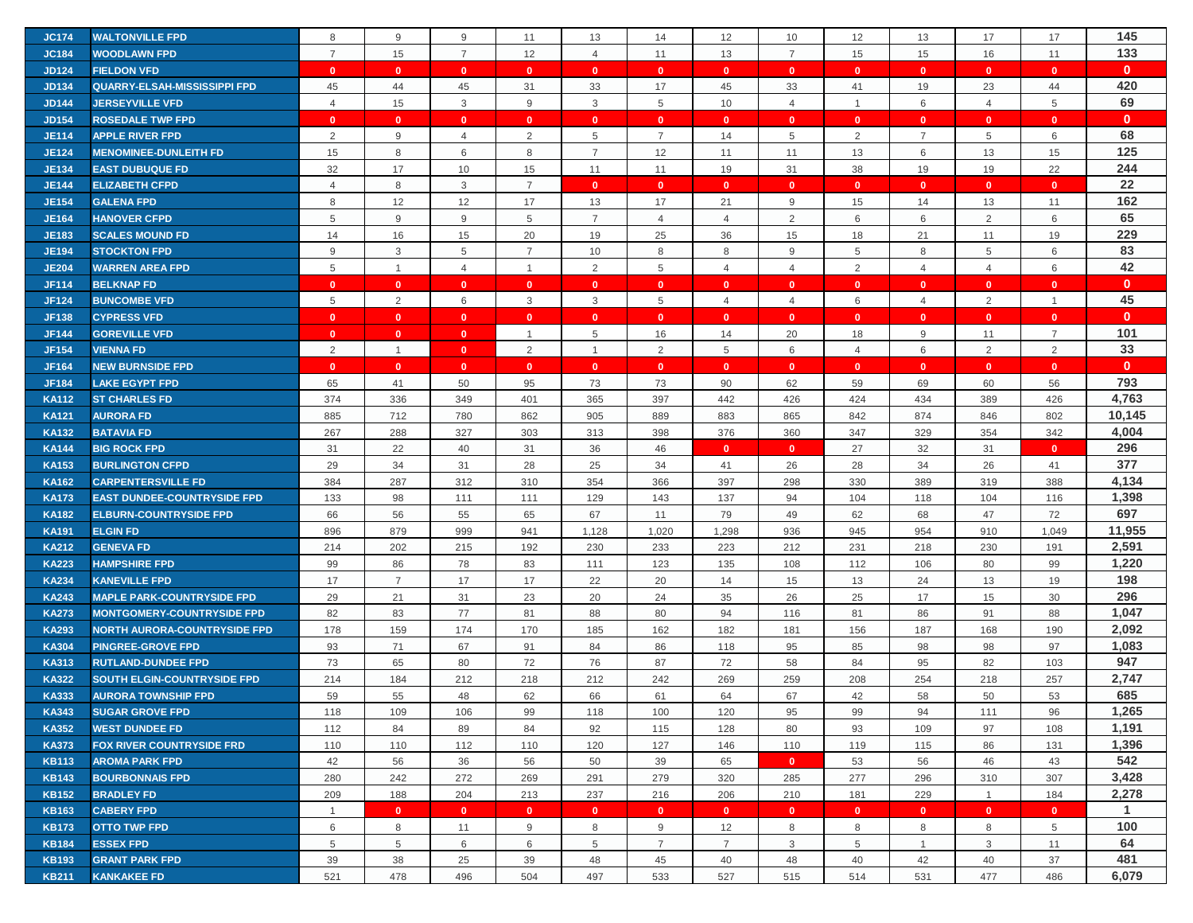| | | | | | | | | | | | | | | |
|---|---|---|---|---|---|---|---|---|---|---|---|---|---|---|
| JC174 | WALTONVILLE FPD | 8 | 9 | 9 | 11 | 13 | 14 | 12 | 10 | 12 | 13 | 17 | 17 | 145 |
| JC184 | WOODLAWN FPD | 7 | 15 | 7 | 12 | 4 | 11 | 13 | 7 | 15 | 15 | 16 | 11 | 133 |
| JD124 | FIELDON VFD | 0 | 0 | 0 | 0 | 0 | 0 | 0 | 0 | 0 | 0 | 0 | 0 | 0 |
| JD134 | QUARRY-ELSAH-MISSISSIPPI FPD | 45 | 44 | 45 | 31 | 33 | 17 | 45 | 33 | 41 | 19 | 23 | 44 | 420 |
| JD144 | JERSEYVILLE VFD | 4 | 15 | 3 | 9 | 3 | 5 | 10 | 4 | 1 | 6 | 4 | 5 | 69 |
| JD154 | ROSEDALE TWP FPD | 0 | 0 | 0 | 0 | 0 | 0 | 0 | 0 | 0 | 0 | 0 | 0 | 0 |
| JE114 | APPLE RIVER FPD | 2 | 9 | 4 | 2 | 5 | 7 | 14 | 5 | 2 | 7 | 5 | 6 | 68 |
| JE124 | MENOMINEE-DUNLEITH FD | 15 | 8 | 6 | 8 | 7 | 12 | 11 | 11 | 13 | 6 | 13 | 15 | 125 |
| JE134 | EAST DUBUQUE FD | 32 | 17 | 10 | 15 | 11 | 11 | 19 | 31 | 38 | 19 | 19 | 22 | 244 |
| JE144 | ELIZABETH CFPD | 4 | 8 | 3 | 7 | 0 | 0 | 0 | 0 | 0 | 0 | 0 | 0 | 22 |
| JE154 | GALENA FPD | 8 | 12 | 12 | 17 | 13 | 17 | 21 | 9 | 15 | 14 | 13 | 11 | 162 |
| JE164 | HANOVER CFPD | 5 | 9 | 9 | 5 | 7 | 4 | 4 | 2 | 6 | 6 | 2 | 6 | 65 |
| JE183 | SCALES MOUND FD | 14 | 16 | 15 | 20 | 19 | 25 | 36 | 15 | 18 | 21 | 11 | 19 | 229 |
| JE194 | STOCKTON FPD | 9 | 3 | 5 | 7 | 10 | 8 | 8 | 9 | 5 | 8 | 5 | 6 | 83 |
| JE204 | WARREN AREA FPD | 5 | 1 | 4 | 1 | 2 | 5 | 4 | 4 | 2 | 4 | 4 | 6 | 42 |
| JF114 | BELKNAP FD | 0 | 0 | 0 | 0 | 0 | 0 | 0 | 0 | 0 | 0 | 0 | 0 | 0 |
| JF124 | BUNCOMBE VFD | 5 | 2 | 6 | 3 | 3 | 5 | 4 | 4 | 6 | 4 | 2 | 1 | 45 |
| JF138 | CYPRESS VFD | 0 | 0 | 0 | 0 | 0 | 0 | 0 | 0 | 0 | 0 | 0 | 0 | 0 |
| JF144 | GOREVILLE VFD | 0 | 0 | 0 | 1 | 5 | 16 | 14 | 20 | 18 | 9 | 11 | 7 | 101 |
| JF154 | VIENNA FD | 2 | 1 | 0 | 2 | 1 | 2 | 5 | 6 | 4 | 6 | 2 | 2 | 33 |
| JF164 | NEW BURNSIDE FPD | 0 | 0 | 0 | 0 | 0 | 0 | 0 | 0 | 0 | 0 | 0 | 0 | 0 |
| JF184 | LAKE EGYPT FPD | 65 | 41 | 50 | 95 | 73 | 73 | 90 | 62 | 59 | 69 | 60 | 56 | 793 |
| KA112 | ST CHARLES FD | 374 | 336 | 349 | 401 | 365 | 397 | 442 | 426 | 424 | 434 | 389 | 426 | 4,763 |
| KA121 | AURORA FD | 885 | 712 | 780 | 862 | 905 | 889 | 883 | 865 | 842 | 874 | 846 | 802 | 10,145 |
| KA132 | BATAVIA FD | 267 | 288 | 327 | 303 | 313 | 398 | 376 | 360 | 347 | 329 | 354 | 342 | 4,004 |
| KA144 | BIG ROCK FPD | 31 | 22 | 40 | 31 | 36 | 46 | 0 | 0 | 27 | 32 | 31 | 0 | 296 |
| KA153 | BURLINGTON CFPD | 29 | 34 | 31 | 28 | 25 | 34 | 41 | 26 | 28 | 34 | 26 | 41 | 377 |
| KA162 | CARPENTERSVILLE FD | 384 | 287 | 312 | 310 | 354 | 366 | 397 | 298 | 330 | 389 | 319 | 388 | 4,134 |
| KA173 | EAST DUNDEE-COUNTRYSIDE FPD | 133 | 98 | 111 | 111 | 129 | 143 | 137 | 94 | 104 | 118 | 104 | 116 | 1,398 |
| KA182 | ELBURN-COUNTRYSIDE FPD | 66 | 56 | 55 | 65 | 67 | 11 | 79 | 49 | 62 | 68 | 47 | 72 | 697 |
| KA191 | ELGIN FD | 896 | 879 | 999 | 941 | 1,128 | 1,020 | 1,298 | 936 | 945 | 954 | 910 | 1,049 | 11,955 |
| KA212 | GENEVA FD | 214 | 202 | 215 | 192 | 230 | 233 | 223 | 212 | 231 | 218 | 230 | 191 | 2,591 |
| KA223 | HAMPSHIRE FPD | 99 | 86 | 78 | 83 | 111 | 123 | 135 | 108 | 112 | 106 | 80 | 99 | 1,220 |
| KA234 | KANEVILLE FPD | 17 | 7 | 17 | 17 | 22 | 20 | 14 | 15 | 13 | 24 | 13 | 19 | 198 |
| KA243 | MAPLE PARK-COUNTRYSIDE FPD | 29 | 21 | 31 | 23 | 20 | 24 | 35 | 26 | 25 | 17 | 15 | 30 | 296 |
| KA273 | MONTGOMERY-COUNTRYSIDE FPD | 82 | 83 | 77 | 81 | 88 | 80 | 94 | 116 | 81 | 86 | 91 | 88 | 1,047 |
| KA293 | NORTH AURORA-COUNTRYSIDE FPD | 178 | 159 | 174 | 170 | 185 | 162 | 182 | 181 | 156 | 187 | 168 | 190 | 2,092 |
| KA304 | PINGREE-GROVE FPD | 93 | 71 | 67 | 91 | 84 | 86 | 118 | 95 | 85 | 98 | 98 | 97 | 1,083 |
| KA313 | RUTLAND-DUNDEE FPD | 73 | 65 | 80 | 72 | 76 | 87 | 72 | 58 | 84 | 95 | 82 | 103 | 947 |
| KA322 | SOUTH ELGIN-COUNTRYSIDE FPD | 214 | 184 | 212 | 218 | 212 | 242 | 269 | 259 | 208 | 254 | 218 | 257 | 2,747 |
| KA333 | AURORA TOWNSHIP FPD | 59 | 55 | 48 | 62 | 66 | 61 | 64 | 67 | 42 | 58 | 50 | 53 | 685 |
| KA343 | SUGAR GROVE FPD | 118 | 109 | 106 | 99 | 118 | 100 | 120 | 95 | 99 | 94 | 111 | 96 | 1,265 |
| KA352 | WEST DUNDEE FD | 112 | 84 | 89 | 84 | 92 | 115 | 128 | 80 | 93 | 109 | 97 | 108 | 1,191 |
| KA373 | FOX RIVER COUNTRYSIDE FRD | 110 | 110 | 112 | 110 | 120 | 127 | 146 | 110 | 119 | 115 | 86 | 131 | 1,396 |
| KB113 | AROMA PARK FPD | 42 | 56 | 36 | 56 | 50 | 39 | 65 | 0 | 53 | 56 | 46 | 43 | 542 |
| KB143 | BOURBONNAIS FPD | 280 | 242 | 272 | 269 | 291 | 279 | 320 | 285 | 277 | 296 | 310 | 307 | 3,428 |
| KB152 | BRADLEY FD | 209 | 188 | 204 | 213 | 237 | 216 | 206 | 210 | 181 | 229 | 1 | 184 | 2,278 |
| KB163 | CABERY FPD | 1 | 0 | 0 | 0 | 0 | 0 | 0 | 0 | 0 | 0 | 0 | 0 | 1 |
| KB173 | OTTO TWP FPD | 6 | 8 | 11 | 9 | 8 | 9 | 12 | 8 | 8 | 8 | 8 | 5 | 100 |
| KB184 | ESSEX FPD | 5 | 5 | 6 | 6 | 5 | 7 | 7 | 3 | 5 | 1 | 3 | 11 | 64 |
| KB193 | GRANT PARK FPD | 39 | 38 | 25 | 39 | 48 | 45 | 40 | 48 | 40 | 42 | 40 | 37 | 481 |
| KB211 | KANKAKEE FD | 521 | 478 | 496 | 504 | 497 | 533 | 527 | 515 | 514 | 531 | 477 | 486 | 6,079 |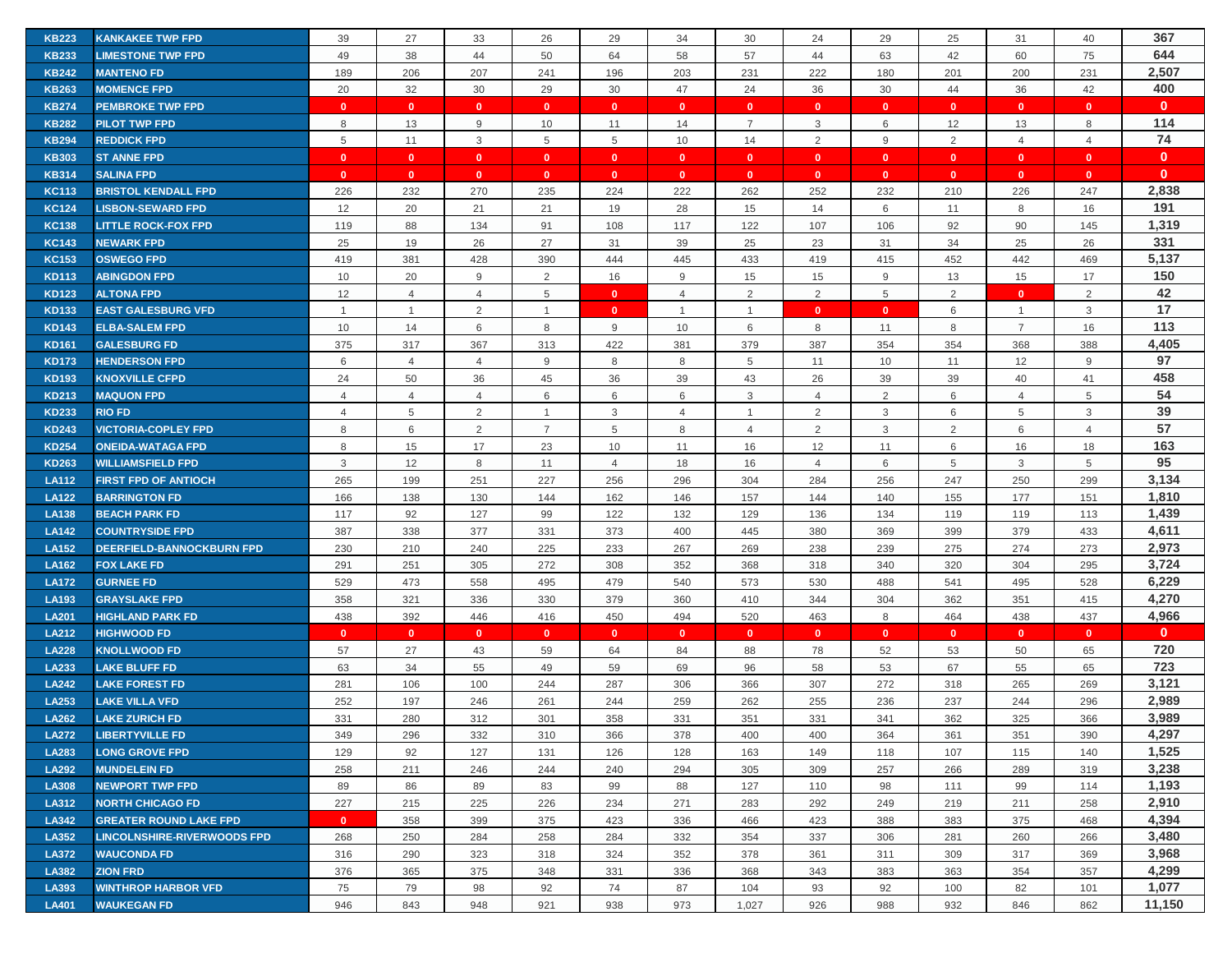| | | | | | | | | | | | | | | |
|---|---|---|---|---|---|---|---|---|---|---|---|---|---|---|
| KB223 | KANKAKEE TWP FPD | 39 | 27 | 33 | 26 | 29 | 34 | 30 | 24 | 29 | 25 | 31 | 40 | 367 |
| KB233 | LIMESTONE TWP FPD | 49 | 38 | 44 | 50 | 64 | 58 | 57 | 44 | 63 | 42 | 60 | 75 | 644 |
| KB242 | MANTENO FD | 189 | 206 | 207 | 241 | 196 | 203 | 231 | 222 | 180 | 201 | 200 | 231 | 2,507 |
| KB263 | MOMENCE FPD | 20 | 32 | 30 | 29 | 30 | 47 | 24 | 36 | 30 | 44 | 36 | 42 | 400 |
| KB274 | PEMBROKE TWP FPD | 0 | 0 | 0 | 0 | 0 | 0 | 0 | 0 | 0 | 0 | 0 | 0 | 0 |
| KB282 | PILOT TWP FPD | 8 | 13 | 9 | 10 | 11 | 14 | 7 | 3 | 6 | 12 | 13 | 8 | 114 |
| KB294 | REDDICK FPD | 5 | 11 | 3 | 5 | 5 | 10 | 14 | 2 | 9 | 2 | 4 | 4 | 74 |
| KB303 | ST ANNE FPD | 0 | 0 | 0 | 0 | 0 | 0 | 0 | 0 | 0 | 0 | 0 | 0 | 0 |
| KB314 | SALINA FPD | 0 | 0 | 0 | 0 | 0 | 0 | 0 | 0 | 0 | 0 | 0 | 0 | 0 |
| KC113 | BRISTOL KENDALL FPD | 226 | 232 | 270 | 235 | 224 | 222 | 262 | 252 | 232 | 210 | 226 | 247 | 2,838 |
| KC124 | LISBON-SEWARD FPD | 12 | 20 | 21 | 21 | 19 | 28 | 15 | 14 | 6 | 11 | 8 | 16 | 191 |
| KC138 | LITTLE ROCK-FOX FPD | 119 | 88 | 134 | 91 | 108 | 117 | 122 | 107 | 106 | 92 | 90 | 145 | 1,319 |
| KC143 | NEWARK FPD | 25 | 19 | 26 | 27 | 31 | 39 | 25 | 23 | 31 | 34 | 25 | 26 | 331 |
| KC153 | OSWEGO FPD | 419 | 381 | 428 | 390 | 444 | 445 | 433 | 419 | 415 | 452 | 442 | 469 | 5,137 |
| KD113 | ABINGDON FPD | 10 | 20 | 9 | 2 | 16 | 9 | 15 | 15 | 9 | 13 | 15 | 17 | 150 |
| KD123 | ALTONA FPD | 12 | 4 | 4 | 5 | 0 | 4 | 2 | 2 | 5 | 2 | 0 | 2 | 42 |
| KD133 | EAST GALESBURG VFD | 1 | 1 | 2 | 1 | 0 | 1 | 1 | 0 | 0 | 6 | 1 | 3 | 17 |
| KD143 | ELBA-SALEM FPD | 10 | 14 | 6 | 8 | 9 | 10 | 6 | 8 | 11 | 8 | 7 | 16 | 113 |
| KD161 | GALESBURG FD | 375 | 317 | 367 | 313 | 422 | 381 | 379 | 387 | 354 | 354 | 368 | 388 | 4,405 |
| KD173 | HENDERSON FPD | 6 | 4 | 4 | 9 | 8 | 8 | 5 | 11 | 10 | 11 | 12 | 9 | 97 |
| KD193 | KNOXVILLE CFPD | 24 | 50 | 36 | 45 | 36 | 39 | 43 | 26 | 39 | 39 | 40 | 41 | 458 |
| KD213 | MAQUON FPD | 4 | 4 | 4 | 6 | 6 | 6 | 3 | 4 | 2 | 6 | 4 | 5 | 54 |
| KD233 | RIO FD | 4 | 5 | 2 | 1 | 3 | 4 | 1 | 2 | 3 | 6 | 5 | 3 | 39 |
| KD243 | VICTORIA-COPLEY FPD | 8 | 6 | 2 | 7 | 5 | 8 | 4 | 2 | 3 | 2 | 6 | 4 | 57 |
| KD254 | ONEIDA-WATAGA FPD | 8 | 15 | 17 | 23 | 10 | 11 | 16 | 12 | 11 | 6 | 16 | 18 | 163 |
| KD263 | WILLIAMSFIELD FPD | 3 | 12 | 8 | 11 | 4 | 18 | 16 | 4 | 6 | 5 | 3 | 5 | 95 |
| LA112 | FIRST FPD OF ANTIOCH | 265 | 199 | 251 | 227 | 256 | 296 | 304 | 284 | 256 | 247 | 250 | 299 | 3,134 |
| LA122 | BARRINGTON FD | 166 | 138 | 130 | 144 | 162 | 146 | 157 | 144 | 140 | 155 | 177 | 151 | 1,810 |
| LA138 | BEACH PARK FD | 117 | 92 | 127 | 99 | 122 | 132 | 129 | 136 | 134 | 119 | 119 | 113 | 1,439 |
| LA142 | COUNTRYSIDE FPD | 387 | 338 | 377 | 331 | 373 | 400 | 445 | 380 | 369 | 399 | 379 | 433 | 4,611 |
| LA152 | DEERFIELD-BANNOCKBURN FPD | 230 | 210 | 240 | 225 | 233 | 267 | 269 | 238 | 239 | 275 | 274 | 273 | 2,973 |
| LA162 | FOX LAKE FD | 291 | 251 | 305 | 272 | 308 | 352 | 368 | 318 | 340 | 320 | 304 | 295 | 3,724 |
| LA172 | GURNEE FD | 529 | 473 | 558 | 495 | 479 | 540 | 573 | 530 | 488 | 541 | 495 | 528 | 6,229 |
| LA193 | GRAYSLAKE FPD | 358 | 321 | 336 | 330 | 379 | 360 | 410 | 344 | 304 | 362 | 351 | 415 | 4,270 |
| LA201 | HIGHLAND PARK FD | 438 | 392 | 446 | 416 | 450 | 494 | 520 | 463 | 8 | 464 | 438 | 437 | 4,966 |
| LA212 | HIGHWOOD FD | 0 | 0 | 0 | 0 | 0 | 0 | 0 | 0 | 0 | 0 | 0 | 0 | 0 |
| LA228 | KNOLLWOOD FD | 57 | 27 | 43 | 59 | 64 | 84 | 88 | 78 | 52 | 53 | 50 | 65 | 720 |
| LA233 | LAKE BLUFF FD | 63 | 34 | 55 | 49 | 59 | 69 | 96 | 58 | 53 | 67 | 55 | 65 | 723 |
| LA242 | LAKE FOREST FD | 281 | 106 | 100 | 244 | 287 | 306 | 366 | 307 | 272 | 318 | 265 | 269 | 3,121 |
| LA253 | LAKE VILLA VFD | 252 | 197 | 246 | 261 | 244 | 259 | 262 | 255 | 236 | 237 | 244 | 296 | 2,989 |
| LA262 | LAKE ZURICH FD | 331 | 280 | 312 | 301 | 358 | 331 | 351 | 331 | 341 | 362 | 325 | 366 | 3,989 |
| LA272 | LIBERTYVILLE FD | 349 | 296 | 332 | 310 | 366 | 378 | 400 | 400 | 364 | 361 | 351 | 390 | 4,297 |
| LA283 | LONG GROVE FPD | 129 | 92 | 127 | 131 | 126 | 128 | 163 | 149 | 118 | 107 | 115 | 140 | 1,525 |
| LA292 | MUNDELEIN FD | 258 | 211 | 246 | 244 | 240 | 294 | 305 | 309 | 257 | 266 | 289 | 319 | 3,238 |
| LA308 | NEWPORT TWP FPD | 89 | 86 | 89 | 83 | 99 | 88 | 127 | 110 | 98 | 111 | 99 | 114 | 1,193 |
| LA312 | NORTH CHICAGO FD | 227 | 215 | 225 | 226 | 234 | 271 | 283 | 292 | 249 | 219 | 211 | 258 | 2,910 |
| LA342 | GREATER ROUND LAKE FPD | 0 | 358 | 399 | 375 | 423 | 336 | 466 | 423 | 388 | 383 | 375 | 468 | 4,394 |
| LA352 | LINCOLNSHIRE-RIVERWOODS FPD | 268 | 250 | 284 | 258 | 284 | 332 | 354 | 337 | 306 | 281 | 260 | 266 | 3,480 |
| LA372 | WAUCONDA FD | 316 | 290 | 323 | 318 | 324 | 352 | 378 | 361 | 311 | 309 | 317 | 369 | 3,968 |
| LA382 | ZION FRD | 376 | 365 | 375 | 348 | 331 | 336 | 368 | 343 | 383 | 363 | 354 | 357 | 4,299 |
| LA393 | WINTHROP HARBOR VFD | 75 | 79 | 98 | 92 | 74 | 87 | 104 | 93 | 92 | 100 | 82 | 101 | 1,077 |
| LA401 | WAUKEGAN FD | 946 | 843 | 948 | 921 | 938 | 973 | 1,027 | 926 | 988 | 932 | 846 | 862 | 11,150 |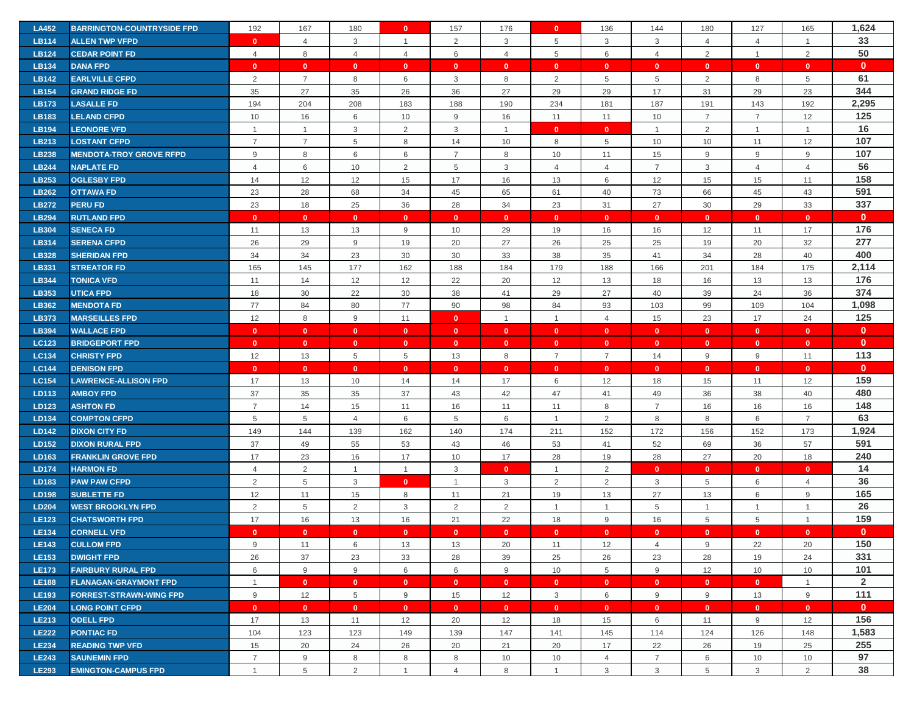| | | | | | | | | | | | | | | |
|---|---|---|---|---|---|---|---|---|---|---|---|---|---|---|
| LA452 | BARRINGTON-COUNTRYSIDE FPD | 192 | 167 | 180 | 0 | 157 | 176 | 0 | 136 | 144 | 180 | 127 | 165 | 1,624 |
| LB114 | ALLEN TWP VFPD | 0 | 4 | 3 | 1 | 2 | 3 | 5 | 3 | 3 | 4 | 4 | 1 | 33 |
| LB124 | CEDAR POINT FD | 4 | 8 | 4 | 4 | 6 | 4 | 5 | 6 | 4 | 2 | 1 | 2 | 50 |
| LB134 | DANA FPD | 0 | 0 | 0 | 0 | 0 | 0 | 0 | 0 | 0 | 0 | 0 | 0 | 0 |
| LB142 | EARLVILLE CFPD | 2 | 7 | 8 | 6 | 3 | 8 | 2 | 5 | 5 | 2 | 8 | 5 | 61 |
| LB154 | GRAND RIDGE FD | 35 | 27 | 35 | 26 | 36 | 27 | 29 | 29 | 17 | 31 | 29 | 23 | 344 |
| LB173 | LASALLE FD | 194 | 204 | 208 | 183 | 188 | 190 | 234 | 181 | 187 | 191 | 143 | 192 | 2,295 |
| LB183 | LELAND CFPD | 10 | 16 | 6 | 10 | 9 | 16 | 11 | 11 | 10 | 7 | 7 | 12 | 125 |
| LB194 | LEONORE VFD | 1 | 1 | 3 | 2 | 3 | 1 | 0 | 0 | 1 | 2 | 1 | 1 | 16 |
| LB213 | LOSTANT CFPD | 7 | 7 | 5 | 8 | 14 | 10 | 8 | 5 | 10 | 10 | 11 | 12 | 107 |
| LB238 | MENDOTA-TROY GROVE RFPD | 9 | 8 | 6 | 6 | 7 | 8 | 10 | 11 | 15 | 9 | 9 | 9 | 107 |
| LB244 | NAPLATE FD | 4 | 6 | 10 | 2 | 5 | 3 | 4 | 4 | 7 | 3 | 4 | 4 | 56 |
| LB253 | OGLESBY FPD | 14 | 12 | 12 | 15 | 17 | 16 | 13 | 6 | 12 | 15 | 15 | 11 | 158 |
| LB262 | OTTAWA FD | 23 | 28 | 68 | 34 | 45 | 65 | 61 | 40 | 73 | 66 | 45 | 43 | 591 |
| LB272 | PERU FD | 23 | 18 | 25 | 36 | 28 | 34 | 23 | 31 | 27 | 30 | 29 | 33 | 337 |
| LB294 | RUTLAND FPD | 0 | 0 | 0 | 0 | 0 | 0 | 0 | 0 | 0 | 0 | 0 | 0 | 0 |
| LB304 | SENECA FD | 11 | 13 | 13 | 9 | 10 | 29 | 19 | 16 | 16 | 12 | 11 | 17 | 176 |
| LB314 | SERENA CFPD | 26 | 29 | 9 | 19 | 20 | 27 | 26 | 25 | 25 | 19 | 20 | 32 | 277 |
| LB328 | SHERIDAN FPD | 34 | 34 | 23 | 30 | 30 | 33 | 38 | 35 | 41 | 34 | 28 | 40 | 400 |
| LB331 | STREATOR FD | 165 | 145 | 177 | 162 | 188 | 184 | 179 | 188 | 166 | 201 | 184 | 175 | 2,114 |
| LB344 | TONICA VFD | 11 | 14 | 12 | 12 | 22 | 20 | 12 | 13 | 18 | 16 | 13 | 13 | 176 |
| LB353 | UTICA FPD | 18 | 30 | 22 | 30 | 38 | 41 | 29 | 27 | 40 | 39 | 24 | 36 | 374 |
| LB362 | MENDOTA FD | 77 | 84 | 80 | 77 | 90 | 98 | 84 | 93 | 103 | 99 | 109 | 104 | 1,098 |
| LB373 | MARSEILLES FPD | 12 | 8 | 9 | 11 | 0 | 1 | 1 | 4 | 15 | 23 | 17 | 24 | 125 |
| LB394 | WALLACE FPD | 0 | 0 | 0 | 0 | 0 | 0 | 0 | 0 | 0 | 0 | 0 | 0 | 0 |
| LC123 | BRIDGEPORT FPD | 0 | 0 | 0 | 0 | 0 | 0 | 0 | 0 | 0 | 0 | 0 | 0 | 0 |
| LC134 | CHRISTY FPD | 12 | 13 | 5 | 5 | 13 | 8 | 7 | 7 | 14 | 9 | 9 | 11 | 113 |
| LC144 | DENISON FPD | 0 | 0 | 0 | 0 | 0 | 0 | 0 | 0 | 0 | 0 | 0 | 0 | 0 |
| LC154 | LAWRENCE-ALLISON FPD | 17 | 13 | 10 | 14 | 14 | 17 | 6 | 12 | 18 | 15 | 11 | 12 | 159 |
| LD113 | AMBOY FPD | 37 | 35 | 35 | 37 | 43 | 42 | 47 | 41 | 49 | 36 | 38 | 40 | 480 |
| LD123 | ASHTON FD | 7 | 14 | 15 | 11 | 16 | 11 | 11 | 8 | 7 | 16 | 16 | 16 | 148 |
| LD134 | COMPTON CFPD | 5 | 5 | 4 | 6 | 5 | 6 | 1 | 2 | 8 | 8 | 6 | 7 | 63 |
| LD142 | DIXON CITY FD | 149 | 144 | 139 | 162 | 140 | 174 | 211 | 152 | 172 | 156 | 152 | 173 | 1,924 |
| LD152 | DIXON RURAL FPD | 37 | 49 | 55 | 53 | 43 | 46 | 53 | 41 | 52 | 69 | 36 | 57 | 591 |
| LD163 | FRANKLIN GROVE FPD | 17 | 23 | 16 | 17 | 10 | 17 | 28 | 19 | 28 | 27 | 20 | 18 | 240 |
| LD174 | HARMON FD | 4 | 2 | 1 | 1 | 3 | 0 | 1 | 2 | 0 | 0 | 0 | 0 | 14 |
| LD183 | PAW PAW CFPD | 2 | 5 | 3 | 0 | 1 | 3 | 2 | 2 | 3 | 5 | 6 | 4 | 36 |
| LD198 | SUBLETTE FD | 12 | 11 | 15 | 8 | 11 | 21 | 19 | 13 | 27 | 13 | 6 | 9 | 165 |
| LD204 | WEST BROOKLYN FPD | 2 | 5 | 2 | 3 | 2 | 2 | 1 | 1 | 5 | 1 | 1 | 1 | 26 |
| LE123 | CHATSWORTH FPD | 17 | 16 | 13 | 16 | 21 | 22 | 18 | 9 | 16 | 5 | 5 | 1 | 159 |
| LE134 | CORNELL VFD | 0 | 0 | 0 | 0 | 0 | 0 | 0 | 0 | 0 | 0 | 0 | 0 | 0 |
| LE143 | CULLOM FPD | 9 | 11 | 6 | 13 | 13 | 20 | 11 | 12 | 4 | 9 | 22 | 20 | 150 |
| LE153 | DWIGHT FPD | 26 | 37 | 23 | 33 | 28 | 39 | 25 | 26 | 23 | 28 | 19 | 24 | 331 |
| LE173 | FAIRBURY RURAL FPD | 6 | 9 | 9 | 6 | 6 | 9 | 10 | 5 | 9 | 12 | 10 | 10 | 101 |
| LE188 | FLANAGAN-GRAYMONT FPD | 1 | 0 | 0 | 0 | 0 | 0 | 0 | 0 | 0 | 0 | 0 | 1 | 2 |
| LE193 | FORREST-STRAWN-WING FPD | 9 | 12 | 5 | 9 | 15 | 12 | 3 | 6 | 9 | 9 | 13 | 9 | 111 |
| LE204 | LONG POINT CFPD | 0 | 0 | 0 | 0 | 0 | 0 | 0 | 0 | 0 | 0 | 0 | 0 | 0 |
| LE213 | ODELL FPD | 17 | 13 | 11 | 12 | 20 | 12 | 18 | 15 | 6 | 11 | 9 | 12 | 156 |
| LE222 | PONTIAC FD | 104 | 123 | 123 | 149 | 139 | 147 | 141 | 145 | 114 | 124 | 126 | 148 | 1,583 |
| LE234 | READING TWP VFD | 15 | 20 | 24 | 26 | 20 | 21 | 20 | 17 | 22 | 26 | 19 | 25 | 255 |
| LE243 | SAUNEMIN FPD | 7 | 9 | 8 | 8 | 8 | 10 | 10 | 4 | 7 | 6 | 10 | 10 | 97 |
| LE293 | EMINGTON-CAMPUS FPD | 1 | 5 | 2 | 1 | 4 | 8 | 1 | 3 | 3 | 5 | 3 | 2 | 38 |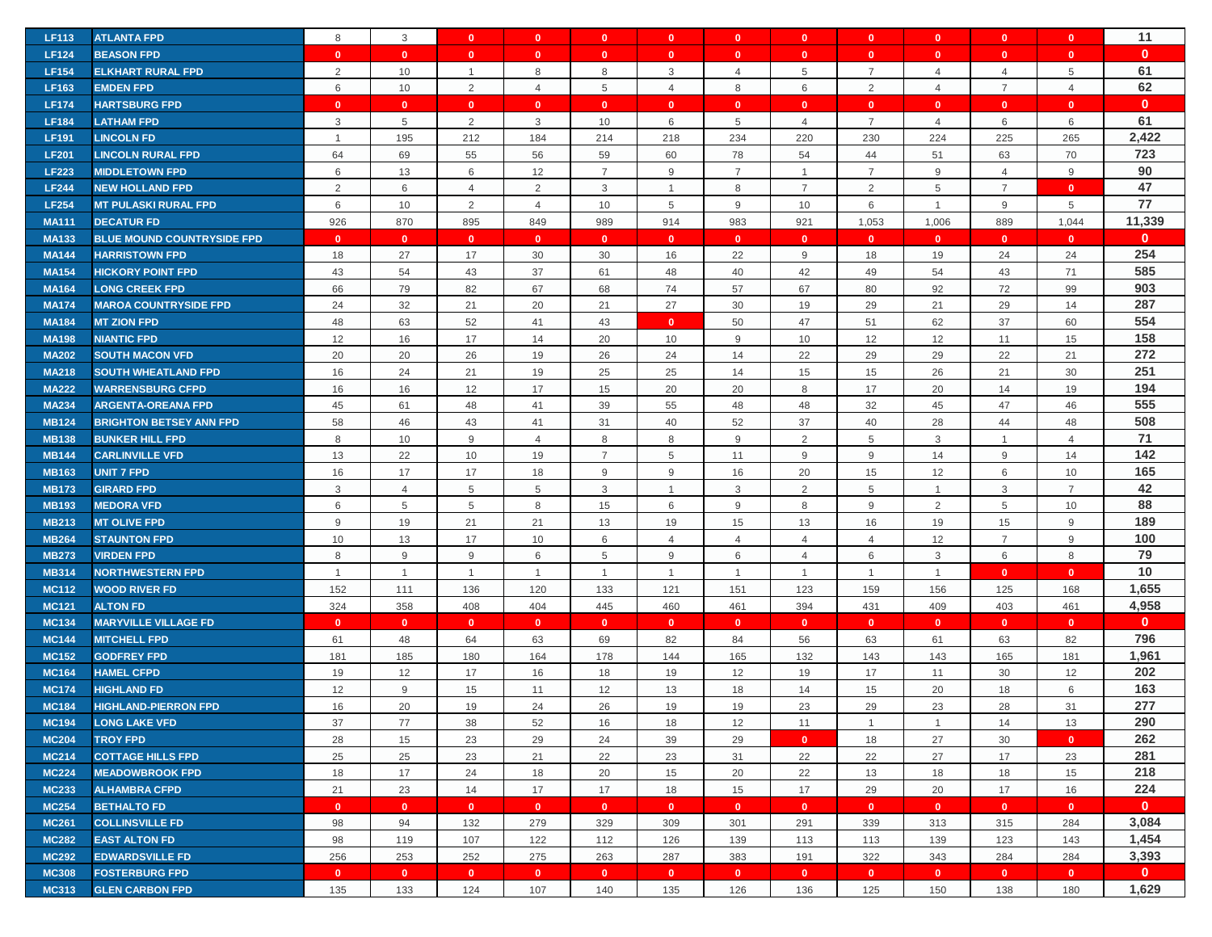| | | | | | | | | | | | | | | |
|---|---|---|---|---|---|---|---|---|---|---|---|---|---|---|
| LF113 | ATLANTA FPD | 8 | 3 | 0 | 0 | 0 | 0 | 0 | 0 | 0 | 0 | 0 | 0 | 11 |
| LF124 | BEASON FPD | 0 | 0 | 0 | 0 | 0 | 0 | 0 | 0 | 0 | 0 | 0 | 0 | 0 |
| LF154 | ELKHART RURAL FPD | 2 | 10 | 1 | 8 | 8 | 3 | 4 | 5 | 7 | 4 | 4 | 5 | 61 |
| LF163 | EMDEN FPD | 6 | 10 | 2 | 4 | 5 | 4 | 8 | 6 | 2 | 4 | 7 | 4 | 62 |
| LF174 | HARTSBURG FPD | 0 | 0 | 0 | 0 | 0 | 0 | 0 | 0 | 0 | 0 | 0 | 0 | 0 |
| LF184 | LATHAM FPD | 3 | 5 | 2 | 3 | 10 | 6 | 5 | 4 | 7 | 4 | 6 | 6 | 61 |
| LF191 | LINCOLN FD | 1 | 195 | 212 | 184 | 214 | 218 | 234 | 220 | 230 | 224 | 225 | 265 | 2,422 |
| LF201 | LINCOLN RURAL FPD | 64 | 69 | 55 | 56 | 59 | 60 | 78 | 54 | 44 | 51 | 63 | 70 | 723 |
| LF223 | MIDDLETOWN FPD | 6 | 13 | 6 | 12 | 7 | 9 | 7 | 1 | 7 | 9 | 4 | 9 | 90 |
| LF244 | NEW HOLLAND FPD | 2 | 6 | 4 | 2 | 3 | 1 | 8 | 7 | 2 | 5 | 7 | 0 | 47 |
| LF254 | MT PULASKI RURAL FPD | 6 | 10 | 2 | 4 | 10 | 5 | 9 | 10 | 6 | 1 | 9 | 5 | 77 |
| MA111 | DECATUR FD | 926 | 870 | 895 | 849 | 989 | 914 | 983 | 921 | 1,053 | 1,006 | 889 | 1,044 | 11,339 |
| MA133 | BLUE MOUND COUNTRYSIDE FPD | 0 | 0 | 0 | 0 | 0 | 0 | 0 | 0 | 0 | 0 | 0 | 0 | 0 |
| MA144 | HARRISTOWN FPD | 18 | 27 | 17 | 30 | 30 | 16 | 22 | 9 | 18 | 19 | 24 | 24 | 254 |
| MA154 | HICKORY POINT FPD | 43 | 54 | 43 | 37 | 61 | 48 | 40 | 42 | 49 | 54 | 43 | 71 | 585 |
| MA164 | LONG CREEK FPD | 66 | 79 | 82 | 67 | 68 | 74 | 57 | 67 | 80 | 92 | 72 | 99 | 903 |
| MA174 | MAROA COUNTRYSIDE FPD | 24 | 32 | 21 | 20 | 21 | 27 | 30 | 19 | 29 | 21 | 29 | 14 | 287 |
| MA184 | MT ZION FPD | 48 | 63 | 52 | 41 | 43 | 0 | 50 | 47 | 51 | 62 | 37 | 60 | 554 |
| MA198 | NIANTIC FPD | 12 | 16 | 17 | 14 | 20 | 10 | 9 | 10 | 12 | 12 | 11 | 15 | 158 |
| MA202 | SOUTH MACON VFD | 20 | 20 | 26 | 19 | 26 | 24 | 14 | 22 | 29 | 29 | 22 | 21 | 272 |
| MA218 | SOUTH WHEATLAND FPD | 16 | 24 | 21 | 19 | 25 | 25 | 14 | 15 | 15 | 26 | 21 | 30 | 251 |
| MA222 | WARRENSBURG CFPD | 16 | 16 | 12 | 17 | 15 | 20 | 20 | 8 | 17 | 20 | 14 | 19 | 194 |
| MA234 | ARGENTA-OREANA FPD | 45 | 61 | 48 | 41 | 39 | 55 | 48 | 48 | 32 | 45 | 47 | 46 | 555 |
| MB124 | BRIGHTON BETSEY ANN FPD | 58 | 46 | 43 | 41 | 31 | 40 | 52 | 37 | 40 | 28 | 44 | 48 | 508 |
| MB138 | BUNKER HILL FPD | 8 | 10 | 9 | 4 | 8 | 8 | 9 | 2 | 5 | 3 | 1 | 4 | 71 |
| MB144 | CARLINVILLE VFD | 13 | 22 | 10 | 19 | 7 | 5 | 11 | 9 | 9 | 14 | 9 | 14 | 142 |
| MB163 | UNIT 7 FPD | 16 | 17 | 17 | 18 | 9 | 9 | 16 | 20 | 15 | 12 | 6 | 10 | 165 |
| MB173 | GIRARD FPD | 3 | 4 | 5 | 5 | 3 | 1 | 3 | 2 | 5 | 1 | 3 | 7 | 42 |
| MB193 | MEDORA VFD | 6 | 5 | 5 | 8 | 15 | 6 | 9 | 8 | 9 | 2 | 5 | 10 | 88 |
| MB213 | MT OLIVE FPD | 9 | 19 | 21 | 21 | 13 | 19 | 15 | 13 | 16 | 19 | 15 | 9 | 189 |
| MB264 | STAUNTON FPD | 10 | 13 | 17 | 10 | 6 | 4 | 4 | 4 | 4 | 12 | 7 | 9 | 100 |
| MB273 | VIRDEN FPD | 8 | 9 | 9 | 6 | 5 | 9 | 6 | 4 | 6 | 3 | 6 | 8 | 79 |
| MB314 | NORTHWESTERN FPD | 1 | 1 | 1 | 1 | 1 | 1 | 1 | 1 | 1 | 1 | 0 | 0 | 10 |
| MC112 | WOOD RIVER FD | 152 | 111 | 136 | 120 | 133 | 121 | 151 | 123 | 159 | 156 | 125 | 168 | 1,655 |
| MC121 | ALTON FD | 324 | 358 | 408 | 404 | 445 | 460 | 461 | 394 | 431 | 409 | 403 | 461 | 4,958 |
| MC134 | MARYVILLE VILLAGE FD | 0 | 0 | 0 | 0 | 0 | 0 | 0 | 0 | 0 | 0 | 0 | 0 | 0 |
| MC144 | MITCHELL FPD | 61 | 48 | 64 | 63 | 69 | 82 | 84 | 56 | 63 | 61 | 63 | 82 | 796 |
| MC152 | GODFREY FPD | 181 | 185 | 180 | 164 | 178 | 144 | 165 | 132 | 143 | 143 | 165 | 181 | 1,961 |
| MC164 | HAMEL CFPD | 19 | 12 | 17 | 16 | 18 | 19 | 12 | 19 | 17 | 11 | 30 | 12 | 202 |
| MC174 | HIGHLAND FD | 12 | 9 | 15 | 11 | 12 | 13 | 18 | 14 | 15 | 20 | 18 | 6 | 163 |
| MC184 | HIGHLAND-PIERRON FPD | 16 | 20 | 19 | 24 | 26 | 19 | 19 | 23 | 29 | 23 | 28 | 31 | 277 |
| MC194 | LONG LAKE VFD | 37 | 77 | 38 | 52 | 16 | 18 | 12 | 11 | 1 | 1 | 14 | 13 | 290 |
| MC204 | TROY FPD | 28 | 15 | 23 | 29 | 24 | 39 | 29 | 0 | 18 | 27 | 30 | 0 | 262 |
| MC214 | COTTAGE HILLS FPD | 25 | 25 | 23 | 21 | 22 | 23 | 31 | 22 | 22 | 27 | 17 | 23 | 281 |
| MC224 | MEADOWBROOK FPD | 18 | 17 | 24 | 18 | 20 | 15 | 20 | 22 | 13 | 18 | 18 | 15 | 218 |
| MC233 | ALHAMBRA CFPD | 21 | 23 | 14 | 17 | 17 | 18 | 15 | 17 | 29 | 20 | 17 | 16 | 224 |
| MC254 | BETHALTO FD | 0 | 0 | 0 | 0 | 0 | 0 | 0 | 0 | 0 | 0 | 0 | 0 | 0 |
| MC261 | COLLINSVILLE FD | 98 | 94 | 132 | 279 | 329 | 309 | 301 | 291 | 339 | 313 | 315 | 284 | 3,084 |
| MC282 | EAST ALTON FD | 98 | 119 | 107 | 122 | 112 | 126 | 139 | 113 | 113 | 139 | 123 | 143 | 1,454 |
| MC292 | EDWARDSVILLE FD | 256 | 253 | 252 | 275 | 263 | 287 | 383 | 191 | 322 | 343 | 284 | 284 | 3,393 |
| MC308 | FOSTERBURG FPD | 0 | 0 | 0 | 0 | 0 | 0 | 0 | 0 | 0 | 0 | 0 | 0 | 0 |
| MC313 | GLEN CARBON FPD | 135 | 133 | 124 | 107 | 140 | 135 | 126 | 136 | 125 | 150 | 138 | 180 | 1,629 |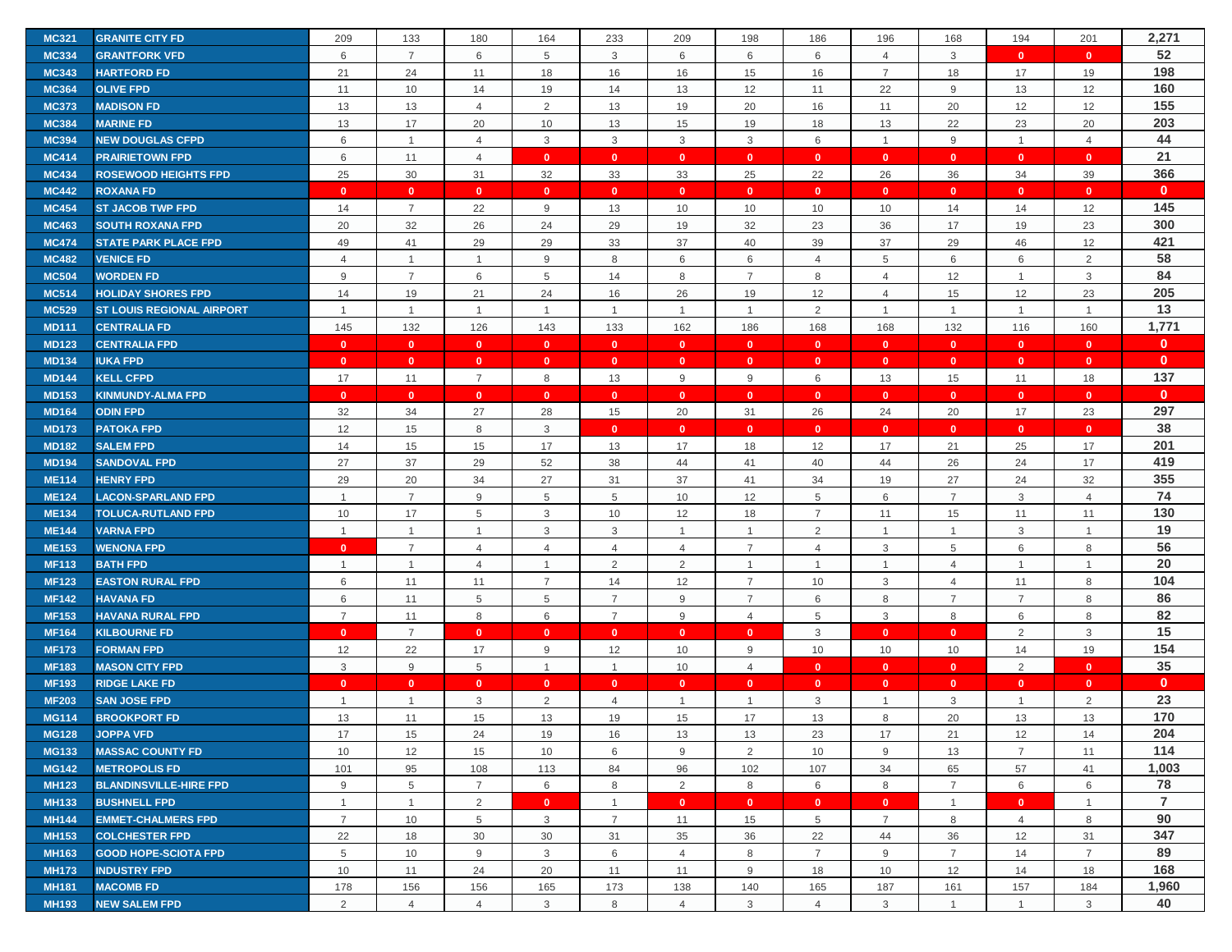| | | | | | | | | | | | | | | |
|---|---|---|---|---|---|---|---|---|---|---|---|---|---|---|
| MC321 | GRANITE CITY FD | 209 | 133 | 180 | 164 | 233 | 209 | 198 | 186 | 196 | 168 | 194 | 201 | 2,271 |
| MC334 | GRANTFORK VFD | 6 | 7 | 6 | 5 | 3 | 6 | 6 | 6 | 4 | 3 | 0 | 0 | 52 |
| MC343 | HARTFORD FD | 21 | 24 | 11 | 18 | 16 | 16 | 15 | 16 | 7 | 18 | 17 | 19 | 198 |
| MC364 | OLIVE FPD | 11 | 10 | 14 | 19 | 14 | 13 | 12 | 11 | 22 | 9 | 13 | 12 | 160 |
| MC373 | MADISON FD | 13 | 13 | 4 | 2 | 13 | 19 | 20 | 16 | 11 | 20 | 12 | 12 | 155 |
| MC384 | MARINE FD | 13 | 17 | 20 | 10 | 13 | 15 | 19 | 18 | 13 | 22 | 23 | 20 | 203 |
| MC394 | NEW DOUGLAS CFPD | 6 | 1 | 4 | 3 | 3 | 3 | 3 | 6 | 1 | 9 | 1 | 4 | 44 |
| MC414 | PRAIRIETOWN FPD | 6 | 11 | 4 | 0 | 0 | 0 | 0 | 0 | 0 | 0 | 0 | 0 | 21 |
| MC434 | ROSEWOOD HEIGHTS FPD | 25 | 30 | 31 | 32 | 33 | 33 | 25 | 22 | 26 | 36 | 34 | 39 | 366 |
| MC442 | ROXANA FD | 0 | 0 | 0 | 0 | 0 | 0 | 0 | 0 | 0 | 0 | 0 | 0 | 0 |
| MC454 | ST JACOB TWP FPD | 14 | 7 | 22 | 9 | 13 | 10 | 10 | 10 | 10 | 14 | 14 | 12 | 145 |
| MC463 | SOUTH ROXANA FPD | 20 | 32 | 26 | 24 | 29 | 19 | 32 | 23 | 36 | 17 | 19 | 23 | 300 |
| MC474 | STATE PARK PLACE FPD | 49 | 41 | 29 | 29 | 33 | 37 | 40 | 39 | 37 | 29 | 46 | 12 | 421 |
| MC482 | VENICE FD | 4 | 1 | 1 | 9 | 8 | 6 | 6 | 4 | 5 | 6 | 6 | 2 | 58 |
| MC504 | WORDEN FD | 9 | 7 | 6 | 5 | 14 | 8 | 7 | 8 | 4 | 12 | 1 | 3 | 84 |
| MC514 | HOLIDAY SHORES FPD | 14 | 19 | 21 | 24 | 16 | 26 | 19 | 12 | 4 | 15 | 12 | 23 | 205 |
| MC529 | ST LOUIS REGIONAL AIRPORT | 1 | 1 | 1 | 1 | 1 | 1 | 1 | 2 | 1 | 1 | 1 | 1 | 13 |
| MD111 | CENTRALIA FD | 145 | 132 | 126 | 143 | 133 | 162 | 186 | 168 | 168 | 132 | 116 | 160 | 1,771 |
| MD123 | CENTRALIA FPD | 0 | 0 | 0 | 0 | 0 | 0 | 0 | 0 | 0 | 0 | 0 | 0 | 0 |
| MD134 | IUKA FPD | 0 | 0 | 0 | 0 | 0 | 0 | 0 | 0 | 0 | 0 | 0 | 0 | 0 |
| MD144 | KELL CFPD | 17 | 11 | 7 | 8 | 13 | 9 | 9 | 6 | 13 | 15 | 11 | 18 | 137 |
| MD153 | KINMUNDY-ALMA FPD | 0 | 0 | 0 | 0 | 0 | 0 | 0 | 0 | 0 | 0 | 0 | 0 | 0 |
| MD164 | ODIN FPD | 32 | 34 | 27 | 28 | 15 | 20 | 31 | 26 | 24 | 20 | 17 | 23 | 297 |
| MD173 | PATOKA FPD | 12 | 15 | 8 | 3 | 0 | 0 | 0 | 0 | 0 | 0 | 0 | 0 | 38 |
| MD182 | SALEM FPD | 14 | 15 | 15 | 17 | 13 | 17 | 18 | 12 | 17 | 21 | 25 | 17 | 201 |
| MD194 | SANDOVAL FPD | 27 | 37 | 29 | 52 | 38 | 44 | 41 | 40 | 44 | 26 | 24 | 17 | 419 |
| ME114 | HENRY FPD | 29 | 20 | 34 | 27 | 31 | 37 | 41 | 34 | 19 | 27 | 24 | 32 | 355 |
| ME124 | LACON-SPARLAND FPD | 1 | 7 | 9 | 5 | 5 | 10 | 12 | 5 | 6 | 7 | 3 | 4 | 74 |
| ME134 | TOLUCA-RUTLAND FPD | 10 | 17 | 5 | 3 | 10 | 12 | 18 | 7 | 11 | 15 | 11 | 11 | 130 |
| ME144 | VARNA FPD | 1 | 1 | 1 | 3 | 3 | 1 | 1 | 2 | 1 | 1 | 3 | 1 | 19 |
| ME153 | WENONA FPD | 0 | 7 | 4 | 4 | 4 | 4 | 7 | 4 | 3 | 5 | 6 | 8 | 56 |
| MF113 | BATH FPD | 1 | 1 | 4 | 1 | 2 | 2 | 1 | 1 | 1 | 4 | 1 | 1 | 20 |
| MF123 | EASTON RURAL FPD | 6 | 11 | 11 | 7 | 14 | 12 | 7 | 10 | 3 | 4 | 11 | 8 | 104 |
| MF142 | HAVANA FD | 6 | 11 | 5 | 5 | 7 | 9 | 7 | 6 | 8 | 7 | 7 | 8 | 86 |
| MF153 | HAVANA RURAL FPD | 7 | 11 | 8 | 6 | 7 | 9 | 4 | 5 | 3 | 8 | 6 | 8 | 82 |
| MF164 | KILBOURNE FD | 0 | 7 | 0 | 0 | 0 | 0 | 0 | 3 | 0 | 0 | 2 | 3 | 15 |
| MF173 | FORMAN FPD | 12 | 22 | 17 | 9 | 12 | 10 | 9 | 10 | 10 | 10 | 14 | 19 | 154 |
| MF183 | MASON CITY FPD | 3 | 9 | 5 | 1 | 1 | 10 | 4 | 0 | 0 | 0 | 2 | 0 | 35 |
| MF193 | RIDGE LAKE FD | 0 | 0 | 0 | 0 | 0 | 0 | 0 | 0 | 0 | 0 | 0 | 0 | 0 |
| MF203 | SAN JOSE FPD | 1 | 1 | 3 | 2 | 4 | 1 | 1 | 3 | 1 | 3 | 1 | 2 | 23 |
| MG114 | BROOKPORT FD | 13 | 11 | 15 | 13 | 19 | 15 | 17 | 13 | 8 | 20 | 13 | 13 | 170 |
| MG128 | JOPPA VFD | 17 | 15 | 24 | 19 | 16 | 13 | 13 | 23 | 17 | 21 | 12 | 14 | 204 |
| MG133 | MASSAC COUNTY FD | 10 | 12 | 15 | 10 | 6 | 9 | 2 | 10 | 9 | 13 | 7 | 11 | 114 |
| MG142 | METROPOLIS FD | 101 | 95 | 108 | 113 | 84 | 96 | 102 | 107 | 34 | 65 | 57 | 41 | 1,003 |
| MH123 | BLANDINSVILLE-HIRE FPD | 9 | 5 | 7 | 6 | 8 | 2 | 8 | 6 | 8 | 7 | 6 | 6 | 78 |
| MH133 | BUSHNELL FPD | 1 | 1 | 2 | 0 | 1 | 0 | 0 | 0 | 0 | 1 | 0 | 1 | 7 |
| MH144 | EMMET-CHALMERS FPD | 7 | 10 | 5 | 3 | 7 | 11 | 15 | 5 | 7 | 8 | 4 | 8 | 90 |
| MH153 | COLCHESTER FPD | 22 | 18 | 30 | 30 | 31 | 35 | 36 | 22 | 44 | 36 | 12 | 31 | 347 |
| MH163 | GOOD HOPE-SCIOTA FPD | 5 | 10 | 9 | 3 | 6 | 4 | 8 | 7 | 9 | 7 | 14 | 7 | 89 |
| MH173 | INDUSTRY FPD | 10 | 11 | 24 | 20 | 11 | 11 | 9 | 18 | 10 | 12 | 14 | 18 | 168 |
| MH181 | MACOMB FD | 178 | 156 | 156 | 165 | 173 | 138 | 140 | 165 | 187 | 161 | 157 | 184 | 1,960 |
| MH193 | NEW SALEM FPD | 2 | 4 | 4 | 3 | 8 | 4 | 3 | 4 | 3 | 1 | 1 | 3 | 40 |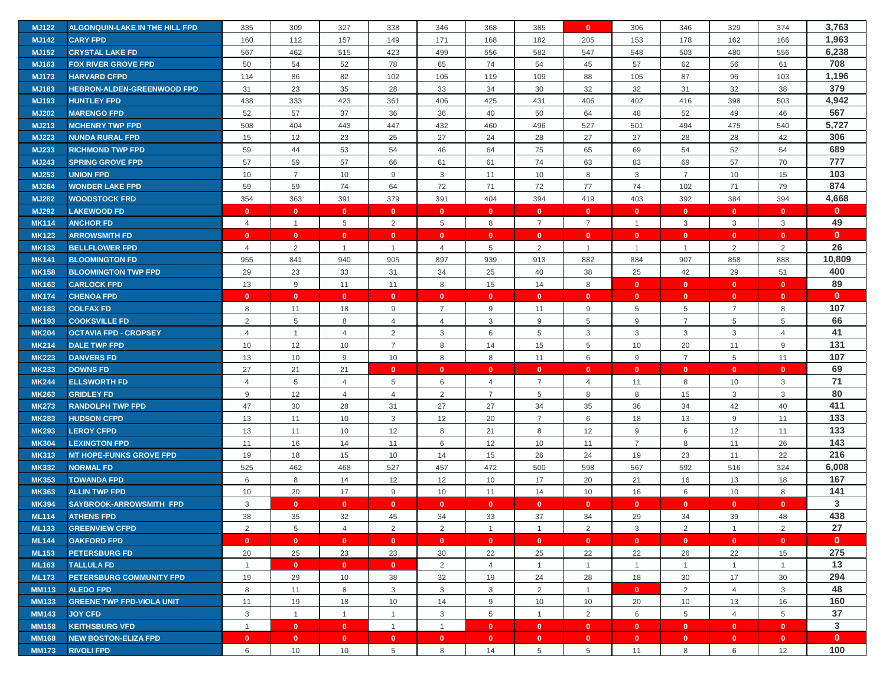| MJ122 | ALGONQUIN-LAKE IN THE HILL FPD | 335 | 309 | 327 | 338 | 346 | 368 | 385 | 0 | 306 | 346 | 329 | 374 | 3,763 |
|---|---|---|---|---|---|---|---|---|---|---|---|---|---|---|
| MJ142 | CARY FPD | 160 | 112 | 157 | 149 | 171 | 168 | 182 | 205 | 153 | 178 | 162 | 166 | 1,963 |
| MJ152 | CRYSTAL LAKE FD | 567 | 462 | 515 | 423 | 499 | 556 | 582 | 547 | 548 | 503 | 480 | 556 | 6,238 |
| MJ163 | FOX RIVER GROVE FPD | 50 | 54 | 52 | 78 | 65 | 74 | 54 | 45 | 57 | 62 | 56 | 61 | 708 |
| MJ173 | HARVARD CFPD | 114 | 86 | 82 | 102 | 105 | 119 | 109 | 88 | 105 | 87 | 96 | 103 | 1,196 |
| MJ183 | HEBRON-ALDEN-GREENWOOD FPD | 31 | 23 | 35 | 28 | 33 | 34 | 30 | 32 | 32 | 31 | 32 | 38 | 379 |
| MJ193 | HUNTLEY FPD | 438 | 333 | 423 | 361 | 406 | 425 | 431 | 406 | 402 | 416 | 398 | 503 | 4,942 |
| MJ202 | MARENGO FPD | 52 | 57 | 37 | 36 | 36 | 40 | 50 | 64 | 48 | 52 | 49 | 46 | 567 |
| MJ213 | MCHENRY TWP FPD | 508 | 404 | 443 | 447 | 432 | 460 | 496 | 527 | 501 | 494 | 475 | 540 | 5,727 |
| MJ223 | NUNDA RURAL FPD | 15 | 12 | 23 | 25 | 27 | 24 | 28 | 27 | 27 | 28 | 28 | 42 | 306 |
| MJ233 | RICHMOND TWP FPD | 59 | 44 | 53 | 54 | 46 | 64 | 75 | 65 | 69 | 54 | 52 | 54 | 689 |
| MJ243 | SPRING GROVE FPD | 57 | 59 | 57 | 66 | 61 | 61 | 74 | 63 | 83 | 69 | 57 | 70 | 777 |
| MJ253 | UNION FPD | 10 | 7 | 10 | 9 | 3 | 11 | 10 | 8 | 3 | 7 | 10 | 15 | 103 |
| MJ264 | WONDER LAKE FPD | 59 | 59 | 74 | 64 | 72 | 71 | 72 | 77 | 74 | 102 | 71 | 79 | 874 |
| MJ282 | WOODSTOCK FRD | 354 | 363 | 391 | 379 | 391 | 404 | 394 | 419 | 403 | 392 | 384 | 394 | 4,668 |
| MJ292 | LAKEWOOD FD | 0 | 0 | 0 | 0 | 0 | 0 | 0 | 0 | 0 | 0 | 0 | 0 | 0 |
| MK114 | ANCHOR FD | 4 | 1 | 5 | 2 | 5 | 8 | 7 | 7 | 1 | 3 | 3 | 3 | 49 |
| MK123 | ARROWSMITH FD | 0 | 0 | 0 | 0 | 0 | 0 | 0 | 0 | 0 | 0 | 0 | 0 | 0 |
| MK133 | BELLFLOWER FPD | 4 | 2 | 1 | 1 | 4 | 5 | 2 | 1 | 1 | 1 | 2 | 2 | 26 |
| MK141 | BLOOMINGTON FD | 955 | 841 | 940 | 905 | 897 | 939 | 913 | 882 | 884 | 907 | 858 | 888 | 10,809 |
| MK158 | BLOOMINGTON TWP FPD | 29 | 23 | 33 | 31 | 34 | 25 | 40 | 38 | 25 | 42 | 29 | 51 | 400 |
| MK163 | CARLOCK FPD | 13 | 9 | 11 | 11 | 8 | 15 | 14 | 8 | 0 | 0 | 0 | 0 | 89 |
| MK174 | CHENOA FPD | 0 | 0 | 0 | 0 | 0 | 0 | 0 | 0 | 0 | 0 | 0 | 0 | 0 |
| MK183 | COLFAX FD | 8 | 11 | 18 | 9 | 7 | 9 | 11 | 9 | 5 | 5 | 7 | 8 | 107 |
| MK193 | COOKSVILLE FD | 2 | 5 | 8 | 4 | 4 | 3 | 9 | 5 | 9 | 7 | 5 | 5 | 66 |
| MK204 | OCTAVIA FPD - CROPSEY | 4 | 1 | 4 | 2 | 3 | 6 | 5 | 3 | 3 | 3 | 3 | 4 | 41 |
| MK214 | DALE TWP FPD | 10 | 12 | 10 | 7 | 8 | 14 | 15 | 5 | 10 | 20 | 11 | 9 | 131 |
| MK223 | DANVERS FD | 13 | 10 | 9 | 10 | 8 | 8 | 11 | 6 | 9 | 7 | 5 | 11 | 107 |
| MK233 | DOWNS FD | 27 | 21 | 21 | 0 | 0 | 0 | 0 | 0 | 0 | 0 | 0 | 0 | 69 |
| MK244 | ELLSWORTH FD | 4 | 5 | 4 | 5 | 6 | 4 | 7 | 4 | 11 | 8 | 10 | 3 | 71 |
| MK263 | GRIDLEY FD | 9 | 12 | 4 | 4 | 2 | 7 | 5 | 8 | 8 | 15 | 3 | 3 | 80 |
| MK273 | RANDOLPH TWP FPD | 47 | 30 | 28 | 31 | 27 | 27 | 34 | 35 | 36 | 34 | 42 | 40 | 411 |
| MK283 | HUDSON CFPD | 13 | 11 | 10 | 3 | 12 | 20 | 7 | 6 | 18 | 13 | 9 | 11 | 133 |
| MK293 | LEROY CFPD | 13 | 11 | 10 | 12 | 8 | 21 | 8 | 12 | 9 | 6 | 12 | 11 | 133 |
| MK304 | LEXINGTON FPD | 11 | 16 | 14 | 11 | 6 | 12 | 10 | 11 | 7 | 8 | 11 | 26 | 143 |
| MK313 | MT HOPE-FUNKS GROVE FPD | 19 | 18 | 15 | 10 | 14 | 15 | 26 | 24 | 19 | 23 | 11 | 22 | 216 |
| MK332 | NORMAL FD | 525 | 462 | 468 | 527 | 457 | 472 | 500 | 598 | 567 | 592 | 516 | 324 | 6,008 |
| MK353 | TOWANDA FPD | 6 | 8 | 14 | 12 | 12 | 10 | 17 | 20 | 21 | 16 | 13 | 18 | 167 |
| MK363 | ALLIN TWP FPD | 10 | 20 | 17 | 9 | 10 | 11 | 14 | 10 | 16 | 6 | 10 | 8 | 141 |
| MK394 | SAYBROOK-ARROWSMITH FPD | 3 | 0 | 0 | 0 | 0 | 0 | 0 | 0 | 0 | 0 | 0 | 0 | 3 |
| ML114 | ATHENS FPD | 38 | 35 | 32 | 45 | 34 | 33 | 37 | 34 | 29 | 34 | 39 | 48 | 438 |
| ML133 | GREENVIEW CFPD | 2 | 5 | 4 | 2 | 2 | 1 | 1 | 2 | 3 | 2 | 1 | 2 | 27 |
| ML144 | OAKFORD FPD | 0 | 0 | 0 | 0 | 0 | 0 | 0 | 0 | 0 | 0 | 0 | 0 | 0 |
| ML153 | PETERSBURG FD | 20 | 25 | 23 | 23 | 30 | 22 | 25 | 22 | 22 | 26 | 22 | 15 | 275 |
| ML163 | TALLULA FD | 1 | 0 | 0 | 0 | 2 | 4 | 1 | 1 | 1 | 1 | 1 | 1 | 13 |
| ML173 | PETERSBURG COMMUNITY FPD | 19 | 29 | 10 | 38 | 32 | 19 | 24 | 28 | 18 | 30 | 17 | 30 | 294 |
| MM113 | ALEDO FPD | 8 | 11 | 8 | 3 | 3 | 3 | 2 | 1 | 0 | 2 | 4 | 3 | 48 |
| MM133 | GREENE TWP FPD-VIOLA UNIT | 11 | 19 | 18 | 10 | 14 | 9 | 10 | 10 | 20 | 10 | 13 | 16 | 160 |
| MM143 | JOY CFD | 3 | 1 | 1 | 1 | 3 | 5 | 1 | 2 | 6 | 5 | 4 | 5 | 37 |
| MM158 | KEITHSBURG VFD | 1 | 0 | 0 | 1 | 1 | 0 | 0 | 0 | 0 | 0 | 0 | 0 | 3 |
| MM168 | NEW BOSTON-ELIZA FPD | 0 | 0 | 0 | 0 | 0 | 0 | 0 | 0 | 0 | 0 | 0 | 0 | 0 |
| MM173 | RIVOLI FPD | 6 | 10 | 10 | 5 | 8 | 14 | 5 | 5 | 11 | 8 | 6 | 12 | 100 |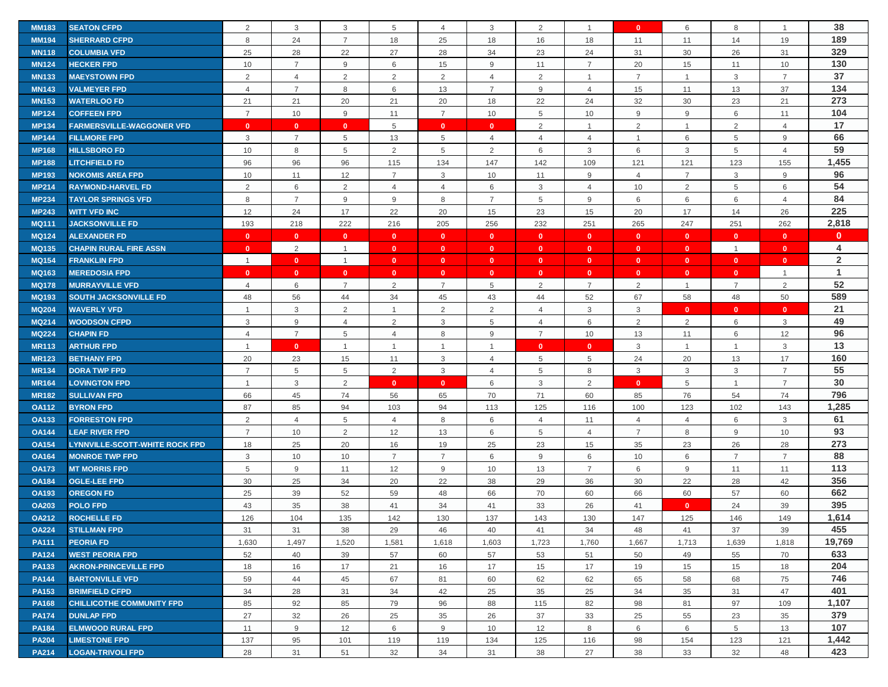| | | | | | | | | | | | | | | |
|---|---|---|---|---|---|---|---|---|---|---|---|---|---|---|
| MM183 | SEATON CFPD | 2 | 3 | 3 | 5 | 4 | 3 | 2 | 1 | 0 | 6 | 8 | 1 | **38** |
| MM194 | SHERRARD CFPD | 8 | 24 | 7 | 18 | 25 | 18 | 16 | 18 | 11 | 11 | 14 | 19 | **189** |
| MN118 | COLUMBIA VFD | 25 | 28 | 22 | 27 | 28 | 34 | 23 | 24 | 31 | 30 | 26 | 31 | **329** |
| MN124 | HECKER FPD | 10 | 7 | 9 | 6 | 15 | 9 | 11 | 7 | 20 | 15 | 11 | 10 | **130** |
| MN133 | MAEYSTOWN FPD | 2 | 4 | 2 | 2 | 2 | 4 | 2 | 1 | 7 | 1 | 3 | 7 | **37** |
| MN143 | VALMEYER FPD | 4 | 7 | 8 | 6 | 13 | 7 | 9 | 4 | 15 | 11 | 13 | 37 | **134** |
| MN153 | WATERLOO FD | 21 | 21 | 20 | 21 | 20 | 18 | 22 | 24 | 32 | 30 | 23 | 21 | **273** |
| MP124 | COFFEEN FPD | 7 | 10 | 9 | 11 | 7 | 10 | 5 | 10 | 9 | 9 | 6 | 11 | **104** |
| MP134 | FARMERSVILLE-WAGGONER VFD | 0 | 0 | 0 | 5 | 0 | 0 | 2 | 1 | 2 | 1 | 2 | 4 | **17** |
| MP144 | FILLMORE FPD | 3 | 7 | 5 | 13 | 5 | 4 | 4 | 4 | 1 | 6 | 5 | 9 | **66** |
| MP168 | HILLSBORO FD | 10 | 8 | 5 | 2 | 5 | 2 | 6 | 3 | 6 | 3 | 5 | 4 | **59** |
| MP188 | LITCHFIELD FD | 96 | 96 | 96 | 115 | 134 | 147 | 142 | 109 | 121 | 121 | 123 | 155 | **1,455** |
| MP193 | NOKOMIS AREA FPD | 10 | 11 | 12 | 7 | 3 | 10 | 11 | 9 | 4 | 7 | 3 | 9 | **96** |
| MP214 | RAYMOND-HARVEL FD | 2 | 6 | 2 | 4 | 4 | 6 | 3 | 4 | 10 | 2 | 5 | 6 | **54** |
| MP234 | TAYLOR SPRINGS VFD | 8 | 7 | 9 | 9 | 8 | 7 | 5 | 9 | 6 | 6 | 6 | 4 | **84** |
| MP243 | WITT VFD INC | 12 | 24 | 17 | 22 | 20 | 15 | 23 | 15 | 20 | 17 | 14 | 26 | **225** |
| MQ111 | JACKSONVILLE FD | 193 | 218 | 222 | 216 | 205 | 256 | 232 | 251 | 265 | 247 | 251 | 262 | **2,818** |
| MQ124 | ALEXANDER FD | 0 | 0 | 0 | 0 | 0 | 0 | 0 | 0 | 0 | 0 | 0 | 0 | **0** |
| MQ135 | CHAPIN RURAL FIRE ASSN | 0 | 2 | 1 | 0 | 0 | 0 | 0 | 0 | 0 | 0 | 1 | 0 | **4** |
| MQ154 | FRANKLIN FPD | 1 | 0 | 1 | 0 | 0 | 0 | 0 | 0 | 0 | 0 | 0 | 0 | **2** |
| MQ163 | MEREDOSIA FPD | 0 | 0 | 0 | 0 | 0 | 0 | 0 | 0 | 0 | 0 | 0 | 1 | **1** |
| MQ178 | MURRAYVILLE VFD | 4 | 6 | 7 | 2 | 7 | 5 | 2 | 7 | 2 | 1 | 7 | 2 | **52** |
| MQ193 | SOUTH JACKSONVILLE FD | 48 | 56 | 44 | 34 | 45 | 43 | 44 | 52 | 67 | 58 | 48 | 50 | **589** |
| MQ204 | WAVERLY VFD | 1 | 3 | 2 | 1 | 2 | 2 | 4 | 3 | 3 | 0 | 0 | 0 | **21** |
| MQ214 | WOODSON CFPD | 3 | 9 | 4 | 2 | 3 | 5 | 4 | 6 | 2 | 2 | 6 | 3 | **49** |
| MQ224 | CHAPIN FD | 4 | 7 | 5 | 4 | 8 | 9 | 7 | 10 | 13 | 11 | 6 | 12 | **96** |
| MR113 | ARTHUR FPD | 1 | 0 | 1 | 1 | 1 | 1 | 0 | 0 | 3 | 1 | 1 | 3 | **13** |
| MR123 | BETHANY FPD | 20 | 23 | 15 | 11 | 3 | 4 | 5 | 5 | 24 | 20 | 13 | 17 | **160** |
| MR134 | DORA TWP FPD | 7 | 5 | 5 | 2 | 3 | 4 | 5 | 8 | 3 | 3 | 3 | 7 | **55** |
| MR164 | LOVINGTON FPD | 1 | 3 | 2 | 0 | 0 | 6 | 3 | 2 | 0 | 5 | 1 | 7 | **30** |
| MR182 | SULLIVAN FPD | 66 | 45 | 74 | 56 | 65 | 70 | 71 | 60 | 85 | 76 | 54 | 74 | **796** |
| OA112 | BYRON FPD | 87 | 85 | 94 | 103 | 94 | 113 | 125 | 116 | 100 | 123 | 102 | 143 | **1,285** |
| OA133 | FORRESTON FPD | 2 | 4 | 5 | 4 | 8 | 6 | 4 | 11 | 4 | 4 | 6 | 3 | **61** |
| OA144 | LEAF RIVER FPD | 7 | 10 | 2 | 12 | 13 | 6 | 5 | 4 | 7 | 8 | 9 | 10 | **93** |
| OA154 | LYNNVILLE-SCOTT-WHITE ROCK FPD | 18 | 25 | 20 | 16 | 19 | 25 | 23 | 15 | 35 | 23 | 26 | 28 | **273** |
| OA164 | MONROE TWP FPD | 3 | 10 | 10 | 7 | 7 | 6 | 9 | 6 | 10 | 6 | 7 | 7 | **88** |
| OA173 | MT MORRIS FPD | 5 | 9 | 11 | 12 | 9 | 10 | 13 | 7 | 6 | 9 | 11 | 11 | **113** |
| OA184 | OGLE-LEE FPD | 30 | 25 | 34 | 20 | 22 | 38 | 29 | 36 | 30 | 22 | 28 | 42 | **356** |
| OA193 | OREGON FD | 25 | 39 | 52 | 59 | 48 | 66 | 70 | 60 | 66 | 60 | 57 | 60 | **662** |
| OA203 | POLO FPD | 43 | 35 | 38 | 41 | 34 | 41 | 33 | 26 | 41 | 0 | 24 | 39 | **395** |
| OA212 | ROCHELLE FD | 126 | 104 | 135 | 142 | 130 | 137 | 143 | 130 | 147 | 125 | 146 | 149 | **1,614** |
| OA224 | STILLMAN FPD | 31 | 31 | 38 | 29 | 46 | 40 | 41 | 34 | 48 | 41 | 37 | 39 | **455** |
| PA111 | PEORIA FD | 1,630 | 1,497 | 1,520 | 1,581 | 1,618 | 1,603 | 1,723 | 1,760 | 1,667 | 1,713 | 1,639 | 1,818 | **19,769** |
| PA124 | WEST PEORIA FPD | 52 | 40 | 39 | 57 | 60 | 57 | 53 | 51 | 50 | 49 | 55 | 70 | **633** |
| PA133 | AKRON-PRINCEVILLE FPD | 18 | 16 | 17 | 21 | 16 | 17 | 15 | 17 | 19 | 15 | 15 | 18 | **204** |
| PA144 | BARTONVILLE VFD | 59 | 44 | 45 | 67 | 81 | 60 | 62 | 62 | 65 | 58 | 68 | 75 | **746** |
| PA153 | BRIMFIELD CFPD | 34 | 28 | 31 | 34 | 42 | 25 | 35 | 25 | 34 | 35 | 31 | 47 | **401** |
| PA168 | CHILLICOTHE COMMUNITY FPD | 85 | 92 | 85 | 79 | 96 | 88 | 115 | 82 | 98 | 81 | 97 | 109 | **1,107** |
| PA174 | DUNLAP FPD | 27 | 32 | 26 | 25 | 35 | 26 | 37 | 33 | 25 | 55 | 23 | 35 | **379** |
| PA184 | ELMWOOD RURAL FPD | 11 | 9 | 12 | 6 | 9 | 10 | 12 | 8 | 6 | 6 | 5 | 13 | **107** |
| PA204 | LIMESTONE FPD | 137 | 95 | 101 | 119 | 119 | 134 | 125 | 116 | 98 | 154 | 123 | 121 | **1,442** |
| PA214 | LOGAN-TRIVOLI FPD | 28 | 31 | 51 | 32 | 34 | 31 | 38 | 27 | 38 | 33 | 32 | 48 | **423** |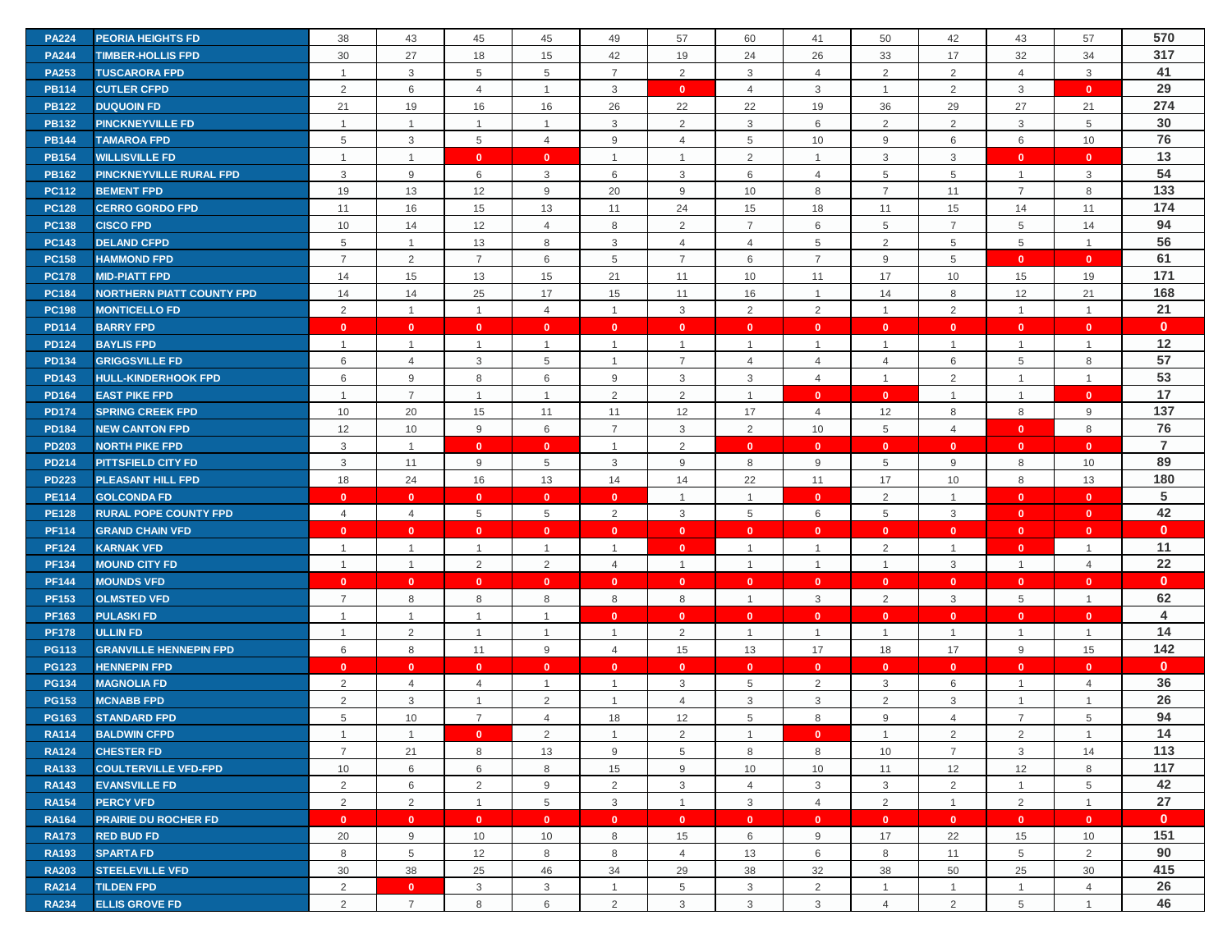| | | | | | | | | | | | | | | |
|---|---|---|---|---|---|---|---|---|---|---|---|---|---|---|
| PA224 | PEORIA HEIGHTS FD | 38 | 43 | 45 | 45 | 49 | 57 | 60 | 41 | 50 | 42 | 43 | 57 | **570** |
| PA244 | TIMBER-HOLLIS FPD | 30 | 27 | 18 | 15 | 42 | 19 | 24 | 26 | 33 | 17 | 32 | 34 | **317** |
| PA253 | TUSCARORA FPD | 1 | 3 | 5 | 5 | 7 | 2 | 3 | 4 | 2 | 2 | 4 | 3 | **41** |
| PB114 | CUTLER CFPD | 2 | 6 | 4 | 1 | 3 | 0 | 4 | 3 | 1 | 2 | 3 | 0 | **29** |
| PB122 | DUQUOIN FD | 21 | 19 | 16 | 16 | 26 | 22 | 22 | 19 | 36 | 29 | 27 | 21 | **274** |
| PB132 | PINCKNEYVILLE FD | 1 | 1 | 1 | 1 | 3 | 2 | 3 | 6 | 2 | 2 | 3 | 5 | **30** |
| PB144 | TAMAROA FPD | 5 | 3 | 5 | 4 | 9 | 4 | 5 | 10 | 9 | 6 | 6 | 10 | **76** |
| PB154 | WILLISVILLE FD | 1 | 1 | 0 | 0 | 1 | 1 | 2 | 1 | 3 | 3 | 0 | 0 | **13** |
| PB162 | PINCKNEYVILLE RURAL FPD | 3 | 9 | 6 | 3 | 6 | 3 | 6 | 4 | 5 | 5 | 1 | 3 | **54** |
| PC112 | BEMENT FPD | 19 | 13 | 12 | 9 | 20 | 9 | 10 | 8 | 7 | 11 | 7 | 8 | **133** |
| PC128 | CERRO GORDO FPD | 11 | 16 | 15 | 13 | 11 | 24 | 15 | 18 | 11 | 15 | 14 | 11 | **174** |
| PC138 | CISCO FPD | 10 | 14 | 12 | 4 | 8 | 2 | 7 | 6 | 5 | 7 | 5 | 14 | **94** |
| PC143 | DELAND CFPD | 5 | 1 | 13 | 8 | 3 | 4 | 4 | 5 | 2 | 5 | 5 | 1 | **56** |
| PC158 | HAMMOND FPD | 7 | 2 | 7 | 6 | 5 | 7 | 6 | 7 | 9 | 5 | 0 | 0 | **61** |
| PC178 | MID-PIATT FPD | 14 | 15 | 13 | 15 | 21 | 11 | 10 | 11 | 17 | 10 | 15 | 19 | **171** |
| PC184 | NORTHERN PIATT COUNTY FPD | 14 | 14 | 25 | 17 | 15 | 11 | 16 | 1 | 14 | 8 | 12 | 21 | **168** |
| PC198 | MONTICELLO FD | 2 | 1 | 1 | 4 | 1 | 3 | 2 | 2 | 1 | 2 | 1 | 1 | **21** |
| PD114 | BARRY FPD | 0 | 0 | 0 | 0 | 0 | 0 | 0 | 0 | 0 | 0 | 0 | 0 | **0** |
| PD124 | BAYLIS FPD | 1 | 1 | 1 | 1 | 1 | 1 | 1 | 1 | 1 | 1 | 1 | 1 | **12** |
| PD134 | GRIGGSVILLE FD | 6 | 4 | 3 | 5 | 1 | 7 | 4 | 4 | 4 | 6 | 5 | 8 | **57** |
| PD143 | HULL-KINDERHOOK FPD | 6 | 9 | 8 | 6 | 9 | 3 | 3 | 4 | 1 | 2 | 1 | 1 | **53** |
| PD164 | EAST PIKE FPD | 1 | 7 | 1 | 1 | 2 | 2 | 1 | 0 | 0 | 1 | 1 | 0 | **17** |
| PD174 | SPRING CREEK FPD | 10 | 20 | 15 | 11 | 11 | 12 | 17 | 4 | 12 | 8 | 8 | 9 | **137** |
| PD184 | NEW CANTON FPD | 12 | 10 | 9 | 6 | 7 | 3 | 2 | 10 | 5 | 4 | 0 | 8 | **76** |
| PD203 | NORTH PIKE FPD | 3 | 1 | 0 | 0 | 1 | 2 | 0 | 0 | 0 | 0 | 0 | 0 | **7** |
| PD214 | PITTSFIELD CITY FD | 3 | 11 | 9 | 5 | 3 | 9 | 8 | 9 | 5 | 9 | 8 | 10 | **89** |
| PD223 | PLEASANT HILL FPD | 18 | 24 | 16 | 13 | 14 | 14 | 22 | 11 | 17 | 10 | 8 | 13 | **180** |
| PE114 | GOLCONDA FD | 0 | 0 | 0 | 0 | 0 | 1 | 1 | 0 | 2 | 1 | 0 | 0 | **5** |
| PE128 | RURAL POPE COUNTY FPD | 4 | 4 | 5 | 5 | 2 | 3 | 5 | 6 | 5 | 3 | 0 | 0 | **42** |
| PF114 | GRAND CHAIN VFD | 0 | 0 | 0 | 0 | 0 | 0 | 0 | 0 | 0 | 0 | 0 | 0 | **0** |
| PF124 | KARNAK VFD | 1 | 1 | 1 | 1 | 1 | 0 | 1 | 1 | 2 | 1 | 0 | 1 | **11** |
| PF134 | MOUND CITY FD | 1 | 1 | 2 | 2 | 4 | 1 | 1 | 1 | 1 | 3 | 1 | 4 | **22** |
| PF144 | MOUNDS VFD | 0 | 0 | 0 | 0 | 0 | 0 | 0 | 0 | 0 | 0 | 0 | 0 | **0** |
| PF153 | OLMSTED VFD | 7 | 8 | 8 | 8 | 8 | 8 | 1 | 3 | 2 | 3 | 5 | 1 | **62** |
| PF163 | PULASKI FD | 1 | 1 | 1 | 1 | 0 | 0 | 0 | 0 | 0 | 0 | 0 | 0 | **4** |
| PF178 | ULLIN FD | 1 | 2 | 1 | 1 | 1 | 2 | 1 | 1 | 1 | 1 | 1 | 1 | **14** |
| PG113 | GRANVILLE HENNEPIN FPD | 6 | 8 | 11 | 9 | 4 | 15 | 13 | 17 | 18 | 17 | 9 | 15 | **142** |
| PG123 | HENNEPIN FPD | 0 | 0 | 0 | 0 | 0 | 0 | 0 | 0 | 0 | 0 | 0 | 0 | **0** |
| PG134 | MAGNOLIA FD | 2 | 4 | 4 | 1 | 1 | 3 | 5 | 2 | 3 | 6 | 1 | 4 | **36** |
| PG153 | MCNABB FPD | 2 | 3 | 1 | 2 | 1 | 4 | 3 | 3 | 2 | 3 | 1 | 1 | **26** |
| PG163 | STANDARD FPD | 5 | 10 | 7 | 4 | 18 | 12 | 5 | 8 | 9 | 4 | 7 | 5 | **94** |
| RA114 | BALDWIN CFPD | 1 | 1 | 0 | 2 | 1 | 2 | 1 | 0 | 1 | 2 | 2 | 1 | **14** |
| RA124 | CHESTER FD | 7 | 21 | 8 | 13 | 9 | 5 | 8 | 8 | 10 | 7 | 3 | 14 | **113** |
| RA133 | COULTERVILLE VFD-FPD | 10 | 6 | 6 | 8 | 15 | 9 | 10 | 10 | 11 | 12 | 12 | 8 | **117** |
| RA143 | EVANSVILLE FD | 2 | 6 | 2 | 9 | 2 | 3 | 4 | 3 | 3 | 2 | 1 | 5 | **42** |
| RA154 | PERCY VFD | 2 | 2 | 1 | 5 | 3 | 1 | 3 | 4 | 2 | 1 | 2 | 1 | **27** |
| RA164 | PRAIRIE DU ROCHER FD | 0 | 0 | 0 | 0 | 0 | 0 | 0 | 0 | 0 | 0 | 0 | 0 | **0** |
| RA173 | RED BUD FD | 20 | 9 | 10 | 10 | 8 | 15 | 6 | 9 | 17 | 22 | 15 | 10 | **151** |
| RA193 | SPARTA FD | 8 | 5 | 12 | 8 | 8 | 4 | 13 | 6 | 8 | 11 | 5 | 2 | **90** |
| RA203 | STEELEVILLE VFD | 30 | 38 | 25 | 46 | 34 | 29 | 38 | 32 | 38 | 50 | 25 | 30 | **415** |
| RA214 | TILDEN FPD | 2 | 0 | 3 | 3 | 1 | 5 | 3 | 2 | 1 | 1 | 1 | 4 | **26** |
| RA234 | ELLIS GROVE FD | 2 | 7 | 8 | 6 | 2 | 3 | 3 | 3 | 4 | 2 | 5 | 1 | **46** |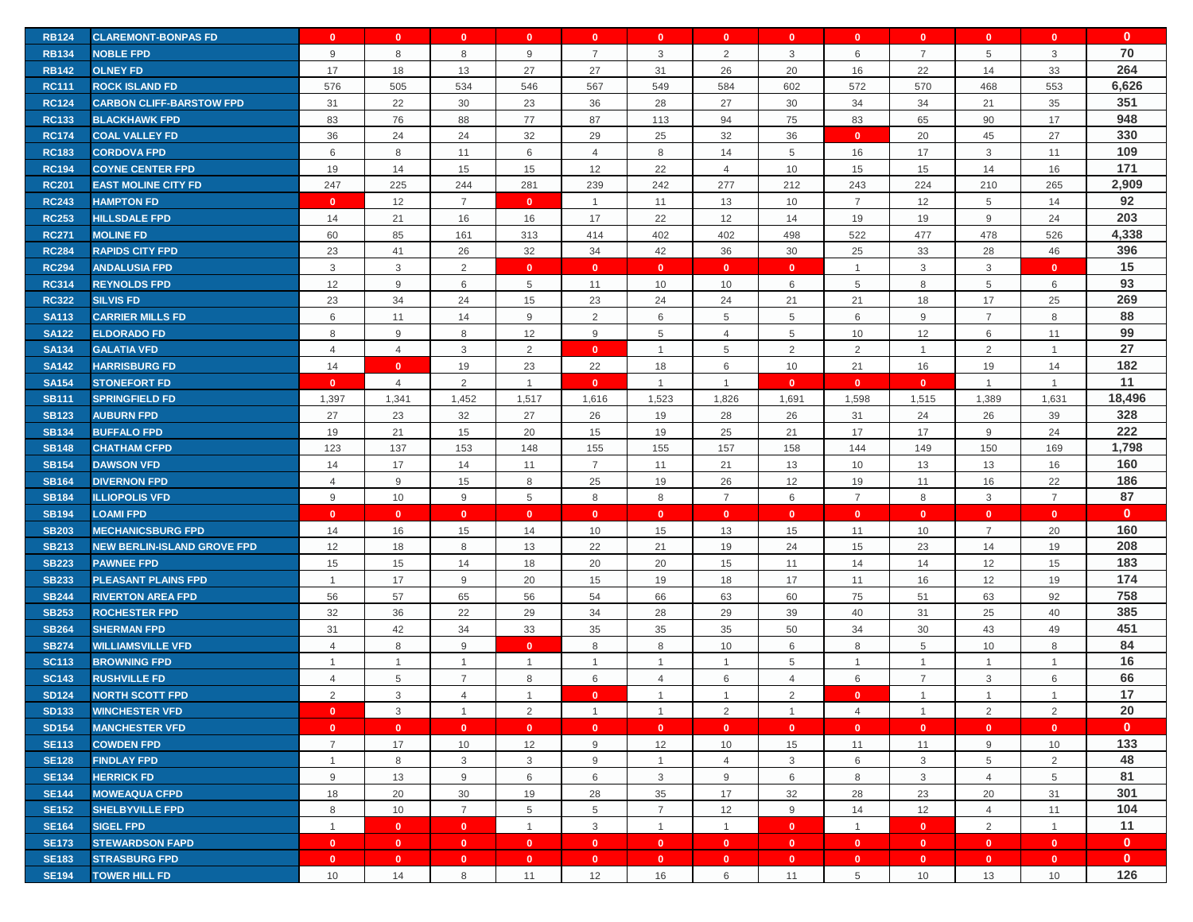| | | | | | | | | | | | | | | |
|---|---|---|---|---|---|---|---|---|---|---|---|---|---|---|
| RB124 | CLAREMONT-BONPAS FD | 0 | 0 | 0 | 0 | 0 | 0 | 0 | 0 | 0 | 0 | 0 | 0 | 0 |
| RB134 | NOBLE FPD | 9 | 8 | 8 | 9 | 7 | 3 | 2 | 3 | 6 | 7 | 5 | 3 | 70 |
| RB142 | OLNEY FD | 17 | 18 | 13 | 27 | 27 | 31 | 26 | 20 | 16 | 22 | 14 | 33 | 264 |
| RC111 | ROCK ISLAND FD | 576 | 505 | 534 | 546 | 567 | 549 | 584 | 602 | 572 | 570 | 468 | 553 | 6,626 |
| RC124 | CARBON CLIFF-BARSTOW FPD | 31 | 22 | 30 | 23 | 36 | 28 | 27 | 30 | 34 | 34 | 21 | 35 | 351 |
| RC133 | BLACKHAWK FPD | 83 | 76 | 88 | 77 | 87 | 113 | 94 | 75 | 83 | 65 | 90 | 17 | 948 |
| RC174 | COAL VALLEY FD | 36 | 24 | 24 | 32 | 29 | 25 | 32 | 36 | 0 | 20 | 45 | 27 | 330 |
| RC183 | CORDOVA FPD | 6 | 8 | 11 | 6 | 4 | 8 | 14 | 5 | 16 | 17 | 3 | 11 | 109 |
| RC194 | COYNE CENTER FPD | 19 | 14 | 15 | 15 | 12 | 22 | 4 | 10 | 15 | 15 | 14 | 16 | 171 |
| RC201 | EAST MOLINE CITY FD | 247 | 225 | 244 | 281 | 239 | 242 | 277 | 212 | 243 | 224 | 210 | 265 | 2,909 |
| RC243 | HAMPTON FD | 0 | 12 | 7 | 0 | 1 | 11 | 13 | 10 | 7 | 12 | 5 | 14 | 92 |
| RC253 | HILLSDALE FPD | 14 | 21 | 16 | 16 | 17 | 22 | 12 | 14 | 19 | 19 | 9 | 24 | 203 |
| RC271 | MOLINE FD | 60 | 85 | 161 | 313 | 414 | 402 | 402 | 498 | 522 | 477 | 478 | 526 | 4,338 |
| RC284 | RAPIDS CITY FPD | 23 | 41 | 26 | 32 | 34 | 42 | 36 | 30 | 25 | 33 | 28 | 46 | 396 |
| RC294 | ANDALUSIA FPD | 3 | 3 | 2 | 0 | 0 | 0 | 0 | 0 | 1 | 3 | 3 | 0 | 15 |
| RC314 | REYNOLDS FPD | 12 | 9 | 6 | 5 | 11 | 10 | 10 | 6 | 5 | 8 | 5 | 6 | 93 |
| RC322 | SILVIS FD | 23 | 34 | 24 | 15 | 23 | 24 | 24 | 21 | 21 | 18 | 17 | 25 | 269 |
| SA113 | CARRIER MILLS FD | 6 | 11 | 14 | 9 | 2 | 6 | 5 | 5 | 6 | 9 | 7 | 8 | 88 |
| SA122 | ELDORADO FD | 8 | 9 | 8 | 12 | 9 | 5 | 4 | 5 | 10 | 12 | 6 | 11 | 99 |
| SA134 | GALATIA VFD | 4 | 4 | 3 | 2 | 0 | 1 | 5 | 2 | 2 | 1 | 2 | 1 | 27 |
| SA142 | HARRISBURG FD | 14 | 0 | 19 | 23 | 22 | 18 | 6 | 10 | 21 | 16 | 19 | 14 | 182 |
| SA154 | STONEFORT FD | 0 | 4 | 2 | 1 | 0 | 1 | 1 | 0 | 0 | 0 | 1 | 1 | 11 |
| SB111 | SPRINGFIELD FD | 1,397 | 1,341 | 1,452 | 1,517 | 1,616 | 1,523 | 1,826 | 1,691 | 1,598 | 1,515 | 1,389 | 1,631 | 18,496 |
| SB123 | AUBURN FPD | 27 | 23 | 32 | 27 | 26 | 19 | 28 | 26 | 31 | 24 | 26 | 39 | 328 |
| SB134 | BUFFALO FPD | 19 | 21 | 15 | 20 | 15 | 19 | 25 | 21 | 17 | 17 | 9 | 24 | 222 |
| SB148 | CHATHAM CFPD | 123 | 137 | 153 | 148 | 155 | 155 | 157 | 158 | 144 | 149 | 150 | 169 | 1,798 |
| SB154 | DAWSON VFD | 14 | 17 | 14 | 11 | 7 | 11 | 21 | 13 | 10 | 13 | 13 | 16 | 160 |
| SB164 | DIVERNON FPD | 4 | 9 | 15 | 8 | 25 | 19 | 26 | 12 | 19 | 11 | 16 | 22 | 186 |
| SB184 | ILLIOPOLIS VFD | 9 | 10 | 9 | 5 | 8 | 8 | 7 | 6 | 7 | 8 | 3 | 7 | 87 |
| SB194 | LOAMI FPD | 0 | 0 | 0 | 0 | 0 | 0 | 0 | 0 | 0 | 0 | 0 | 0 | 0 |
| SB203 | MECHANICSBURG FPD | 14 | 16 | 15 | 14 | 10 | 15 | 13 | 15 | 11 | 10 | 7 | 20 | 160 |
| SB213 | NEW BERLIN-ISLAND GROVE FPD | 12 | 18 | 8 | 13 | 22 | 21 | 19 | 24 | 15 | 23 | 14 | 19 | 208 |
| SB223 | PAWNEE FPD | 15 | 15 | 14 | 18 | 20 | 20 | 15 | 11 | 14 | 14 | 12 | 15 | 183 |
| SB233 | PLEASANT PLAINS FPD | 1 | 17 | 9 | 20 | 15 | 19 | 18 | 17 | 11 | 16 | 12 | 19 | 174 |
| SB244 | RIVERTON AREA FPD | 56 | 57 | 65 | 56 | 54 | 66 | 63 | 60 | 75 | 51 | 63 | 92 | 758 |
| SB253 | ROCHESTER FPD | 32 | 36 | 22 | 29 | 34 | 28 | 29 | 39 | 40 | 31 | 25 | 40 | 385 |
| SB264 | SHERMAN FPD | 31 | 42 | 34 | 33 | 35 | 35 | 35 | 50 | 34 | 30 | 43 | 49 | 451 |
| SB274 | WILLIAMSVILLE VFD | 4 | 8 | 9 | 0 | 8 | 8 | 10 | 6 | 8 | 5 | 10 | 8 | 84 |
| SC113 | BROWNING FPD | 1 | 1 | 1 | 1 | 1 | 1 | 1 | 5 | 1 | 1 | 1 | 1 | 16 |
| SC143 | RUSHVILLE FD | 4 | 5 | 7 | 8 | 6 | 4 | 6 | 4 | 6 | 7 | 3 | 6 | 66 |
| SD124 | NORTH SCOTT FPD | 2 | 3 | 4 | 1 | 0 | 1 | 1 | 2 | 0 | 1 | 1 | 1 | 17 |
| SD133 | WINCHESTER VFD | 0 | 3 | 1 | 2 | 1 | 1 | 2 | 1 | 4 | 1 | 2 | 2 | 20 |
| SD154 | MANCHESTER VFD | 0 | 0 | 0 | 0 | 0 | 0 | 0 | 0 | 0 | 0 | 0 | 0 | 0 |
| SE113 | COWDEN FPD | 7 | 17 | 10 | 12 | 9 | 12 | 10 | 15 | 11 | 11 | 9 | 10 | 133 |
| SE128 | FINDLAY FPD | 1 | 8 | 3 | 3 | 9 | 1 | 4 | 3 | 6 | 3 | 5 | 2 | 48 |
| SE134 | HERRICK FD | 9 | 13 | 9 | 6 | 6 | 3 | 9 | 6 | 8 | 3 | 4 | 5 | 81 |
| SE144 | MOWEAQUA CFPD | 18 | 20 | 30 | 19 | 28 | 35 | 17 | 32 | 28 | 23 | 20 | 31 | 301 |
| SE152 | SHELBYVILLE FPD | 8 | 10 | 7 | 5 | 5 | 7 | 12 | 9 | 14 | 12 | 4 | 11 | 104 |
| SE164 | SIGEL FPD | 1 | 0 | 0 | 1 | 3 | 1 | 1 | 0 | 1 | 0 | 2 | 1 | 11 |
| SE173 | STEWARDSON FAPD | 0 | 0 | 0 | 0 | 0 | 0 | 0 | 0 | 0 | 0 | 0 | 0 | 0 |
| SE183 | STRASBURG FPD | 0 | 0 | 0 | 0 | 0 | 0 | 0 | 0 | 0 | 0 | 0 | 0 | 0 |
| SE194 | TOWER HILL FD | 10 | 14 | 8 | 11 | 12 | 16 | 6 | 11 | 5 | 10 | 13 | 10 | 126 |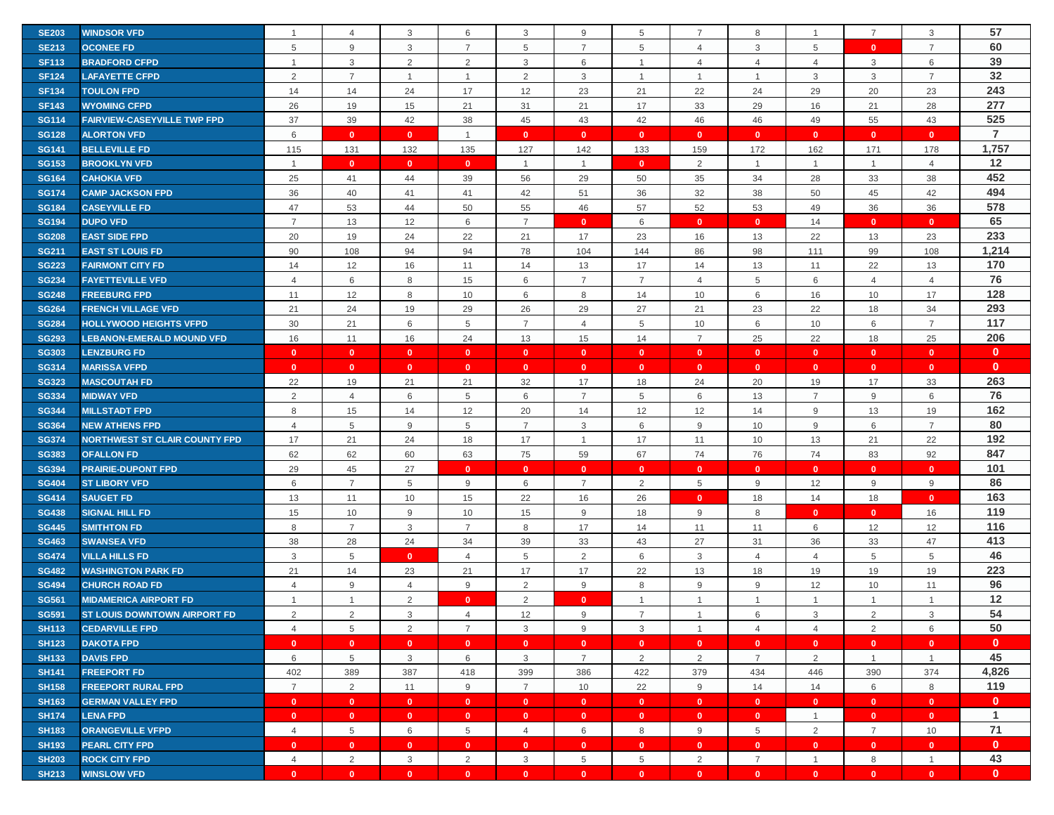| | | | | | | | | | | | | | | |
|---|---|---|---|---|---|---|---|---|---|---|---|---|---|---|
| SE203 | WINDSOR VFD | 1 | 4 | 3 | 6 | 3 | 9 | 5 | 7 | 8 | 1 | 7 | 3 | 57 |
| SE213 | OCONEE FD | 5 | 9 | 3 | 7 | 5 | 7 | 5 | 4 | 3 | 5 | 0 | 7 | 60 |
| SF113 | BRADFORD CFPD | 1 | 3 | 2 | 2 | 3 | 6 | 1 | 4 | 4 | 4 | 3 | 6 | 39 |
| SF124 | LAFAYETTE CFPD | 2 | 7 | 1 | 1 | 2 | 3 | 1 | 1 | 1 | 3 | 3 | 7 | 32 |
| SF134 | TOULON FPD | 14 | 14 | 24 | 17 | 12 | 23 | 21 | 22 | 24 | 29 | 20 | 23 | 243 |
| SF143 | WYOMING CFPD | 26 | 19 | 15 | 21 | 31 | 21 | 17 | 33 | 29 | 16 | 21 | 28 | 277 |
| SG114 | FAIRVIEW-CASEYVILLE TWP FPD | 37 | 39 | 42 | 38 | 45 | 43 | 42 | 46 | 46 | 49 | 55 | 43 | 525 |
| SG128 | ALORTON VFD | 6 | 0 | 0 | 1 | 0 | 0 | 0 | 0 | 0 | 0 | 0 | 0 | 7 |
| SG141 | BELLEVILLE FD | 115 | 131 | 132 | 135 | 127 | 142 | 133 | 159 | 172 | 162 | 171 | 178 | 1,757 |
| SG153 | BROOKLYN VFD | 1 | 0 | 0 | 0 | 1 | 1 | 0 | 2 | 1 | 1 | 1 | 4 | 12 |
| SG164 | CAHOKIA VFD | 25 | 41 | 44 | 39 | 56 | 29 | 50 | 35 | 34 | 28 | 33 | 38 | 452 |
| SG174 | CAMP JACKSON FPD | 36 | 40 | 41 | 41 | 42 | 51 | 36 | 32 | 38 | 50 | 45 | 42 | 494 |
| SG184 | CASEYVILLE FD | 47 | 53 | 44 | 50 | 55 | 46 | 57 | 52 | 53 | 49 | 36 | 36 | 578 |
| SG194 | DUPO VFD | 7 | 13 | 12 | 6 | 7 | 0 | 6 | 0 | 0 | 14 | 0 | 0 | 65 |
| SG208 | EAST SIDE FPD | 20 | 19 | 24 | 22 | 21 | 17 | 23 | 16 | 13 | 22 | 13 | 23 | 233 |
| SG211 | EAST ST LOUIS FD | 90 | 108 | 94 | 94 | 78 | 104 | 144 | 86 | 98 | 111 | 99 | 108 | 1,214 |
| SG223 | FAIRMONT CITY FD | 14 | 12 | 16 | 11 | 14 | 13 | 17 | 14 | 13 | 11 | 22 | 13 | 170 |
| SG234 | FAYETTEVILLE VFD | 4 | 6 | 8 | 15 | 6 | 7 | 7 | 4 | 5 | 6 | 4 | 4 | 76 |
| SG248 | FREEBURG FPD | 11 | 12 | 8 | 10 | 6 | 8 | 14 | 10 | 6 | 16 | 10 | 17 | 128 |
| SG264 | FRENCH VILLAGE VFD | 21 | 24 | 19 | 29 | 26 | 29 | 27 | 21 | 23 | 22 | 18 | 34 | 293 |
| SG284 | HOLLYWOOD HEIGHTS VFPD | 30 | 21 | 6 | 5 | 7 | 4 | 5 | 10 | 6 | 10 | 6 | 7 | 117 |
| SG293 | LEBANON-EMERALD MOUND VFD | 16 | 11 | 16 | 24 | 13 | 15 | 14 | 7 | 25 | 22 | 18 | 25 | 206 |
| SG303 | LENZBURG FD | 0 | 0 | 0 | 0 | 0 | 0 | 0 | 0 | 0 | 0 | 0 | 0 | 0 |
| SG314 | MARISSA VFPD | 0 | 0 | 0 | 0 | 0 | 0 | 0 | 0 | 0 | 0 | 0 | 0 | 0 |
| SG323 | MASCOUTAH FD | 22 | 19 | 21 | 21 | 32 | 17 | 18 | 24 | 20 | 19 | 17 | 33 | 263 |
| SG334 | MIDWAY VFD | 2 | 4 | 6 | 5 | 6 | 7 | 5 | 6 | 13 | 7 | 9 | 6 | 76 |
| SG344 | MILLSTADT FPD | 8 | 15 | 14 | 12 | 20 | 14 | 12 | 12 | 14 | 9 | 13 | 19 | 162 |
| SG364 | NEW ATHENS FPD | 4 | 5 | 9 | 5 | 7 | 3 | 6 | 9 | 10 | 9 | 6 | 7 | 80 |
| SG374 | NORTHWEST ST CLAIR COUNTY FPD | 17 | 21 | 24 | 18 | 17 | 1 | 17 | 11 | 10 | 13 | 21 | 22 | 192 |
| SG383 | OFALLON FD | 62 | 62 | 60 | 63 | 75 | 59 | 67 | 74 | 76 | 74 | 83 | 92 | 847 |
| SG394 | PRAIRIE-DUPONT FPD | 29 | 45 | 27 | 0 | 0 | 0 | 0 | 0 | 0 | 0 | 0 | 0 | 101 |
| SG404 | ST LIBORY VFD | 6 | 7 | 5 | 9 | 6 | 7 | 2 | 5 | 9 | 12 | 9 | 9 | 86 |
| SG414 | SAUGET FD | 13 | 11 | 10 | 15 | 22 | 16 | 26 | 0 | 18 | 14 | 18 | 0 | 163 |
| SG438 | SIGNAL HILL FD | 15 | 10 | 9 | 10 | 15 | 9 | 18 | 9 | 8 | 0 | 0 | 16 | 119 |
| SG445 | SMITHTON FD | 8 | 7 | 3 | 7 | 8 | 17 | 14 | 11 | 11 | 6 | 12 | 12 | 116 |
| SG463 | SWANSEA VFD | 38 | 28 | 24 | 34 | 39 | 33 | 43 | 27 | 31 | 36 | 33 | 47 | 413 |
| SG474 | VILLA HILLS FD | 3 | 5 | 0 | 4 | 5 | 2 | 6 | 3 | 4 | 4 | 5 | 5 | 46 |
| SG482 | WASHINGTON PARK FD | 21 | 14 | 23 | 21 | 17 | 17 | 22 | 13 | 18 | 19 | 19 | 19 | 223 |
| SG494 | CHURCH ROAD FD | 4 | 9 | 4 | 9 | 2 | 9 | 8 | 9 | 9 | 12 | 10 | 11 | 96 |
| SG561 | MIDAMERICA AIRPORT FD | 1 | 1 | 2 | 0 | 2 | 0 | 1 | 1 | 1 | 1 | 1 | 1 | 12 |
| SG591 | ST LOUIS DOWNTOWN AIRPORT FD | 2 | 2 | 3 | 4 | 12 | 9 | 7 | 1 | 6 | 3 | 2 | 3 | 54 |
| SH113 | CEDARVILLE FPD | 4 | 5 | 2 | 7 | 3 | 9 | 3 | 1 | 4 | 4 | 2 | 6 | 50 |
| SH123 | DAKOTA FPD | 0 | 0 | 0 | 0 | 0 | 0 | 0 | 0 | 0 | 0 | 0 | 0 | 0 |
| SH133 | DAVIS FPD | 6 | 5 | 3 | 6 | 3 | 7 | 2 | 2 | 7 | 2 | 1 | 1 | 45 |
| SH141 | FREEPORT FD | 402 | 389 | 387 | 418 | 399 | 386 | 422 | 379 | 434 | 446 | 390 | 374 | 4,826 |
| SH158 | FREEPORT RURAL FPD | 7 | 2 | 11 | 9 | 7 | 10 | 22 | 9 | 14 | 14 | 6 | 8 | 119 |
| SH163 | GERMAN VALLEY FPD | 0 | 0 | 0 | 0 | 0 | 0 | 0 | 0 | 0 | 0 | 0 | 0 | 0 |
| SH174 | LENA FPD | 0 | 0 | 0 | 0 | 0 | 0 | 0 | 0 | 0 | 1 | 0 | 0 | 1 |
| SH183 | ORANGEVILLE VFPD | 4 | 5 | 6 | 5 | 4 | 6 | 8 | 9 | 5 | 2 | 7 | 10 | 71 |
| SH193 | PEARL CITY FPD | 0 | 0 | 0 | 0 | 0 | 0 | 0 | 0 | 0 | 0 | 0 | 0 | 0 |
| SH203 | ROCK CITY FPD | 4 | 2 | 3 | 2 | 3 | 5 | 5 | 2 | 7 | 1 | 8 | 1 | 43 |
| SH213 | WINSLOW VFD | 0 | 0 | 0 | 0 | 0 | 0 | 0 | 0 | 0 | 0 | 0 | 0 | 0 |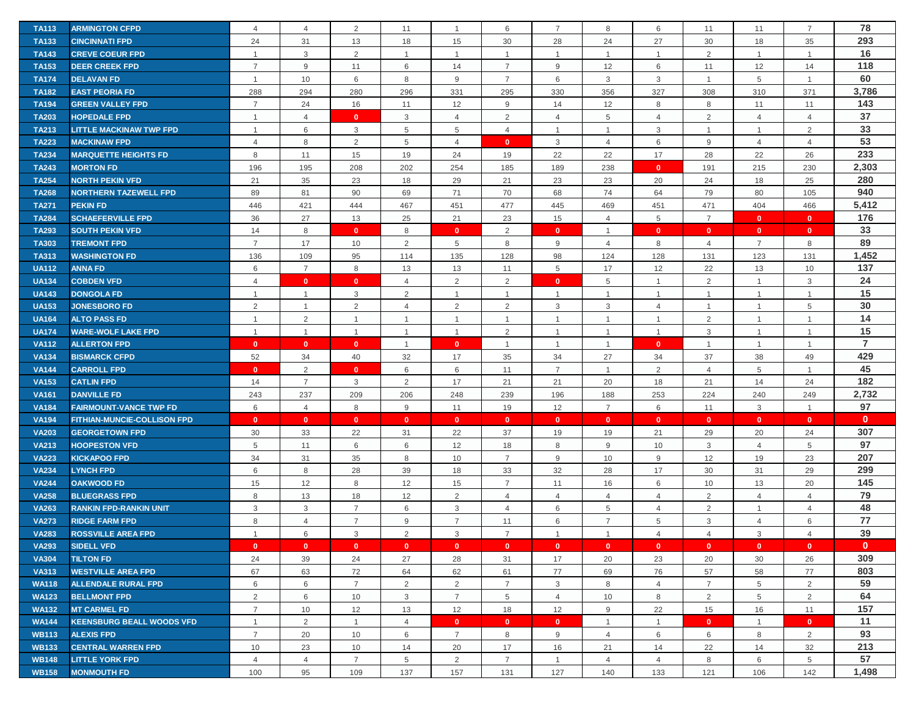| TA113 | ARMINGTON CFPD | 4 | 4 | 2 | 11 | 1 | 6 | 7 | 8 | 6 | 11 | 11 | 7 | 78 |
|---|---|---|---|---|---|---|---|---|---|---|---|---|---|---|
| TA133 | CINCINNATI FPD | 24 | 31 | 13 | 18 | 15 | 30 | 28 | 24 | 27 | 30 | 18 | 35 | 293 |
| TA143 | CREVE COEUR FPD | 1 | 3 | 2 | 1 | 1 | 1 | 1 | 1 | 1 | 2 | 1 | 1 | 16 |
| TA153 | DEER CREEK FPD | 7 | 9 | 11 | 6 | 14 | 7 | 9 | 12 | 6 | 11 | 12 | 14 | 118 |
| TA174 | DELAVAN FD | 1 | 10 | 6 | 8 | 9 | 7 | 6 | 3 | 3 | 1 | 5 | 1 | 60 |
| TA182 | EAST PEORIA FD | 288 | 294 | 280 | 296 | 331 | 295 | 330 | 356 | 327 | 308 | 310 | 371 | 3,786 |
| TA194 | GREEN VALLEY FPD | 7 | 24 | 16 | 11 | 12 | 9 | 14 | 12 | 8 | 8 | 11 | 11 | 143 |
| TA203 | HOPEDALE FPD | 1 | 4 | 0 | 3 | 4 | 2 | 4 | 5 | 4 | 2 | 4 | 4 | 37 |
| TA213 | LITTLE MACKINAW TWP FPD | 1 | 6 | 3 | 5 | 5 | 4 | 1 | 1 | 3 | 1 | 1 | 2 | 33 |
| TA223 | MACKINAW FPD | 4 | 8 | 2 | 5 | 4 | 0 | 3 | 4 | 6 | 9 | 4 | 4 | 53 |
| TA234 | MARQUETTE HEIGHTS FD | 8 | 11 | 15 | 19 | 24 | 19 | 22 | 22 | 17 | 28 | 22 | 26 | 233 |
| TA243 | MORTON FD | 196 | 195 | 208 | 202 | 254 | 185 | 189 | 238 | 0 | 191 | 215 | 230 | 2,303 |
| TA254 | NORTH PEKIN VFD | 21 | 35 | 23 | 18 | 29 | 21 | 23 | 23 | 20 | 24 | 18 | 25 | 280 |
| TA268 | NORTHERN TAZEWELL FPD | 89 | 81 | 90 | 69 | 71 | 70 | 68 | 74 | 64 | 79 | 80 | 105 | 940 |
| TA271 | PEKIN FD | 446 | 421 | 444 | 467 | 451 | 477 | 445 | 469 | 451 | 471 | 404 | 466 | 5,412 |
| TA284 | SCHAEFERVILLE FPD | 36 | 27 | 13 | 25 | 21 | 23 | 15 | 4 | 5 | 7 | 0 | 0 | 176 |
| TA293 | SOUTH PEKIN VFD | 14 | 8 | 0 | 8 | 0 | 2 | 0 | 1 | 0 | 0 | 0 | 0 | 33 |
| TA303 | TREMONT FPD | 7 | 17 | 10 | 2 | 5 | 8 | 9 | 4 | 8 | 4 | 7 | 8 | 89 |
| TA313 | WASHINGTON FD | 136 | 109 | 95 | 114 | 135 | 128 | 98 | 124 | 128 | 131 | 123 | 131 | 1,452 |
| UA112 | ANNA FD | 6 | 7 | 8 | 13 | 13 | 11 | 5 | 17 | 12 | 22 | 13 | 10 | 137 |
| UA134 | COBDEN VFD | 4 | 0 | 0 | 4 | 2 | 2 | 0 | 5 | 1 | 2 | 1 | 3 | 24 |
| UA143 | DONGOLA FD | 1 | 1 | 3 | 2 | 1 | 1 | 1 | 1 | 1 | 1 | 1 | 1 | 15 |
| UA153 | JONESBORO FD | 2 | 1 | 2 | 4 | 2 | 2 | 3 | 3 | 4 | 1 | 1 | 5 | 30 |
| UA164 | ALTO PASS FD | 1 | 2 | 1 | 1 | 1 | 1 | 1 | 1 | 1 | 2 | 1 | 1 | 14 |
| UA174 | WARE-WOLF LAKE FPD | 1 | 1 | 1 | 1 | 1 | 2 | 1 | 1 | 1 | 3 | 1 | 1 | 15 |
| VA112 | ALLERTON FPD | 0 | 0 | 0 | 1 | 0 | 1 | 1 | 1 | 0 | 1 | 1 | 1 | 7 |
| VA134 | BISMARCK CFPD | 52 | 34 | 40 | 32 | 17 | 35 | 34 | 27 | 34 | 37 | 38 | 49 | 429 |
| VA144 | CARROLL FPD | 0 | 2 | 0 | 6 | 6 | 11 | 7 | 1 | 2 | 4 | 5 | 1 | 45 |
| VA153 | CATLIN FPD | 14 | 7 | 3 | 2 | 17 | 21 | 21 | 20 | 18 | 21 | 14 | 24 | 182 |
| VA161 | DANVILLE FD | 243 | 237 | 209 | 206 | 248 | 239 | 196 | 188 | 253 | 224 | 240 | 249 | 2,732 |
| VA184 | FAIRMOUNT-VANCE TWP FD | 6 | 4 | 8 | 9 | 11 | 19 | 12 | 7 | 6 | 11 | 3 | 1 | 97 |
| VA194 | FITHIAN-MUNCIE-COLLISON FPD | 0 | 0 | 0 | 0 | 0 | 0 | 0 | 0 | 0 | 0 | 0 | 0 | 0 |
| VA203 | GEORGETOWN FPD | 30 | 33 | 22 | 31 | 22 | 37 | 19 | 19 | 21 | 29 | 20 | 24 | 307 |
| VA213 | HOOPESTON VFD | 5 | 11 | 6 | 6 | 12 | 18 | 8 | 9 | 10 | 3 | 4 | 5 | 97 |
| VA223 | KICKAPOO FPD | 34 | 31 | 35 | 8 | 10 | 7 | 9 | 10 | 9 | 12 | 19 | 23 | 207 |
| VA234 | LYNCH FPD | 6 | 8 | 28 | 39 | 18 | 33 | 32 | 28 | 17 | 30 | 31 | 29 | 299 |
| VA244 | OAKWOOD FPD | 15 | 12 | 8 | 12 | 15 | 7 | 11 | 16 | 6 | 10 | 13 | 20 | 145 |
| VA258 | BLUEGRASS FPD | 8 | 13 | 18 | 12 | 2 | 4 | 4 | 4 | 4 | 2 | 4 | 4 | 79 |
| VA263 | RANKIN FPD-RANKIN UNIT | 3 | 3 | 7 | 6 | 3 | 4 | 6 | 5 | 4 | 2 | 1 | 4 | 48 |
| VA273 | RIDGE FARM FPD | 8 | 4 | 7 | 9 | 7 | 11 | 6 | 7 | 5 | 3 | 4 | 6 | 77 |
| VA283 | ROSSVILLE AREA FPD | 1 | 6 | 3 | 2 | 3 | 7 | 1 | 1 | 4 | 4 | 3 | 4 | 39 |
| VA293 | SIDELL VFD | 0 | 0 | 0 | 0 | 0 | 0 | 0 | 0 | 0 | 0 | 0 | 0 | 0 |
| VA304 | TILTON FD | 24 | 39 | 24 | 27 | 28 | 31 | 17 | 20 | 23 | 20 | 30 | 26 | 309 |
| VA313 | WESTVILLE AREA FPD | 67 | 63 | 72 | 64 | 62 | 61 | 77 | 69 | 76 | 57 | 58 | 77 | 803 |
| WA118 | ALLENDALE RURAL FPD | 6 | 6 | 7 | 2 | 2 | 7 | 3 | 8 | 4 | 7 | 5 | 2 | 59 |
| WA123 | BELLMONT FPD | 2 | 6 | 10 | 3 | 7 | 5 | 4 | 10 | 8 | 2 | 5 | 2 | 64 |
| WA132 | MT CARMEL FD | 7 | 10 | 12 | 13 | 12 | 18 | 12 | 9 | 22 | 15 | 16 | 11 | 157 |
| WA144 | KEENSBURG BEALL WOODS VFD | 1 | 2 | 1 | 4 | 0 | 0 | 0 | 1 | 1 | 0 | 1 | 0 | 11 |
| WB113 | ALEXIS FPD | 7 | 20 | 10 | 6 | 7 | 8 | 9 | 4 | 6 | 6 | 8 | 2 | 93 |
| WB133 | CENTRAL WARREN FPD | 10 | 23 | 10 | 14 | 20 | 17 | 16 | 21 | 14 | 22 | 14 | 32 | 213 |
| WB148 | LITTLE YORK FPD | 4 | 4 | 7 | 5 | 2 | 7 | 1 | 4 | 4 | 8 | 6 | 5 | 57 |
| WB158 | MONMOUTH FD | 100 | 95 | 109 | 137 | 157 | 131 | 127 | 140 | 133 | 121 | 106 | 142 | 1,498 |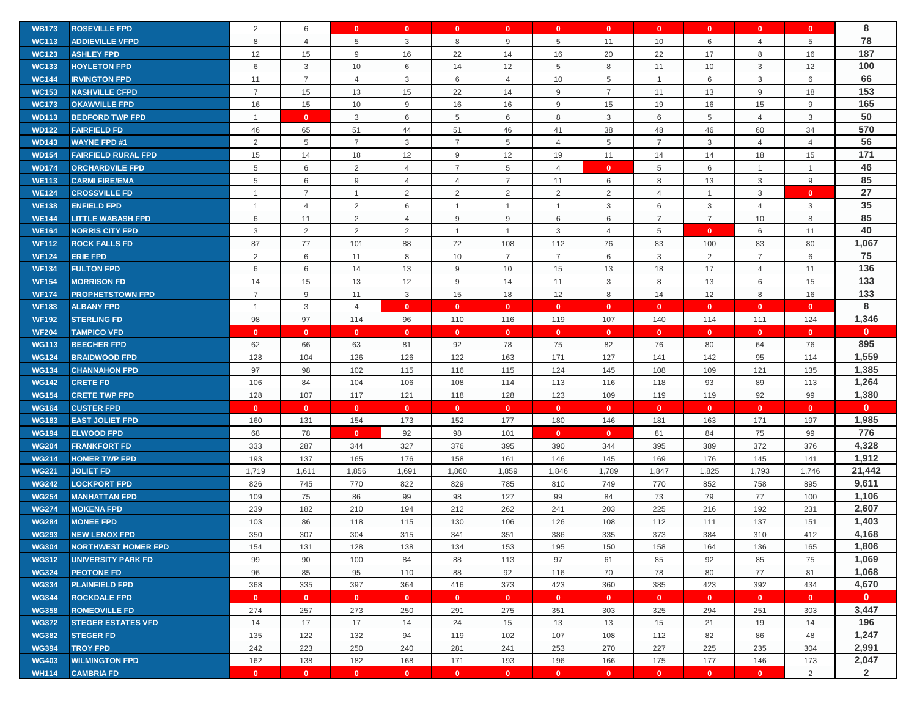| WB173 | ROSEVILLE FPD | 2 | 6 | 0 | 0 | 0 | 0 | 0 | 0 | 0 | 0 | 0 | 0 | 8 |
|---|---|---|---|---|---|---|---|---|---|---|---|---|---|---|
| WC113 | ADDIEVILLE VFPD | 8 | 4 | 5 | 3 | 8 | 9 | 5 | 11 | 10 | 6 | 4 | 5 | 78 |
| WC123 | ASHLEY FPD | 12 | 15 | 9 | 16 | 22 | 14 | 16 | 20 | 22 | 17 | 8 | 16 | 187 |
| WC133 | HOYLETON FPD | 6 | 3 | 10 | 6 | 14 | 12 | 5 | 8 | 11 | 10 | 3 | 12 | 100 |
| WC144 | IRVINGTON FPD | 11 | 7 | 4 | 3 | 6 | 4 | 10 | 5 | 1 | 6 | 3 | 6 | 66 |
| WC153 | NASHVILLE CFPD | 7 | 15 | 13 | 15 | 22 | 14 | 9 | 7 | 11 | 13 | 9 | 18 | 153 |
| WC173 | OKAWVILLE FPD | 16 | 15 | 10 | 9 | 16 | 16 | 9 | 15 | 19 | 16 | 15 | 9 | 165 |
| WD113 | BEDFORD TWP FPD | 1 | 0 | 3 | 6 | 5 | 6 | 8 | 3 | 6 | 5 | 4 | 3 | 50 |
| WD122 | FAIRFIELD FD | 46 | 65 | 51 | 44 | 51 | 46 | 41 | 38 | 48 | 46 | 60 | 34 | 570 |
| WD143 | WAYNE FPD #1 | 2 | 5 | 7 | 3 | 7 | 5 | 4 | 5 | 7 | 3 | 4 | 4 | 56 |
| WD154 | FAIRFIELD RURAL FPD | 15 | 14 | 18 | 12 | 9 | 12 | 19 | 11 | 14 | 14 | 18 | 15 | 171 |
| WD174 | ORCHARDVILE FPD | 5 | 6 | 2 | 4 | 7 | 5 | 4 | 0 | 5 | 6 | 1 | 1 | 46 |
| WE113 | CARMI FIRE/EMA | 5 | 6 | 9 | 4 | 4 | 7 | 11 | 6 | 8 | 13 | 3 | 9 | 85 |
| WE124 | CROSSVILLE FPD | 1 | 7 | 1 | 2 | 2 | 2 | 2 | 2 | 4 | 1 | 3 | 0 | 27 |
| WE138 | ENFIELD FPD | 1 | 4 | 2 | 6 | 1 | 1 | 1 | 3 | 6 | 3 | 4 | 3 | 35 |
| WE144 | LITTLE WABASH FPD | 6 | 11 | 2 | 4 | 9 | 9 | 6 | 6 | 7 | 7 | 10 | 8 | 85 |
| WE164 | NORRIS CITY FPD | 3 | 2 | 2 | 2 | 1 | 1 | 3 | 4 | 5 | 0 | 6 | 11 | 40 |
| WF112 | ROCK FALLS FD | 87 | 77 | 101 | 88 | 72 | 108 | 112 | 76 | 83 | 100 | 83 | 80 | 1,067 |
| WF124 | ERIE FPD | 2 | 6 | 11 | 8 | 10 | 7 | 7 | 6 | 3 | 2 | 7 | 6 | 75 |
| WF134 | FULTON FPD | 6 | 6 | 14 | 13 | 9 | 10 | 15 | 13 | 18 | 17 | 4 | 11 | 136 |
| WF154 | MORRISON FD | 14 | 15 | 13 | 12 | 9 | 14 | 11 | 3 | 8 | 13 | 6 | 15 | 133 |
| WF174 | PROPHETSTOWN FPD | 7 | 9 | 11 | 3 | 15 | 18 | 12 | 8 | 14 | 12 | 8 | 16 | 133 |
| WF183 | ALBANY FPD | 1 | 3 | 4 | 0 | 0 | 0 | 0 | 0 | 0 | 0 | 0 | 0 | 8 |
| WF192 | STERLING FD | 98 | 97 | 114 | 96 | 110 | 116 | 119 | 107 | 140 | 114 | 111 | 124 | 1,346 |
| WF204 | TAMPICO VFD | 0 | 0 | 0 | 0 | 0 | 0 | 0 | 0 | 0 | 0 | 0 | 0 | 0 |
| WG113 | BEECHER FPD | 62 | 66 | 63 | 81 | 92 | 78 | 75 | 82 | 76 | 80 | 64 | 76 | 895 |
| WG124 | BRAIDWOOD FPD | 128 | 104 | 126 | 126 | 122 | 163 | 171 | 127 | 141 | 142 | 95 | 114 | 1,559 |
| WG134 | CHANNAHON FPD | 97 | 98 | 102 | 115 | 116 | 115 | 124 | 145 | 108 | 109 | 121 | 135 | 1,385 |
| WG142 | CRETE FD | 106 | 84 | 104 | 106 | 108 | 114 | 113 | 116 | 118 | 93 | 89 | 113 | 1,264 |
| WG154 | CRETE TWP FPD | 128 | 107 | 117 | 121 | 118 | 128 | 123 | 109 | 119 | 119 | 92 | 99 | 1,380 |
| WG164 | CUSTER FPD | 0 | 0 | 0 | 0 | 0 | 0 | 0 | 0 | 0 | 0 | 0 | 0 | 0 |
| WG183 | EAST JOLIET FPD | 160 | 131 | 154 | 173 | 152 | 177 | 180 | 146 | 181 | 163 | 171 | 197 | 1,985 |
| WG194 | ELWOOD FPD | 68 | 78 | 0 | 92 | 98 | 101 | 0 | 0 | 81 | 84 | 75 | 99 | 776 |
| WG204 | FRANKFORT FD | 333 | 287 | 344 | 327 | 376 | 395 | 390 | 344 | 395 | 389 | 372 | 376 | 4,328 |
| WG214 | HOMER TWP FPD | 193 | 137 | 165 | 176 | 158 | 161 | 146 | 145 | 169 | 176 | 145 | 141 | 1,912 |
| WG221 | JOLIET FD | 1,719 | 1,611 | 1,856 | 1,691 | 1,860 | 1,859 | 1,846 | 1,789 | 1,847 | 1,825 | 1,793 | 1,746 | 21,442 |
| WG242 | LOCKPORT FPD | 826 | 745 | 770 | 822 | 829 | 785 | 810 | 749 | 770 | 852 | 758 | 895 | 9,611 |
| WG254 | MANHATTAN FPD | 109 | 75 | 86 | 99 | 98 | 127 | 99 | 84 | 73 | 79 | 77 | 100 | 1,106 |
| WG274 | MOKENA FPD | 239 | 182 | 210 | 194 | 212 | 262 | 241 | 203 | 225 | 216 | 192 | 231 | 2,607 |
| WG284 | MONEE FPD | 103 | 86 | 118 | 115 | 130 | 106 | 126 | 108 | 112 | 111 | 137 | 151 | 1,403 |
| WG293 | NEW LENOX FPD | 350 | 307 | 304 | 315 | 341 | 351 | 386 | 335 | 373 | 384 | 310 | 412 | 4,168 |
| WG304 | NORTHWEST HOMER FPD | 154 | 131 | 128 | 138 | 134 | 153 | 195 | 150 | 158 | 164 | 136 | 165 | 1,806 |
| WG312 | UNIVERSITY PARK FD | 99 | 90 | 100 | 84 | 88 | 113 | 97 | 61 | 85 | 92 | 85 | 75 | 1,069 |
| WG324 | PEOTONE FD | 96 | 85 | 95 | 110 | 88 | 92 | 116 | 70 | 78 | 80 | 77 | 81 | 1,068 |
| WG334 | PLAINFIELD FPD | 368 | 335 | 397 | 364 | 416 | 373 | 423 | 360 | 385 | 423 | 392 | 434 | 4,670 |
| WG344 | ROCKDALE FPD | 0 | 0 | 0 | 0 | 0 | 0 | 0 | 0 | 0 | 0 | 0 | 0 | 0 |
| WG358 | ROMEOVILLE FD | 274 | 257 | 273 | 250 | 291 | 275 | 351 | 303 | 325 | 294 | 251 | 303 | 3,447 |
| WG372 | STEGER ESTATES VFD | 14 | 17 | 17 | 14 | 24 | 15 | 13 | 13 | 15 | 21 | 19 | 14 | 196 |
| WG382 | STEGER FD | 135 | 122 | 132 | 94 | 119 | 102 | 107 | 108 | 112 | 82 | 86 | 48 | 1,247 |
| WG394 | TROY FPD | 242 | 223 | 250 | 240 | 281 | 241 | 253 | 270 | 227 | 225 | 235 | 304 | 2,991 |
| WG403 | WILMINGTON FPD | 162 | 138 | 182 | 168 | 171 | 193 | 196 | 166 | 175 | 177 | 146 | 173 | 2,047 |
| WH114 | CAMBRIA FD | 0 | 0 | 0 | 0 | 0 | 0 | 0 | 0 | 0 | 0 | 0 | 2 | 2 |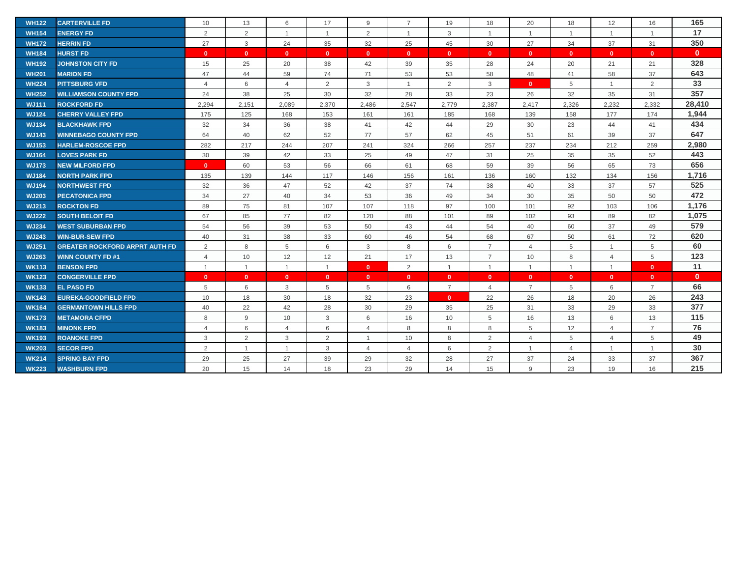| | | | | | | | | | | | | | | |
|---|---|---|---|---|---|---|---|---|---|---|---|---|---|---|
| WH122 | CARTERVILLE FD | 10 | 13 | 6 | 17 | 9 | 7 | 19 | 18 | 20 | 18 | 12 | 16 | 165 |
| WH154 | ENERGY FD | 2 | 2 | 1 | 1 | 2 | 1 | 3 | 1 | 1 | 1 | 1 | 1 | 17 |
| WH172 | HERRIN FD | 27 | 3 | 24 | 35 | 32 | 25 | 45 | 30 | 27 | 34 | 37 | 31 | 350 |
| WH184 | HURST FD | 0 | 0 | 0 | 0 | 0 | 0 | 0 | 0 | 0 | 0 | 0 | 0 | 0 |
| WH192 | JOHNSTON CITY FD | 15 | 25 | 20 | 38 | 42 | 39 | 35 | 28 | 24 | 20 | 21 | 21 | 328 |
| WH201 | MARION FD | 47 | 44 | 59 | 74 | 71 | 53 | 53 | 58 | 48 | 41 | 58 | 37 | 643 |
| WH224 | PITTSBURG VFD | 4 | 6 | 4 | 2 | 3 | 1 | 2 | 3 | 0 | 5 | 1 | 2 | 33 |
| WH252 | WILLIAMSON COUNTY FPD | 24 | 38 | 25 | 30 | 32 | 28 | 33 | 23 | 26 | 32 | 35 | 31 | 357 |
| WJ111 | ROCKFORD FD | 2,294 | 2,151 | 2,089 | 2,370 | 2,486 | 2,547 | 2,779 | 2,387 | 2,417 | 2,326 | 2,232 | 2,332 | 28,410 |
| WJ124 | CHERRY VALLEY FPD | 175 | 125 | 168 | 153 | 161 | 161 | 185 | 168 | 139 | 158 | 177 | 174 | 1,944 |
| WJ134 | BLACKHAWK FPD | 32 | 34 | 36 | 38 | 41 | 42 | 44 | 29 | 30 | 23 | 44 | 41 | 434 |
| WJ143 | WINNEBAGO COUNTY FPD | 64 | 40 | 62 | 52 | 77 | 57 | 62 | 45 | 51 | 61 | 39 | 37 | 647 |
| WJ153 | HARLEM-ROSCOE FPD | 282 | 217 | 244 | 207 | 241 | 324 | 266 | 257 | 237 | 234 | 212 | 259 | 2,980 |
| WJ164 | LOVES PARK FD | 30 | 39 | 42 | 33 | 25 | 49 | 47 | 31 | 25 | 35 | 35 | 52 | 443 |
| WJ173 | NEW MILFORD FPD | 0 | 60 | 53 | 56 | 66 | 61 | 68 | 59 | 39 | 56 | 65 | 73 | 656 |
| WJ184 | NORTH PARK FPD | 135 | 139 | 144 | 117 | 146 | 156 | 161 | 136 | 160 | 132 | 134 | 156 | 1,716 |
| WJ194 | NORTHWEST FPD | 32 | 36 | 47 | 52 | 42 | 37 | 74 | 38 | 40 | 33 | 37 | 57 | 525 |
| WJ203 | PECATONICA FPD | 34 | 27 | 40 | 34 | 53 | 36 | 49 | 34 | 30 | 35 | 50 | 50 | 472 |
| WJ213 | ROCKTON FD | 89 | 75 | 81 | 107 | 107 | 118 | 97 | 100 | 101 | 92 | 103 | 106 | 1,176 |
| WJ222 | SOUTH BELOIT FD | 67 | 85 | 77 | 82 | 120 | 88 | 101 | 89 | 102 | 93 | 89 | 82 | 1,075 |
| WJ234 | WEST SUBURBAN FPD | 54 | 56 | 39 | 53 | 50 | 43 | 44 | 54 | 40 | 60 | 37 | 49 | 579 |
| WJ243 | WIN-BUR-SEW FPD | 40 | 31 | 38 | 33 | 60 | 46 | 54 | 68 | 67 | 50 | 61 | 72 | 620 |
| WJ251 | GREATER ROCKFORD ARPRT AUTH FD | 2 | 8 | 5 | 6 | 3 | 8 | 6 | 7 | 4 | 5 | 1 | 5 | 60 |
| WJ263 | WINN COUNTY FD #1 | 4 | 10 | 12 | 12 | 21 | 17 | 13 | 7 | 10 | 8 | 4 | 5 | 123 |
| WK113 | BENSON FPD | 1 | 1 | 1 | 1 | 0 | 2 | 1 | 1 | 1 | 1 | 1 | 0 | 11 |
| WK123 | CONGERVILLE FPD | 0 | 0 | 0 | 0 | 0 | 0 | 0 | 0 | 0 | 0 | 0 | 0 | 0 |
| WK133 | EL PASO FD | 5 | 6 | 3 | 5 | 5 | 6 | 7 | 4 | 7 | 5 | 6 | 7 | 66 |
| WK143 | EUREKA-GOODFIELD FPD | 10 | 18 | 30 | 18 | 32 | 23 | 0 | 22 | 26 | 18 | 20 | 26 | 243 |
| WK164 | GERMANTOWN HILLS FPD | 40 | 22 | 42 | 28 | 30 | 29 | 35 | 25 | 31 | 33 | 29 | 33 | 377 |
| WK173 | METAMORA CFPD | 8 | 9 | 10 | 3 | 6 | 16 | 10 | 5 | 16 | 13 | 6 | 13 | 115 |
| WK183 | MINONK FPD | 4 | 6 | 4 | 6 | 4 | 8 | 8 | 8 | 5 | 12 | 4 | 7 | 76 |
| WK193 | ROANOKE FPD | 3 | 2 | 3 | 2 | 1 | 10 | 8 | 2 | 4 | 5 | 4 | 5 | 49 |
| WK203 | SECOR FPD | 2 | 1 | 1 | 3 | 4 | 4 | 6 | 2 | 1 | 4 | 1 | 1 | 30 |
| WK214 | SPRING BAY FPD | 29 | 25 | 27 | 39 | 29 | 32 | 28 | 27 | 37 | 24 | 33 | 37 | 367 |
| WK223 | WASHBURN FPD | 20 | 15 | 14 | 18 | 23 | 29 | 14 | 15 | 9 | 23 | 19 | 16 | 215 |